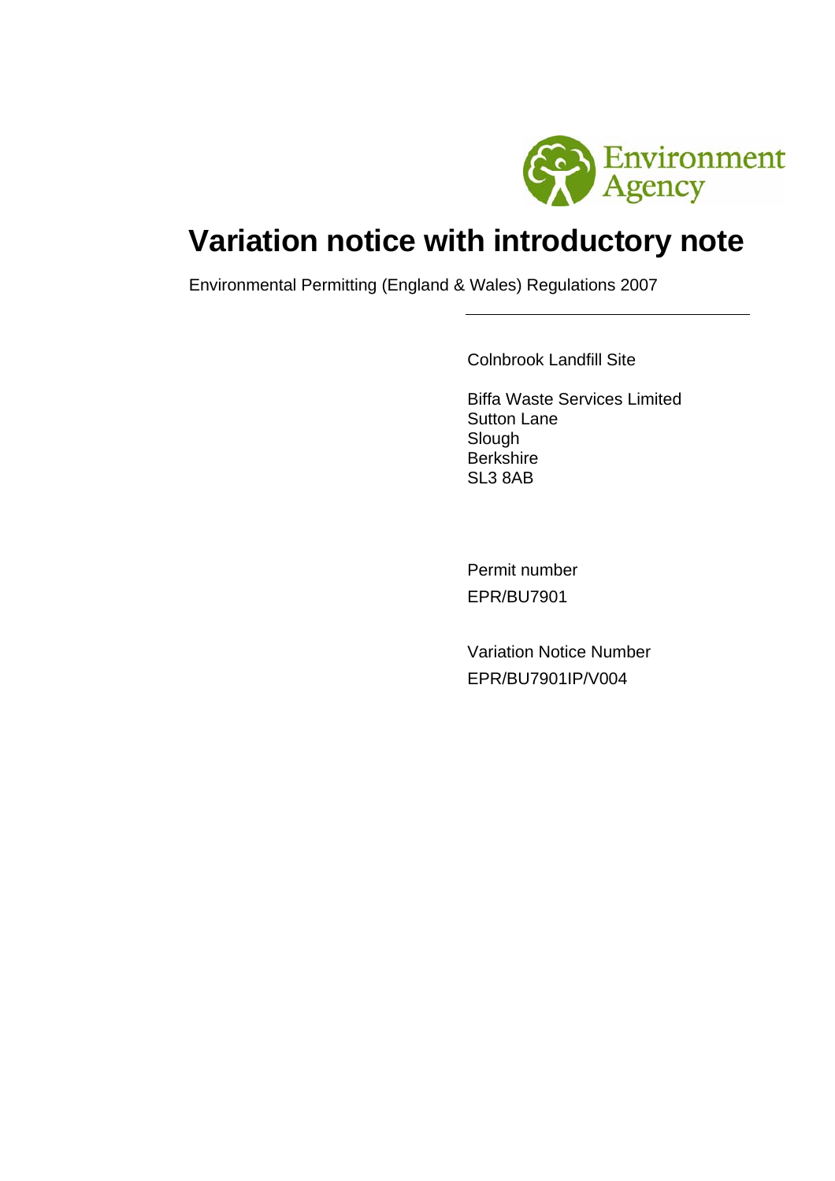Environment Agency

# Variation notice with introductory note

Environmental Permitting (England & Wales) Regulations 2007

Colnbrook Landfill Site

Biffa Waste Services Limited
Sutton Lane
Slough
Berkshire
SL3 8AB

Permit number
EPR/BU7901

Variation Notice Number
EPR/BU7901IP/V004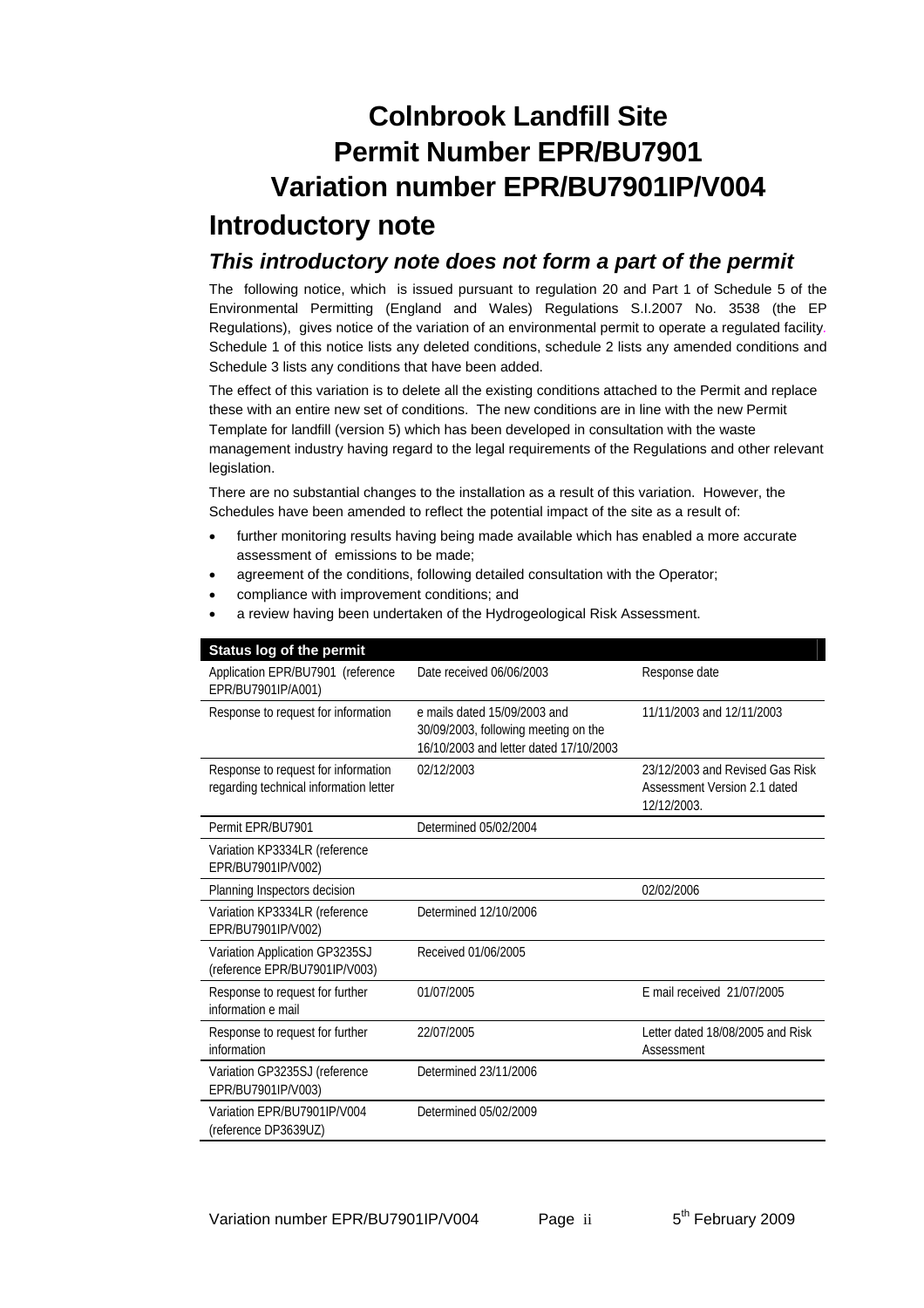# Colnbrook Landfill Site
# Permit Number EPR/BU7901
# Variation number EPR/BU7901IP/V004

## Introductory note

### *This introductory note does not form a part of the permit*

The following notice, which is issued pursuant to regulation 20 and Part 1 of Schedule 5 of the Environmental Permitting (England and Wales) Regulations S.I.2007 No. 3538 (the EP Regulations), gives notice of the variation of an environmental permit to operate a regulated facility. Schedule 1 of this notice lists any deleted conditions, schedule 2 lists any amended conditions and Schedule 3 lists any conditions that have been added.

The effect of this variation is to delete all the existing conditions attached to the Permit and replace these with an entire new set of conditions. The new conditions are in line with the new Permit Template for landfill (version 5) which has been developed in consultation with the waste management industry having regard to the legal requirements of the Regulations and other relevant legislation.

There are no substantial changes to the installation as a result of this variation. However, the Schedules have been amended to reflect the potential impact of the site as a result of:

- further monitoring results having being made available which has enabled a more accurate assessment of emissions to be made;
- agreement of the conditions, following detailed consultation with the Operator;
- compliance with improvement conditions; and
- a review having been undertaken of the Hydrogeological Risk Assessment.

| **Status log of the permit** | | |
|---|---|---|
| Application EPR/BU7901 (reference EPR/BU7901IP/A001) | Date received 06/06/2003 | Response date |
| Response to request for information | e mails dated 15/09/2003 and 30/09/2003, following meeting on the 16/10/2003 and letter dated 17/10/2003 | 11/11/2003 and 12/11/2003 |
| Response to request for information regarding technical information letter | 02/12/2003 | 23/12/2003 and Revised Gas Risk Assessment Version 2.1 dated 12/12/2003. |
| Permit EPR/BU7901 | Determined 05/02/2004 | |
| Variation KP3334LR (reference EPR/BU7901IP/V002) | | |
| Planning Inspectors decision | | 02/02/2006 |
| Variation KP3334LR (reference EPR/BU7901IP/V002) | Determined 12/10/2006 | |
| Variation Application GP3235SJ (reference EPR/BU7901IP/V003) | Received 01/06/2005 | |
| Response to request for further information e mail | 01/07/2005 | E mail received 21/07/2005 |
| Response to request for further information | 22/07/2005 | Letter dated 18/08/2005 and Risk Assessment |
| Variation GP3235SJ (reference EPR/BU7901IP/V003) | Determined 23/11/2006 | |
| Variation EPR/BU7901IP/V004 (reference DP3639UZ) | Determined 05/02/2009 | |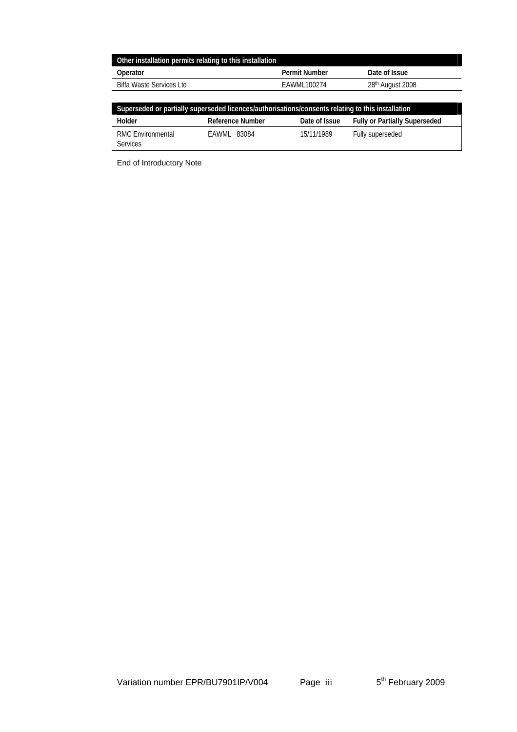| Other installation permits relating to this installation | | |
|---|---|---|
| **Operator** | **Permit Number** | **Date of Issue** |
| Biffa Waste Services Ltd | EAWML100274 | 28th August 2008 |

| Superseded or partially superseded licences/authorisations/consents relating to this installation | | | |
|---|---|---|---|
| **Holder** | **Reference Number** | **Date of Issue** | **Fully or Partially Superseded** |
| RMC Environmental Services | EAWML 83084 | 15/11/1989 | Fully superseded |

End of Introductory Note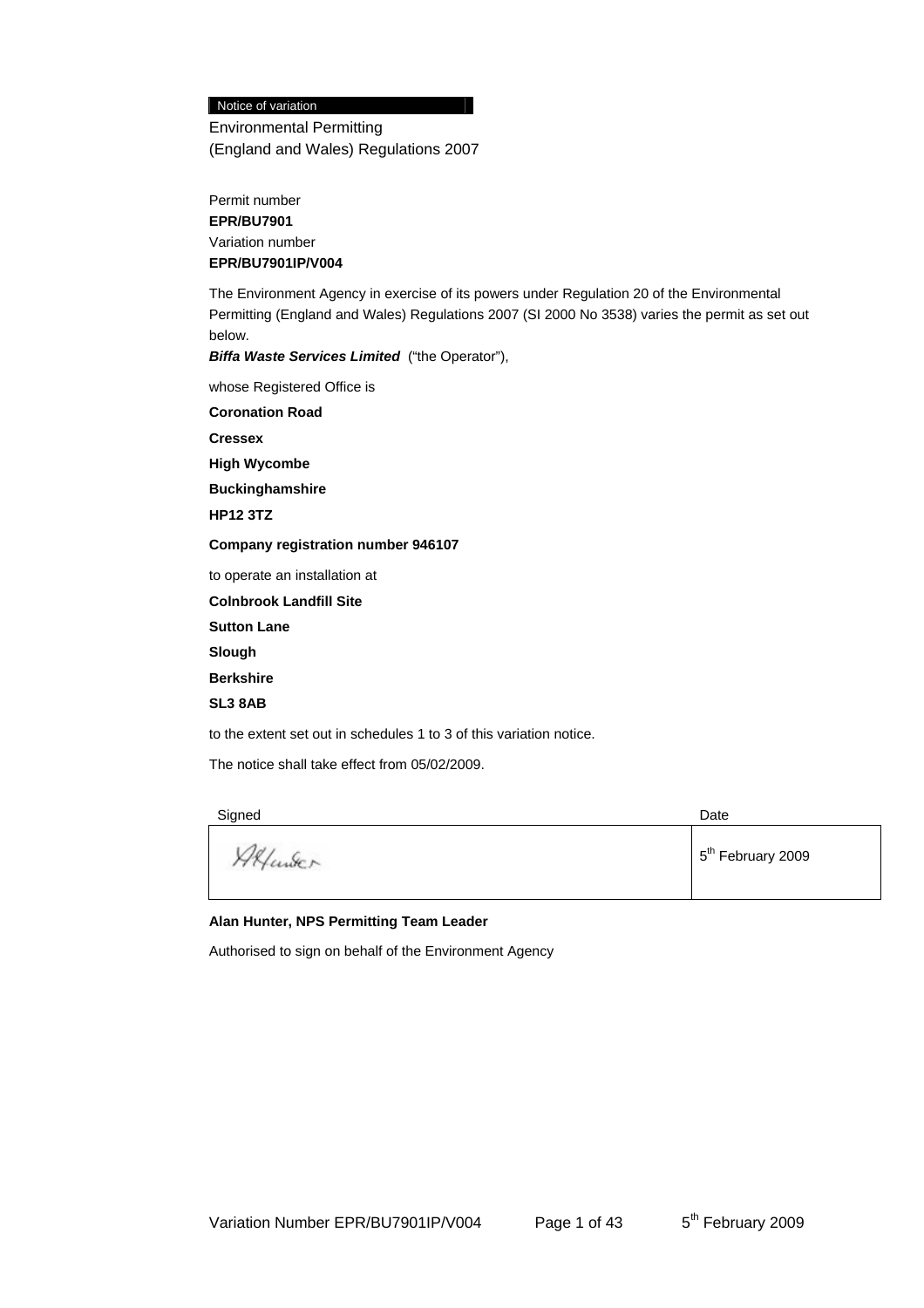Notice of variation

Environmental Permitting
(England and Wales) Regulations 2007

Permit number
**EPR/BU7901**
Variation number
**EPR/BU7901IP/V004**

The Environment Agency in exercise of its powers under Regulation 20 of the Environmental Permitting (England and Wales) Regulations 2007 (SI 2000 No 3538) varies the permit as set out below.

***Biffa Waste Services Limited*** ("the Operator"),

whose Registered Office is

**Coronation Road**

**Cressex**

**High Wycombe**

**Buckinghamshire**

**HP12 3TZ**

**Company registration number 946107**

to operate an installation at

**Colnbrook Landfill Site**

**Sutton Lane**

**Slough**

**Berkshire**

**SL3 8AB**

to the extent set out in schedules 1 to 3 of this variation notice.

The notice shall take effect from 05/02/2009.

| Signed | Date |
|---|---|
| AHunter | 5th February 2009 |

**Alan Hunter, NPS Permitting Team Leader**

Authorised to sign on behalf of the Environment Agency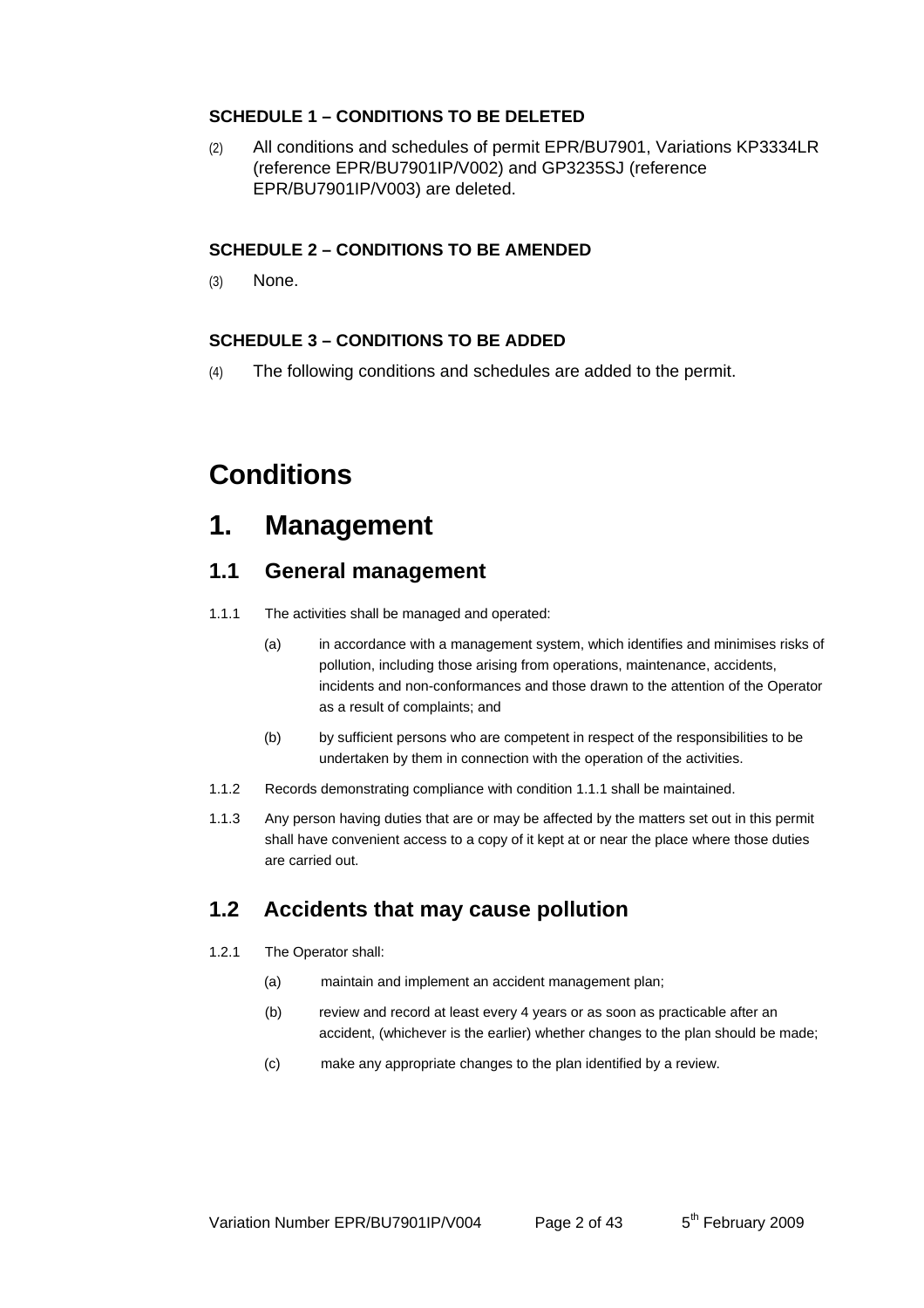**SCHEDULE 1 – CONDITIONS TO BE DELETED**

(2) All conditions and schedules of permit EPR/BU7901, Variations KP3334LR (reference EPR/BU7901IP/V002) and GP3235SJ (reference EPR/BU7901IP/V003) are deleted.

**SCHEDULE 2 – CONDITIONS TO BE AMENDED**

(3) None.

**SCHEDULE 3 – CONDITIONS TO BE ADDED**

(4) The following conditions and schedules are added to the permit.

# Conditions

# 1. Management

## 1.1 General management

1.1.1 The activities shall be managed and operated:

(a) in accordance with a management system, which identifies and minimises risks of pollution, including those arising from operations, maintenance, accidents, incidents and non-conformances and those drawn to the attention of the Operator as a result of complaints; and

(b) by sufficient persons who are competent in respect of the responsibilities to be undertaken by them in connection with the operation of the activities.

1.1.2 Records demonstrating compliance with condition 1.1.1 shall be maintained.

1.1.3 Any person having duties that are or may be affected by the matters set out in this permit shall have convenient access to a copy of it kept at or near the place where those duties are carried out.

## 1.2 Accidents that may cause pollution

1.2.1 The Operator shall:

(a) maintain and implement an accident management plan;

(b) review and record at least every 4 years or as soon as practicable after an accident, (whichever is the earlier) whether changes to the plan should be made;

(c) make any appropriate changes to the plan identified by a review.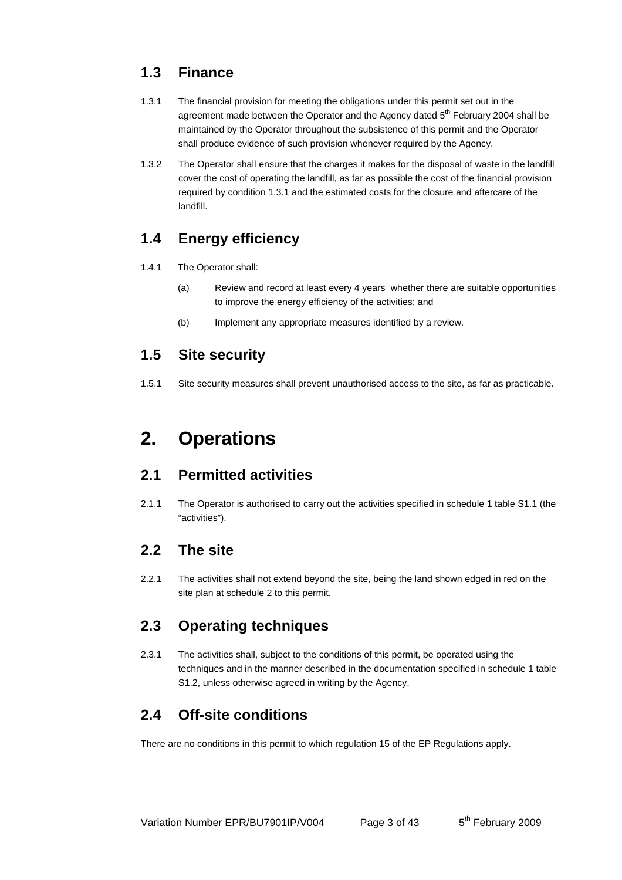## 1.3 Finance

1.3.1 The financial provision for meeting the obligations under this permit set out in the agreement made between the Operator and the Agency dated 5th February 2004 shall be maintained by the Operator throughout the subsistence of this permit and the Operator shall produce evidence of such provision whenever required by the Agency.

1.3.2 The Operator shall ensure that the charges it makes for the disposal of waste in the landfill cover the cost of operating the landfill, as far as possible the cost of the financial provision required by condition 1.3.1 and the estimated costs for the closure and aftercare of the landfill.

## 1.4 Energy efficiency

1.4.1 The Operator shall:

(a) Review and record at least every 4 years whether there are suitable opportunities to improve the energy efficiency of the activities; and

(b) Implement any appropriate measures identified by a review.

## 1.5 Site security

1.5.1 Site security measures shall prevent unauthorised access to the site, as far as practicable.

# 2. Operations

## 2.1 Permitted activities

2.1.1 The Operator is authorised to carry out the activities specified in schedule 1 table S1.1 (the "activities").

## 2.2 The site

2.2.1 The activities shall not extend beyond the site, being the land shown edged in red on the site plan at schedule 2 to this permit.

## 2.3 Operating techniques

2.3.1 The activities shall, subject to the conditions of this permit, be operated using the techniques and in the manner described in the documentation specified in schedule 1 table S1.2, unless otherwise agreed in writing by the Agency.

## 2.4 Off-site conditions

There are no conditions in this permit to which regulation 15 of the EP Regulations apply.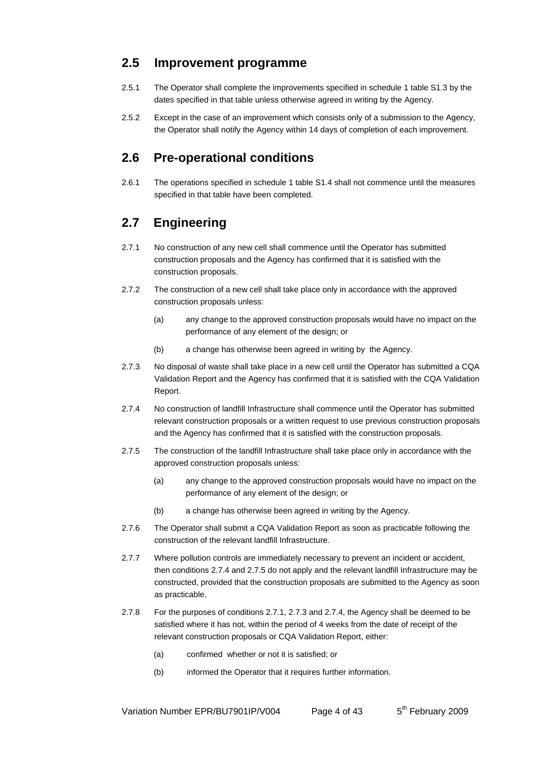## 2.5 Improvement programme

2.5.1 The Operator shall complete the improvements specified in schedule 1 table S1.3 by the dates specified in that table unless otherwise agreed in writing by the Agency.

2.5.2 Except in the case of an improvement which consists only of a submission to the Agency, the Operator shall notify the Agency within 14 days of completion of each improvement.

## 2.6 Pre-operational conditions

2.6.1 The operations specified in schedule 1 table S1.4 shall not commence until the measures specified in that table have been completed.

## 2.7 Engineering

2.7.1 No construction of any new cell shall commence until the Operator has submitted construction proposals and the Agency has confirmed that it is satisfied with the construction proposals.

2.7.2 The construction of a new cell shall take place only in accordance with the approved construction proposals unless:

(a) any change to the approved construction proposals would have no impact on the performance of any element of the design; or

(b) a change has otherwise been agreed in writing by the Agency.

2.7.3 No disposal of waste shall take place in a new cell until the Operator has submitted a CQA Validation Report and the Agency has confirmed that it is satisfied with the CQA Validation Report.

2.7.4 No construction of landfill Infrastructure shall commence until the Operator has submitted relevant construction proposals or a written request to use previous construction proposals and the Agency has confirmed that it is satisfied with the construction proposals.

2.7.5 The construction of the landfill Infrastructure shall take place only in accordance with the approved construction proposals unless:

(a) any change to the approved construction proposals would have no impact on the performance of any element of the design; or

(b) a change has otherwise been agreed in writing by the Agency.

2.7.6 The Operator shall submit a CQA Validation Report as soon as practicable following the construction of the relevant landfill Infrastructure.

2.7.7 Where pollution controls are immediately necessary to prevent an incident or accident, then conditions 2.7.4 and 2.7.5 do not apply and the relevant landfill Infrastructure may be constructed, provided that the construction proposals are submitted to the Agency as soon as practicable.

2.7.8 For the purposes of conditions 2.7.1, 2.7.3 and 2.7.4, the Agency shall be deemed to be satisfied where it has not, within the period of 4 weeks from the date of receipt of the relevant construction proposals or CQA Validation Report, either:

(a) confirmed whether or not it is satisfied; or

(b) informed the Operator that it requires further information.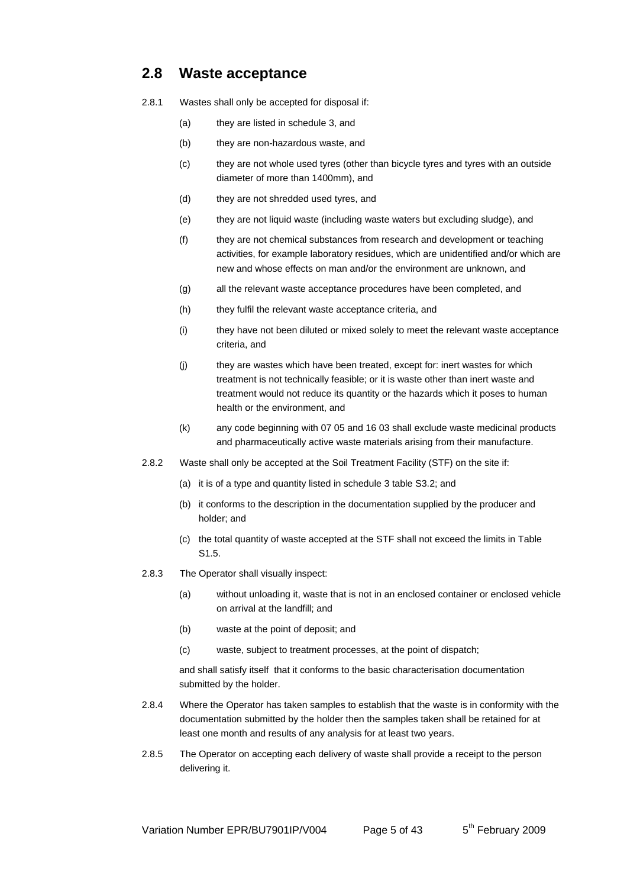## 2.8 Waste acceptance

2.8.1 Wastes shall only be accepted for disposal if:

(a) they are listed in schedule 3, and

(b) they are non-hazardous waste, and

(c) they are not whole used tyres (other than bicycle tyres and tyres with an outside diameter of more than 1400mm), and

(d) they are not shredded used tyres, and

(e) they are not liquid waste (including waste waters but excluding sludge), and

(f) they are not chemical substances from research and development or teaching activities, for example laboratory residues, which are unidentified and/or which are new and whose effects on man and/or the environment are unknown, and

(g) all the relevant waste acceptance procedures have been completed, and

(h) they fulfil the relevant waste acceptance criteria, and

(i) they have not been diluted or mixed solely to meet the relevant waste acceptance criteria, and

(j) they are wastes which have been treated, except for: inert wastes for which treatment is not technically feasible; or it is waste other than inert waste and treatment would not reduce its quantity or the hazards which it poses to human health or the environment, and

(k) any code beginning with 07 05 and 16 03 shall exclude waste medicinal products and pharmaceutically active waste materials arising from their manufacture.

2.8.2 Waste shall only be accepted at the Soil Treatment Facility (STF) on the site if:

(a) it is of a type and quantity listed in schedule 3 table S3.2; and

(b) it conforms to the description in the documentation supplied by the producer and holder; and

(c) the total quantity of waste accepted at the STF shall not exceed the limits in Table S1.5.

2.8.3 The Operator shall visually inspect:

(a) without unloading it, waste that is not in an enclosed container or enclosed vehicle on arrival at the landfill; and

(b) waste at the point of deposit; and

(c) waste, subject to treatment processes, at the point of dispatch;

and shall satisfy itself that it conforms to the basic characterisation documentation submitted by the holder.

2.8.4 Where the Operator has taken samples to establish that the waste is in conformity with the documentation submitted by the holder then the samples taken shall be retained for at least one month and results of any analysis for at least two years.

2.8.5 The Operator on accepting each delivery of waste shall provide a receipt to the person delivering it.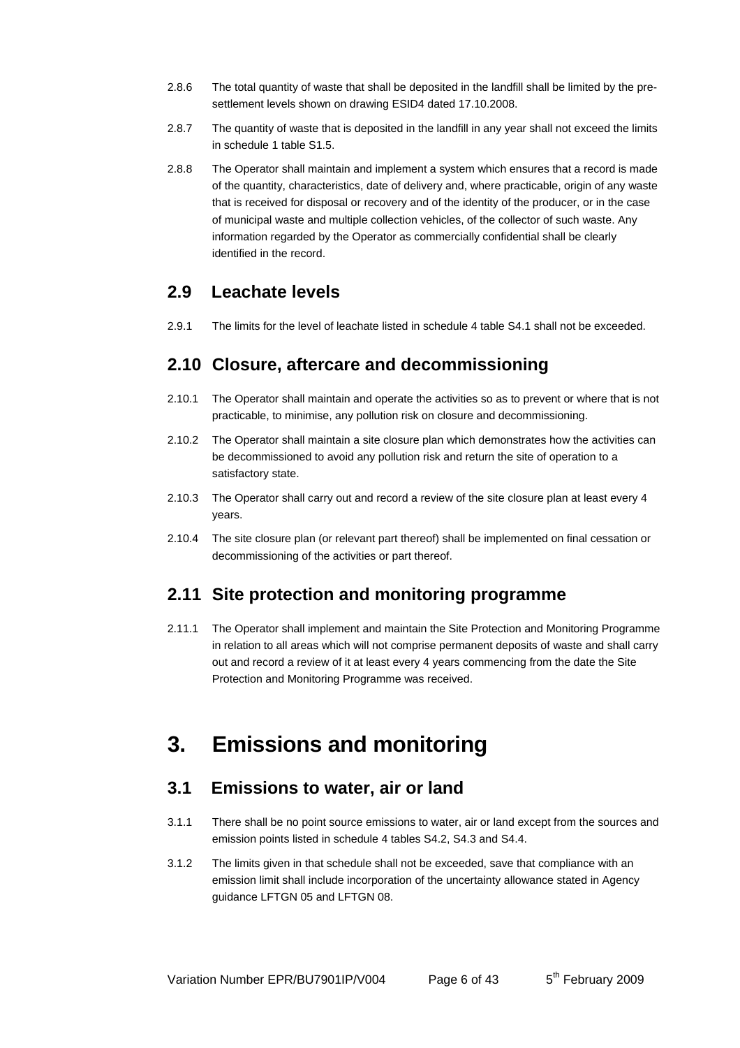2.8.6 The total quantity of waste that shall be deposited in the landfill shall be limited by the pre-settlement levels shown on drawing ESID4 dated 17.10.2008.

2.8.7 The quantity of waste that is deposited in the landfill in any year shall not exceed the limits in schedule 1 table S1.5.

2.8.8 The Operator shall maintain and implement a system which ensures that a record is made of the quantity, characteristics, date of delivery and, where practicable, origin of any waste that is received for disposal or recovery and of the identity of the producer, or in the case of municipal waste and multiple collection vehicles, of the collector of such waste. Any information regarded by the Operator as commercially confidential shall be clearly identified in the record.

## 2.9 Leachate levels

2.9.1 The limits for the level of leachate listed in schedule 4 table S4.1 shall not be exceeded.

## 2.10 Closure, aftercare and decommissioning

2.10.1 The Operator shall maintain and operate the activities so as to prevent or where that is not practicable, to minimise, any pollution risk on closure and decommissioning.

2.10.2 The Operator shall maintain a site closure plan which demonstrates how the activities can be decommissioned to avoid any pollution risk and return the site of operation to a satisfactory state.

2.10.3 The Operator shall carry out and record a review of the site closure plan at least every 4 years.

2.10.4 The site closure plan (or relevant part thereof) shall be implemented on final cessation or decommissioning of the activities or part thereof.

## 2.11 Site protection and monitoring programme

2.11.1 The Operator shall implement and maintain the Site Protection and Monitoring Programme in relation to all areas which will not comprise permanent deposits of waste and shall carry out and record a review of it at least every 4 years commencing from the date the Site Protection and Monitoring Programme was received.

# 3. Emissions and monitoring

## 3.1 Emissions to water, air or land

3.1.1 There shall be no point source emissions to water, air or land except from the sources and emission points listed in schedule 4 tables S4.2, S4.3 and S4.4.

3.1.2 The limits given in that schedule shall not be exceeded, save that compliance with an emission limit shall include incorporation of the uncertainty allowance stated in Agency guidance LFTGN 05 and LFTGN 08.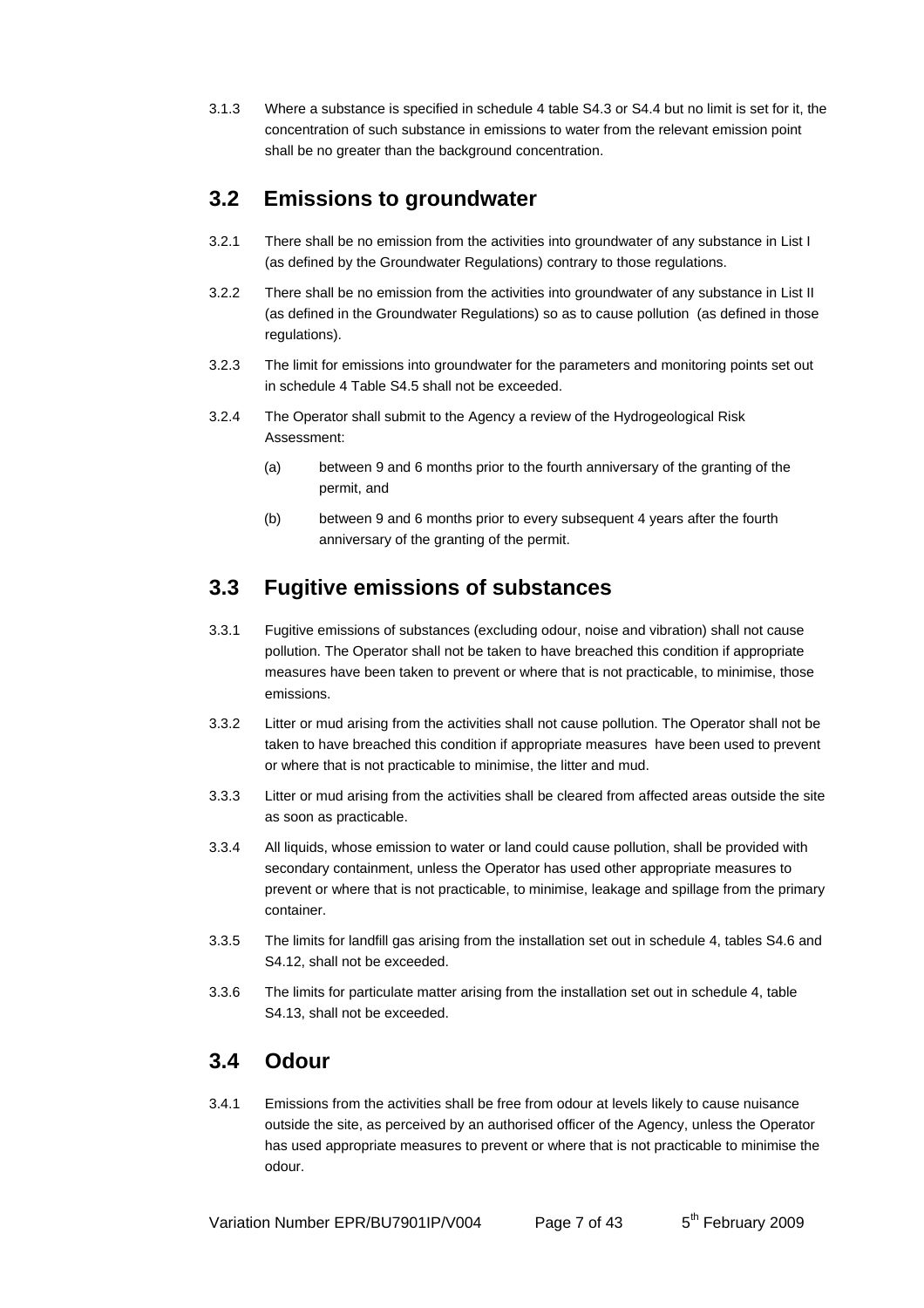3.1.3 Where a substance is specified in schedule 4 table S4.3 or S4.4 but no limit is set for it, the concentration of such substance in emissions to water from the relevant emission point shall be no greater than the background concentration.

## 3.2 Emissions to groundwater

3.2.1 There shall be no emission from the activities into groundwater of any substance in List I (as defined by the Groundwater Regulations) contrary to those regulations.

3.2.2 There shall be no emission from the activities into groundwater of any substance in List II (as defined in the Groundwater Regulations) so as to cause pollution (as defined in those regulations).

3.2.3 The limit for emissions into groundwater for the parameters and monitoring points set out in schedule 4 Table S4.5 shall not be exceeded.

3.2.4 The Operator shall submit to the Agency a review of the Hydrogeological Risk Assessment:

(a) between 9 and 6 months prior to the fourth anniversary of the granting of the permit, and

(b) between 9 and 6 months prior to every subsequent 4 years after the fourth anniversary of the granting of the permit.

## 3.3 Fugitive emissions of substances

3.3.1 Fugitive emissions of substances (excluding odour, noise and vibration) shall not cause pollution. The Operator shall not be taken to have breached this condition if appropriate measures have been taken to prevent or where that is not practicable, to minimise, those emissions.

3.3.2 Litter or mud arising from the activities shall not cause pollution. The Operator shall not be taken to have breached this condition if appropriate measures have been used to prevent or where that is not practicable to minimise, the litter and mud.

3.3.3 Litter or mud arising from the activities shall be cleared from affected areas outside the site as soon as practicable.

3.3.4 All liquids, whose emission to water or land could cause pollution, shall be provided with secondary containment, unless the Operator has used other appropriate measures to prevent or where that is not practicable, to minimise, leakage and spillage from the primary container.

3.3.5 The limits for landfill gas arising from the installation set out in schedule 4, tables S4.6 and S4.12, shall not be exceeded.

3.3.6 The limits for particulate matter arising from the installation set out in schedule 4, table S4.13, shall not be exceeded.

## 3.4 Odour

3.4.1 Emissions from the activities shall be free from odour at levels likely to cause nuisance outside the site, as perceived by an authorised officer of the Agency, unless the Operator has used appropriate measures to prevent or where that is not practicable to minimise the odour.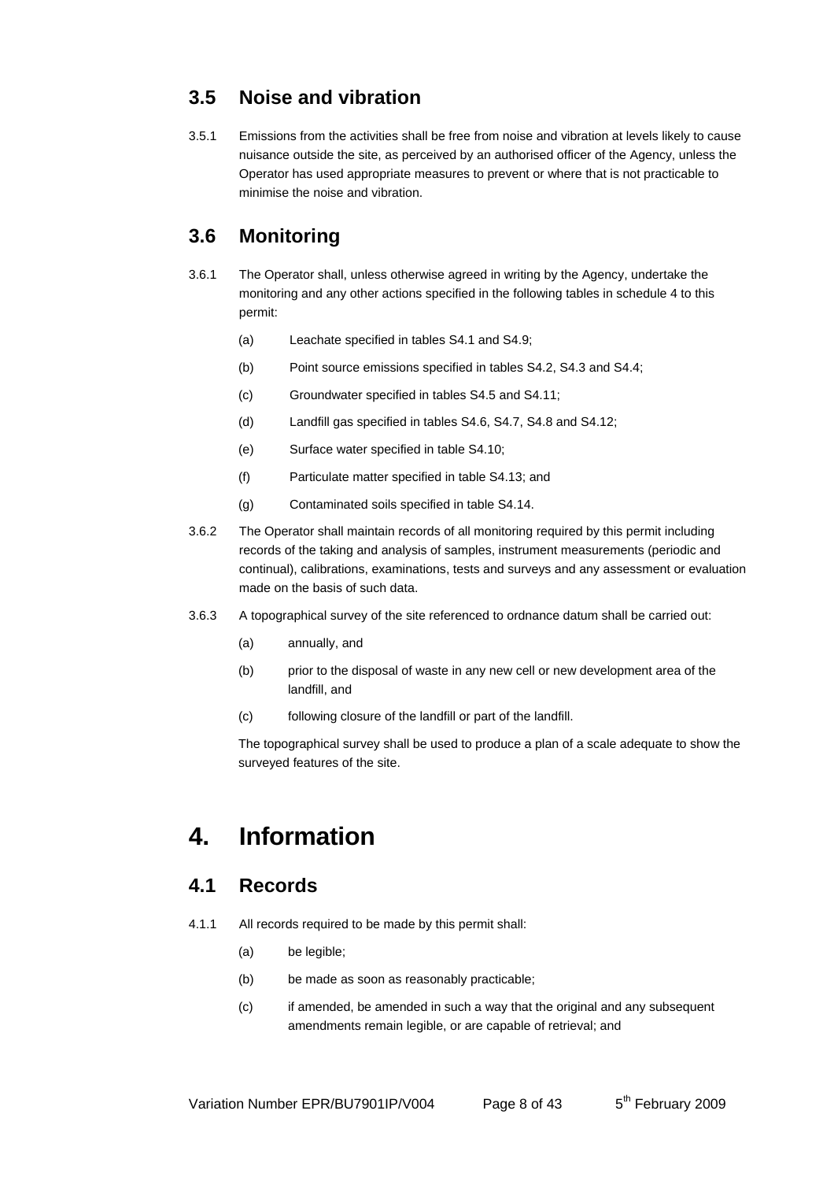## 3.5 Noise and vibration

3.5.1 Emissions from the activities shall be free from noise and vibration at levels likely to cause nuisance outside the site, as perceived by an authorised officer of the Agency, unless the Operator has used appropriate measures to prevent or where that is not practicable to minimise the noise and vibration.

## 3.6 Monitoring

3.6.1 The Operator shall, unless otherwise agreed in writing by the Agency, undertake the monitoring and any other actions specified in the following tables in schedule 4 to this permit:

(a) Leachate specified in tables S4.1 and S4.9;

(b) Point source emissions specified in tables S4.2, S4.3 and S4.4;

(c) Groundwater specified in tables S4.5 and S4.11;

(d) Landfill gas specified in tables S4.6, S4.7, S4.8 and S4.12;

(e) Surface water specified in table S4.10;

(f) Particulate matter specified in table S4.13; and

(g) Contaminated soils specified in table S4.14.

3.6.2 The Operator shall maintain records of all monitoring required by this permit including records of the taking and analysis of samples, instrument measurements (periodic and continual), calibrations, examinations, tests and surveys and any assessment or evaluation made on the basis of such data.

3.6.3 A topographical survey of the site referenced to ordnance datum shall be carried out:

(a) annually, and

(b) prior to the disposal of waste in any new cell or new development area of the landfill, and

(c) following closure of the landfill or part of the landfill.

The topographical survey shall be used to produce a plan of a scale adequate to show the surveyed features of the site.

# 4. Information

## 4.1 Records

4.1.1 All records required to be made by this permit shall:

(a) be legible;

(b) be made as soon as reasonably practicable;

(c) if amended, be amended in such a way that the original and any subsequent amendments remain legible, or are capable of retrieval; and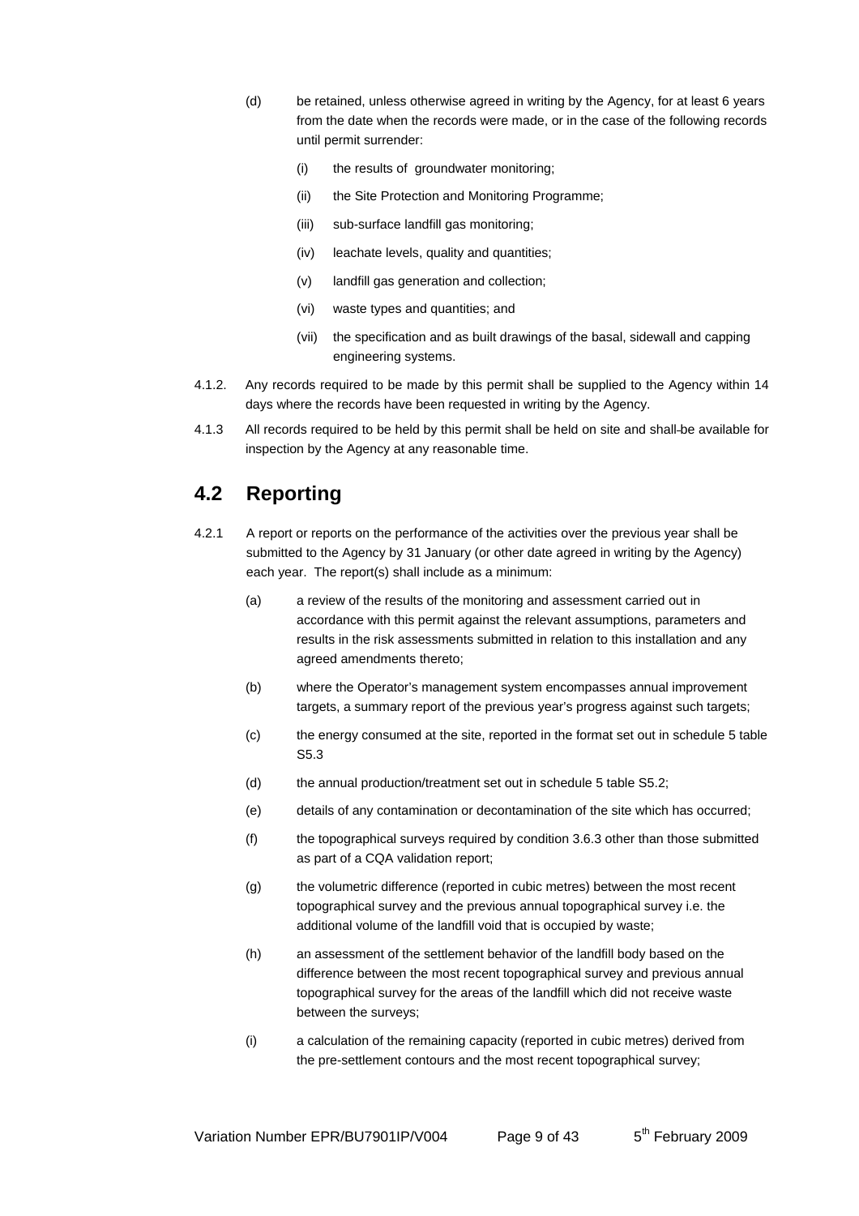(d) be retained, unless otherwise agreed in writing by the Agency, for at least 6 years from the date when the records were made, or in the case of the following records until permit surrender:

(i) the results of groundwater monitoring;

(ii) the Site Protection and Monitoring Programme;

(iii) sub-surface landfill gas monitoring;

(iv) leachate levels, quality and quantities;

(v) landfill gas generation and collection;

(vi) waste types and quantities; and

(vii) the specification and as built drawings of the basal, sidewall and capping engineering systems.

4.1.2. Any records required to be made by this permit shall be supplied to the Agency within 14 days where the records have been requested in writing by the Agency.

4.1.3 All records required to be held by this permit shall be held on site and shall be available for inspection by the Agency at any reasonable time.

## 4.2 Reporting

4.2.1 A report or reports on the performance of the activities over the previous year shall be submitted to the Agency by 31 January (or other date agreed in writing by the Agency) each year. The report(s) shall include as a minimum:

(a) a review of the results of the monitoring and assessment carried out in accordance with this permit against the relevant assumptions, parameters and results in the risk assessments submitted in relation to this installation and any agreed amendments thereto;

(b) where the Operator's management system encompasses annual improvement targets, a summary report of the previous year's progress against such targets;

(c) the energy consumed at the site, reported in the format set out in schedule 5 table S5.3

(d) the annual production/treatment set out in schedule 5 table S5.2;

(e) details of any contamination or decontamination of the site which has occurred;

(f) the topographical surveys required by condition 3.6.3 other than those submitted as part of a CQA validation report;

(g) the volumetric difference (reported in cubic metres) between the most recent topographical survey and the previous annual topographical survey i.e. the additional volume of the landfill void that is occupied by waste;

(h) an assessment of the settlement behavior of the landfill body based on the difference between the most recent topographical survey and previous annual topographical survey for the areas of the landfill which did not receive waste between the surveys;

(i) a calculation of the remaining capacity (reported in cubic metres) derived from the pre-settlement contours and the most recent topographical survey;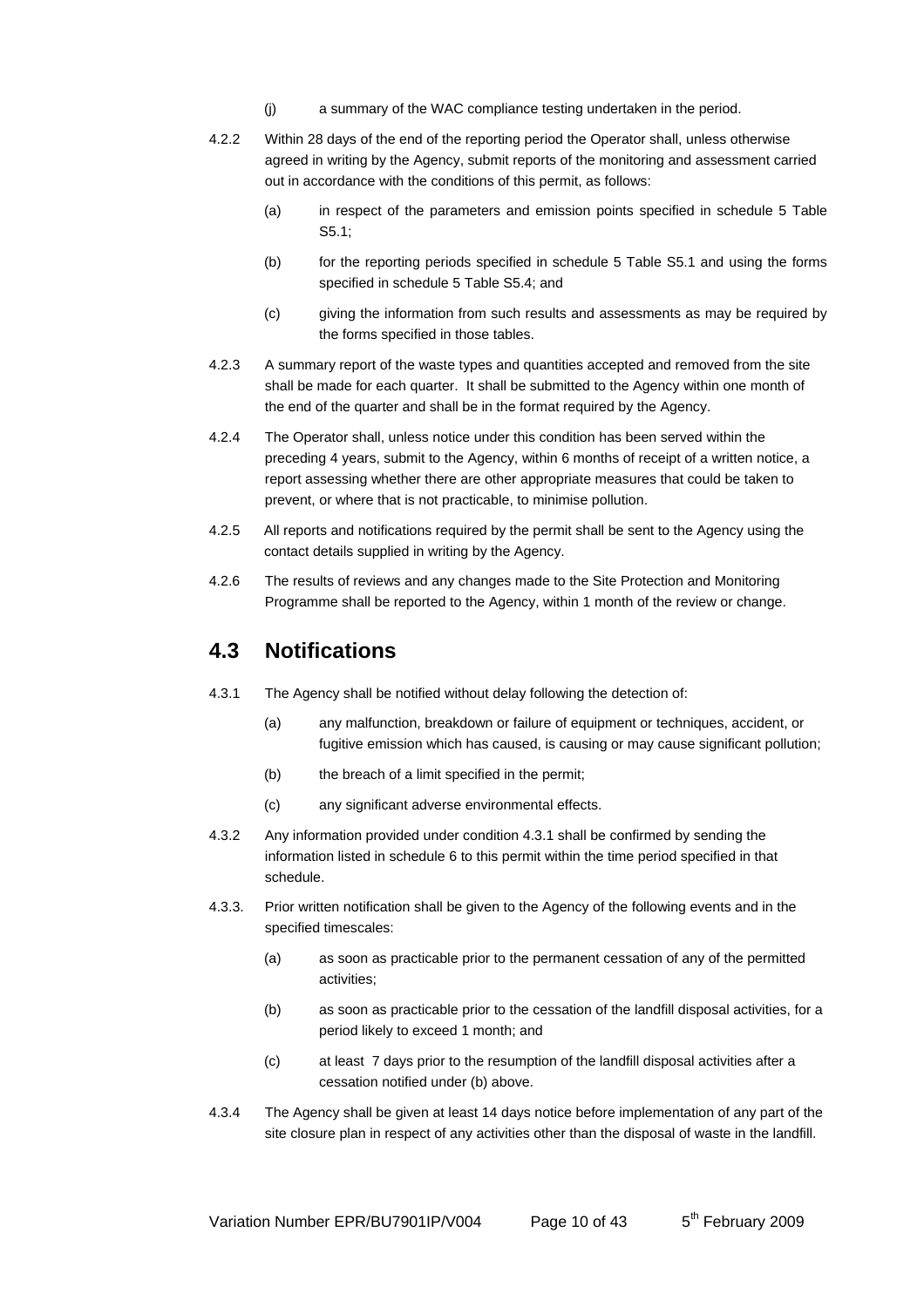(j) a summary of the WAC compliance testing undertaken in the period.

4.2.2 Within 28 days of the end of the reporting period the Operator shall, unless otherwise agreed in writing by the Agency, submit reports of the monitoring and assessment carried out in accordance with the conditions of this permit, as follows:

(a) in respect of the parameters and emission points specified in schedule 5 Table S5.1;

(b) for the reporting periods specified in schedule 5 Table S5.1 and using the forms specified in schedule 5 Table S5.4; and

(c) giving the information from such results and assessments as may be required by the forms specified in those tables.

4.2.3 A summary report of the waste types and quantities accepted and removed from the site shall be made for each quarter. It shall be submitted to the Agency within one month of the end of the quarter and shall be in the format required by the Agency.

4.2.4 The Operator shall, unless notice under this condition has been served within the preceding 4 years, submit to the Agency, within 6 months of receipt of a written notice, a report assessing whether there are other appropriate measures that could be taken to prevent, or where that is not practicable, to minimise pollution.

4.2.5 All reports and notifications required by the permit shall be sent to the Agency using the contact details supplied in writing by the Agency.

4.2.6 The results of reviews and any changes made to the Site Protection and Monitoring Programme shall be reported to the Agency, within 1 month of the review or change.

## 4.3 Notifications

4.3.1 The Agency shall be notified without delay following the detection of:

(a) any malfunction, breakdown or failure of equipment or techniques, accident, or fugitive emission which has caused, is causing or may cause significant pollution;

(b) the breach of a limit specified in the permit;

(c) any significant adverse environmental effects.

4.3.2 Any information provided under condition 4.3.1 shall be confirmed by sending the information listed in schedule 6 to this permit within the time period specified in that schedule.

4.3.3. Prior written notification shall be given to the Agency of the following events and in the specified timescales:

(a) as soon as practicable prior to the permanent cessation of any of the permitted activities;

(b) as soon as practicable prior to the cessation of the landfill disposal activities, for a period likely to exceed 1 month; and

(c) at least 7 days prior to the resumption of the landfill disposal activities after a cessation notified under (b) above.

4.3.4 The Agency shall be given at least 14 days notice before implementation of any part of the site closure plan in respect of any activities other than the disposal of waste in the landfill.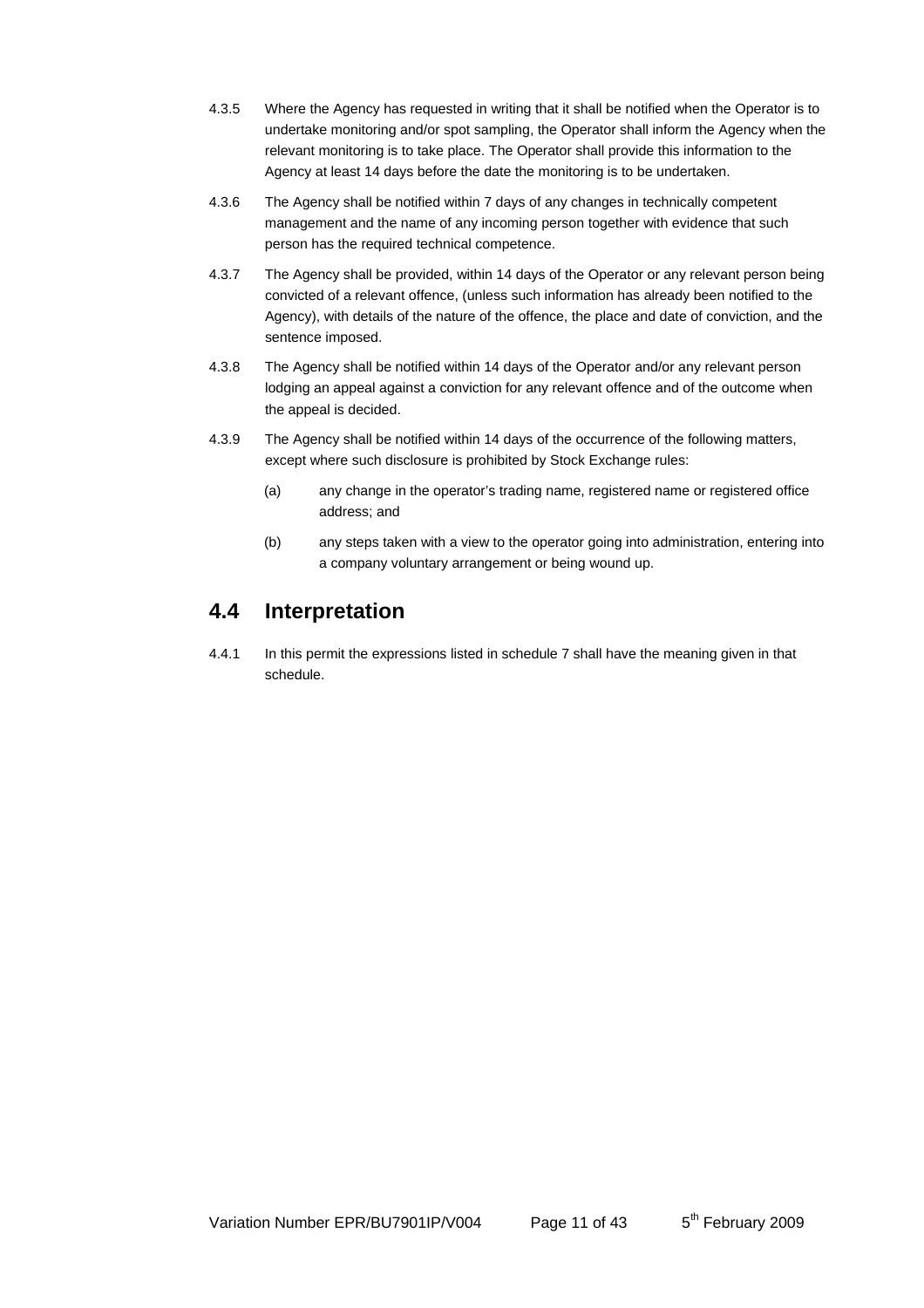4.3.5 Where the Agency has requested in writing that it shall be notified when the Operator is to undertake monitoring and/or spot sampling, the Operator shall inform the Agency when the relevant monitoring is to take place. The Operator shall provide this information to the Agency at least 14 days before the date the monitoring is to be undertaken.

4.3.6 The Agency shall be notified within 7 days of any changes in technically competent management and the name of any incoming person together with evidence that such person has the required technical competence.

4.3.7 The Agency shall be provided, within 14 days of the Operator or any relevant person being convicted of a relevant offence, (unless such information has already been notified to the Agency), with details of the nature of the offence, the place and date of conviction, and the sentence imposed.

4.3.8 The Agency shall be notified within 14 days of the Operator and/or any relevant person lodging an appeal against a conviction for any relevant offence and of the outcome when the appeal is decided.

4.3.9 The Agency shall be notified within 14 days of the occurrence of the following matters, except where such disclosure is prohibited by Stock Exchange rules:

(a) any change in the operator's trading name, registered name or registered office address; and

(b) any steps taken with a view to the operator going into administration, entering into a company voluntary arrangement or being wound up.

## 4.4 Interpretation

4.4.1 In this permit the expressions listed in schedule 7 shall have the meaning given in that schedule.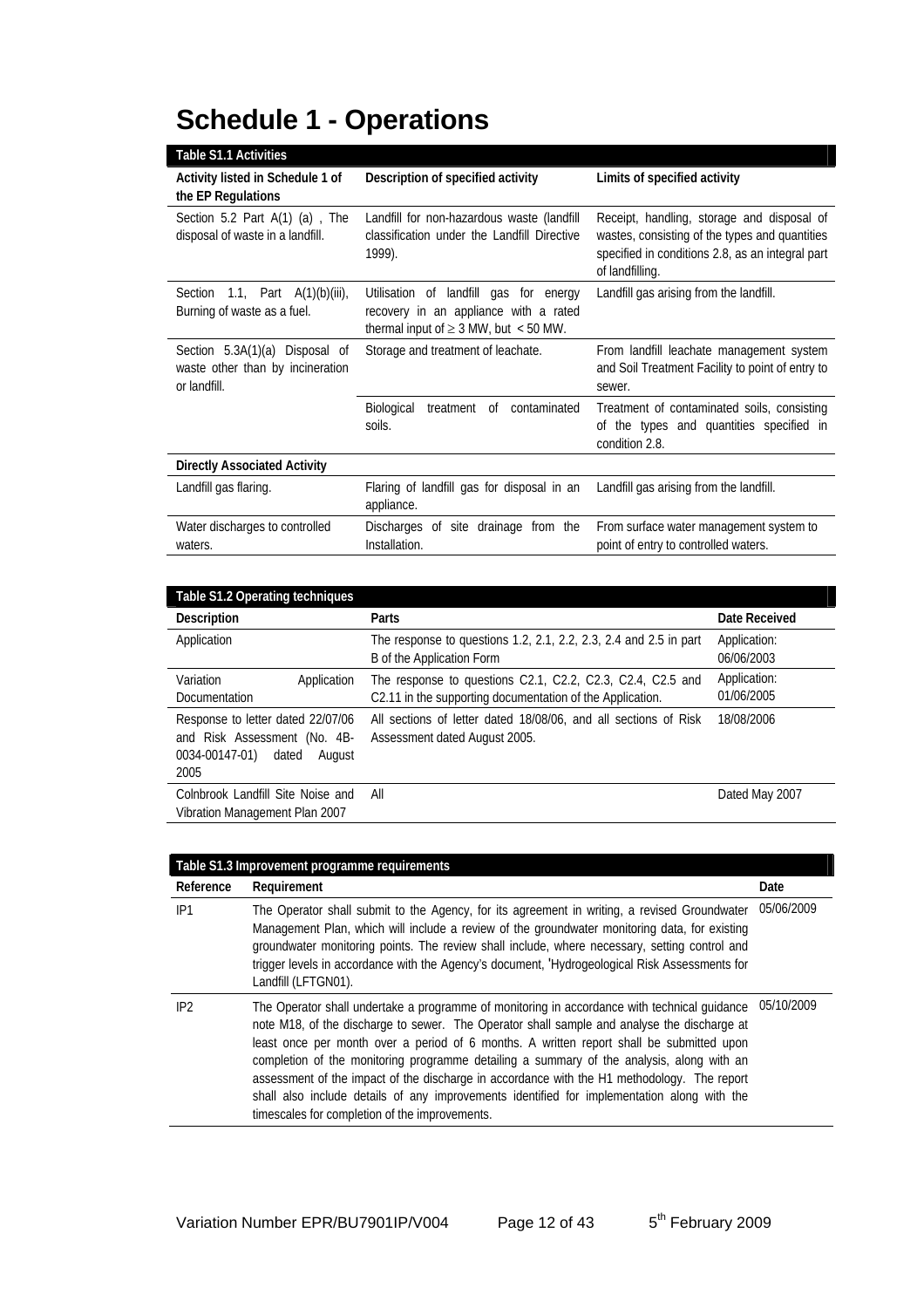# Schedule 1 - Operations

| Table S1.1 Activities | | |
|---|---|---|
| **Activity listed in Schedule 1 of the EP Regulations** | **Description of specified activity** | **Limits of specified activity** |
| Section 5.2 Part A(1) (a) , The disposal of waste in a landfill. | Landfill for non-hazardous waste (landfill classification under the Landfill Directive 1999). | Receipt, handling, storage and disposal of wastes, consisting of the types and quantities specified in conditions 2.8, as an integral part of landfilling. |
| Section 1.1, Part A(1)(b)(iii), Burning of waste as a fuel. | Utilisation of landfill gas for energy recovery in an appliance with a rated thermal input of ≥ 3 MW, but < 50 MW. | Landfill gas arising from the landfill. |
| Section 5.3A(1)(a) Disposal of waste other than by incineration or landfill. | Storage and treatment of leachate. | From landfill leachate management system and Soil Treatment Facility to point of entry to sewer. |
| | Biological treatment of contaminated soils. | Treatment of contaminated soils, consisting of the types and quantities specified in condition 2.8. |
| **Directly Associated Activity** | | |
| Landfill gas flaring. | Flaring of landfill gas for disposal in an appliance. | Landfill gas arising from the landfill. |
| Water discharges to controlled waters. | Discharges of site drainage from the Installation. | From surface water management system to point of entry to controlled waters. |

| Table S1.2 Operating techniques | | |
|---|---|---|
| **Description** | **Parts** | **Date Received** |
| Application | The response to questions 1.2, 2.1, 2.2, 2.3, 2.4 and 2.5 in part B of the Application Form | Application: 06/06/2003 |
| Variation Application Documentation | The response to questions C2.1, C2.2, C2.3, C2.4, C2.5 and C2.11 in the supporting documentation of the Application. | Application: 01/06/2005 |
| Response to letter dated 22/07/06 and Risk Assessment (No. 4B-0034-00147-01) dated August 2005 | All sections of letter dated 18/08/06, and all sections of Risk Assessment dated August 2005. | 18/08/2006 |
| Colnbrook Landfill Site Noise and Vibration Management Plan 2007 | All | Dated May 2007 |

| Table S1.3 Improvement programme requirements | | |
|---|---|---|
| **Reference** | **Requirement** | **Date** |
| IP1 | The Operator shall submit to the Agency, for its agreement in writing, a revised Groundwater Management Plan, which will include a review of the groundwater monitoring data, for existing groundwater monitoring points. The review shall include, where necessary, setting control and trigger levels in accordance with the Agency's document, 'Hydrogeological Risk Assessments for Landfill (LFTGN01). | 05/06/2009 |
| IP2 | The Operator shall undertake a programme of monitoring in accordance with technical guidance note M18, of the discharge to sewer. The Operator shall sample and analyse the discharge at least once per month over a period of 6 months. A written report shall be submitted upon completion of the monitoring programme detailing a summary of the analysis, along with an assessment of the impact of the discharge in accordance with the H1 methodology. The report shall also include details of any improvements identified for implementation along with the timescales for completion of the improvements. | 05/10/2009 |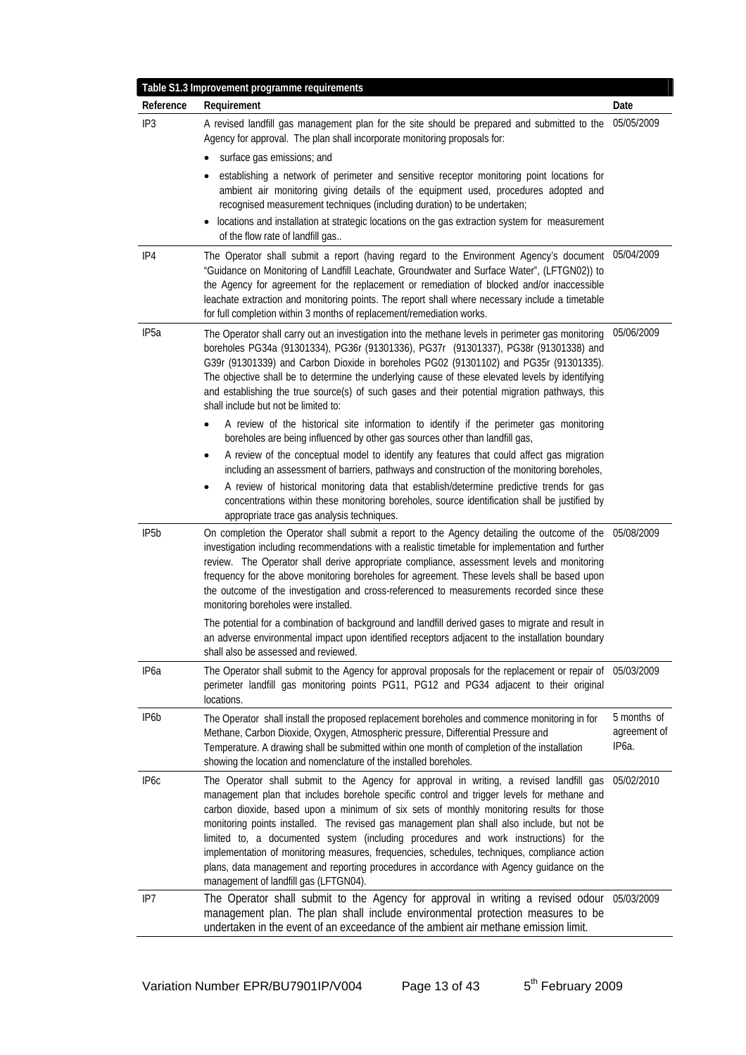| Table S1.3 Improvement programme requirements | | |
|---|---|---|
| Reference | Requirement | Date |
| IP3 | A revised landfill gas management plan for the site should be prepared and submitted to the Agency for approval. The plan shall incorporate monitoring proposals for: <br>• surface gas emissions; and <br>• establishing a network of perimeter and sensitive receptor monitoring point locations for ambient air monitoring giving details of the equipment used, procedures adopted and recognised measurement techniques (including duration) to be undertaken; <br>• locations and installation at strategic locations on the gas extraction system for measurement of the flow rate of landfill gas.. | 05/05/2009 |
| IP4 | The Operator shall submit a report (having regard to the Environment Agency's document "Guidance on Monitoring of Landfill Leachate, Groundwater and Surface Water", (LFTGN02)) to the Agency for agreement for the replacement or remediation of blocked and/or inaccessible leachate extraction and monitoring points. The report shall where necessary include a timetable for full completion within 3 months of replacement/remediation works. | 05/04/2009 |
| IP5a | The Operator shall carry out an investigation into the methane levels in perimeter gas monitoring boreholes PG34a (91301334), PG36r (91301336), PG37r (91301337), PG38r (91301338) and G39r (91301339) and Carbon Dioxide in boreholes PG02 (91301102) and PG35r (91301335). The objective shall be to determine the underlying cause of these elevated levels by identifying and establishing the true source(s) of such gases and their potential migration pathways, this shall include but not be limited to: <br>• A review of the historical site information to identify if the perimeter gas monitoring boreholes are being influenced by other gas sources other than landfill gas, <br>• A review of the conceptual model to identify any features that could affect gas migration including an assessment of barriers, pathways and construction of the monitoring boreholes, <br>• A review of historical monitoring data that establish/determine predictive trends for gas concentrations within these monitoring boreholes, source identification shall be justified by appropriate trace gas analysis techniques. | 05/06/2009 |
| IP5b | On completion the Operator shall submit a report to the Agency detailing the outcome of the investigation including recommendations with a realistic timetable for implementation and further review. The Operator shall derive appropriate compliance, assessment levels and monitoring frequency for the above monitoring boreholes for agreement. These levels shall be based upon the outcome of the investigation and cross-referenced to measurements recorded since these monitoring boreholes were installed. <br><br>The potential for a combination of background and landfill derived gases to migrate and result in an adverse environmental impact upon identified receptors adjacent to the installation boundary shall also be assessed and reviewed. | 05/08/2009 |
| IP6a | The Operator shall submit to the Agency for approval proposals for the replacement or repair of perimeter landfill gas monitoring points PG11, PG12 and PG34 adjacent to their original locations. | 05/03/2009 |
| IP6b | The Operator shall install the proposed replacement boreholes and commence monitoring in for Methane, Carbon Dioxide, Oxygen, Atmospheric pressure, Differential Pressure and Temperature. A drawing shall be submitted within one month of completion of the installation showing the location and nomenclature of the installed boreholes. | 5 months of agreement of IP6a. |
| IP6c | The Operator shall submit to the Agency for approval in writing, a revised landfill gas management plan that includes borehole specific control and trigger levels for methane and carbon dioxide, based upon a minimum of six sets of monthly monitoring results for those monitoring points installed. The revised gas management plan shall also include, but not be limited to, a documented system (including procedures and work instructions) for the implementation of monitoring measures, frequencies, schedules, techniques, compliance action plans, data management and reporting procedures in accordance with Agency guidance on the management of landfill gas (LFTGN04). | 05/02/2010 |
| IP7 | The Operator shall submit to the Agency for approval in writing a revised odour management plan. The plan shall include environmental protection measures to be undertaken in the event of an exceedance of the ambient air methane emission limit. | 05/03/2009 |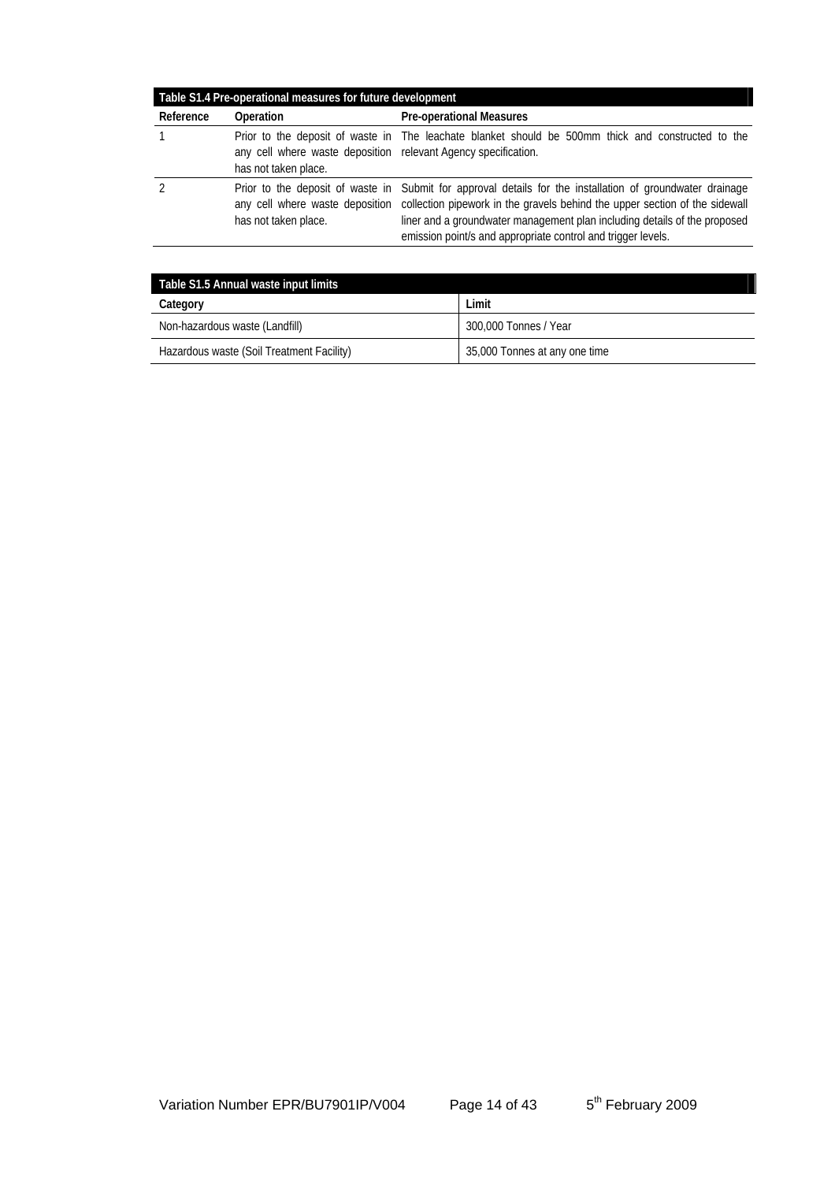| Table S1.4 Pre-operational measures for future development | | |
|---|---|---|
| Reference | Operation | Pre-operational Measures |
| 1 | Prior to the deposit of waste in any cell where waste deposition has not taken place. | The leachate blanket should be 500mm thick and constructed to the relevant Agency specification. |
| 2 | Prior to the deposit of waste in any cell where waste deposition has not taken place. | Submit for approval details for the installation of groundwater drainage collection pipework in the gravels behind the upper section of the sidewall liner and a groundwater management plan including details of the proposed emission point/s and appropriate control and trigger levels. |

| Table S1.5 Annual waste input limits | |
|---|---|
| Category | Limit |
| Non-hazardous waste (Landfill) | 300,000 Tonnes / Year |
| Hazardous waste (Soil Treatment Facility) | 35,000 Tonnes at any one time |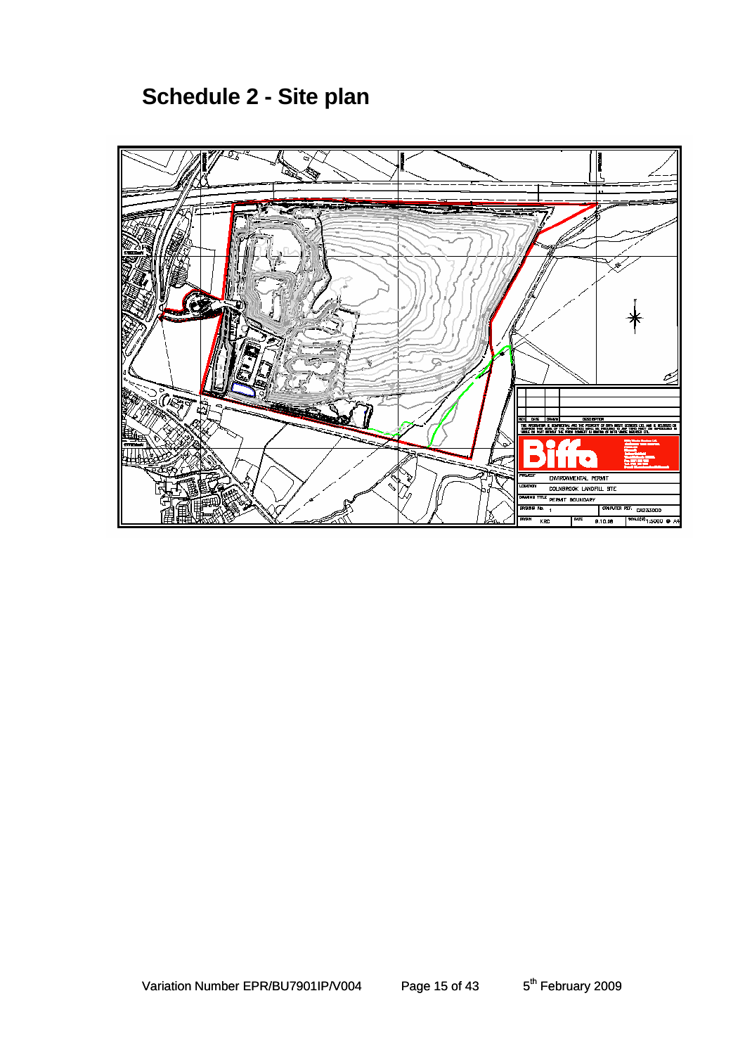# Schedule 2 - Site plan

PROJECT ENVIRONMENTAL PERMIT

LOCATION COLNBROOK LANDFILL SITE

DRAWING TITLE PERMIT BOUNDARY

DRAWING No. 1

COMPUTER REF. CA233000

DRAWN KRC

DATE 9.10.08

SCALE(S) 1:5000 @ A4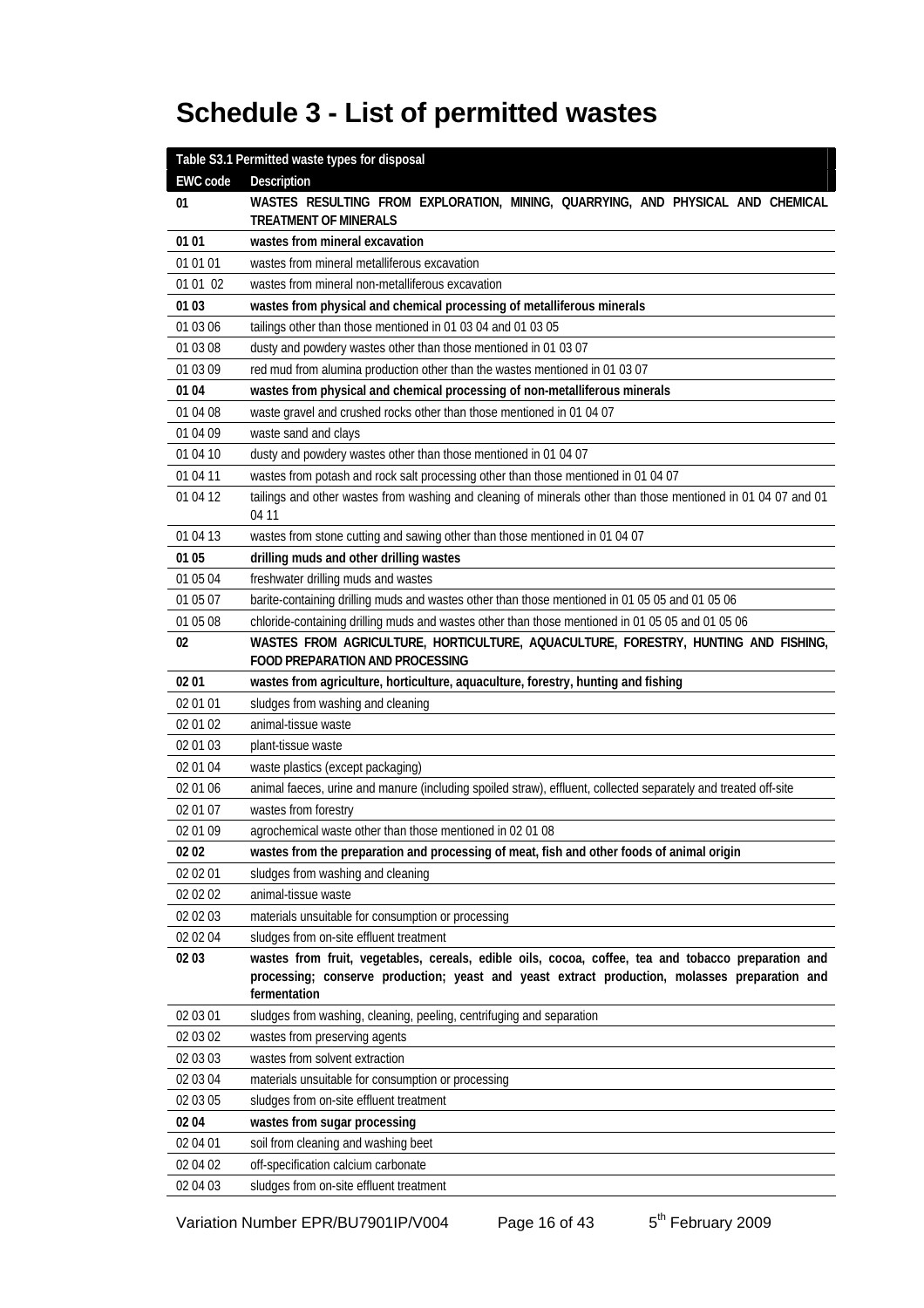# Schedule 3 - List of permitted wastes

| Table S3.1 Permitted waste types for disposal | |
|---|---|
| **EWC code** | **Description** |
| **01** | **WASTES RESULTING FROM EXPLORATION, MINING, QUARRYING, AND PHYSICAL AND CHEMICAL TREATMENT OF MINERALS** |
| **01 01** | **wastes from mineral excavation** |
| 01 01 01 | wastes from mineral metalliferous excavation |
| 01 01 02 | wastes from mineral non-metalliferous excavation |
| **01 03** | **wastes from physical and chemical processing of metalliferous minerals** |
| 01 03 06 | tailings other than those mentioned in 01 03 04 and 01 03 05 |
| 01 03 08 | dusty and powdery wastes other than those mentioned in 01 03 07 |
| 01 03 09 | red mud from alumina production other than the wastes mentioned in 01 03 07 |
| **01 04** | **wastes from physical and chemical processing of non-metalliferous minerals** |
| 01 04 08 | waste gravel and crushed rocks other than those mentioned in 01 04 07 |
| 01 04 09 | waste sand and clays |
| 01 04 10 | dusty and powdery wastes other than those mentioned in 01 04 07 |
| 01 04 11 | wastes from potash and rock salt processing other than those mentioned in 01 04 07 |
| 01 04 12 | tailings and other wastes from washing and cleaning of minerals other than those mentioned in 01 04 07 and 01 04 11 |
| 01 04 13 | wastes from stone cutting and sawing other than those mentioned in 01 04 07 |
| **01 05** | **drilling muds and other drilling wastes** |
| 01 05 04 | freshwater drilling muds and wastes |
| 01 05 07 | barite-containing drilling muds and wastes other than those mentioned in 01 05 05 and 01 05 06 |
| 01 05 08 | chloride-containing drilling muds and wastes other than those mentioned in 01 05 05 and 01 05 06 |
| **02** | **WASTES FROM AGRICULTURE, HORTICULTURE, AQUACULTURE, FORESTRY, HUNTING AND FISHING, FOOD PREPARATION AND PROCESSING** |
| **02 01** | **wastes from agriculture, horticulture, aquaculture, forestry, hunting and fishing** |
| 02 01 01 | sludges from washing and cleaning |
| 02 01 02 | animal-tissue waste |
| 02 01 03 | plant-tissue waste |
| 02 01 04 | waste plastics (except packaging) |
| 02 01 06 | animal faeces, urine and manure (including spoiled straw), effluent, collected separately and treated off-site |
| 02 01 07 | wastes from forestry |
| 02 01 09 | agrochemical waste other than those mentioned in 02 01 08 |
| **02 02** | **wastes from the preparation and processing of meat, fish and other foods of animal origin** |
| 02 02 01 | sludges from washing and cleaning |
| 02 02 02 | animal-tissue waste |
| 02 02 03 | materials unsuitable for consumption or processing |
| 02 02 04 | sludges from on-site effluent treatment |
| **02 03** | **wastes from fruit, vegetables, cereals, edible oils, cocoa, coffee, tea and tobacco preparation and processing; conserve production; yeast and yeast extract production, molasses preparation and fermentation** |
| 02 03 01 | sludges from washing, cleaning, peeling, centrifuging and separation |
| 02 03 02 | wastes from preserving agents |
| 02 03 03 | wastes from solvent extraction |
| 02 03 04 | materials unsuitable for consumption or processing |
| 02 03 05 | sludges from on-site effluent treatment |
| **02 04** | **wastes from sugar processing** |
| 02 04 01 | soil from cleaning and washing beet |
| 02 04 02 | off-specification calcium carbonate |
| 02 04 03 | sludges from on-site effluent treatment |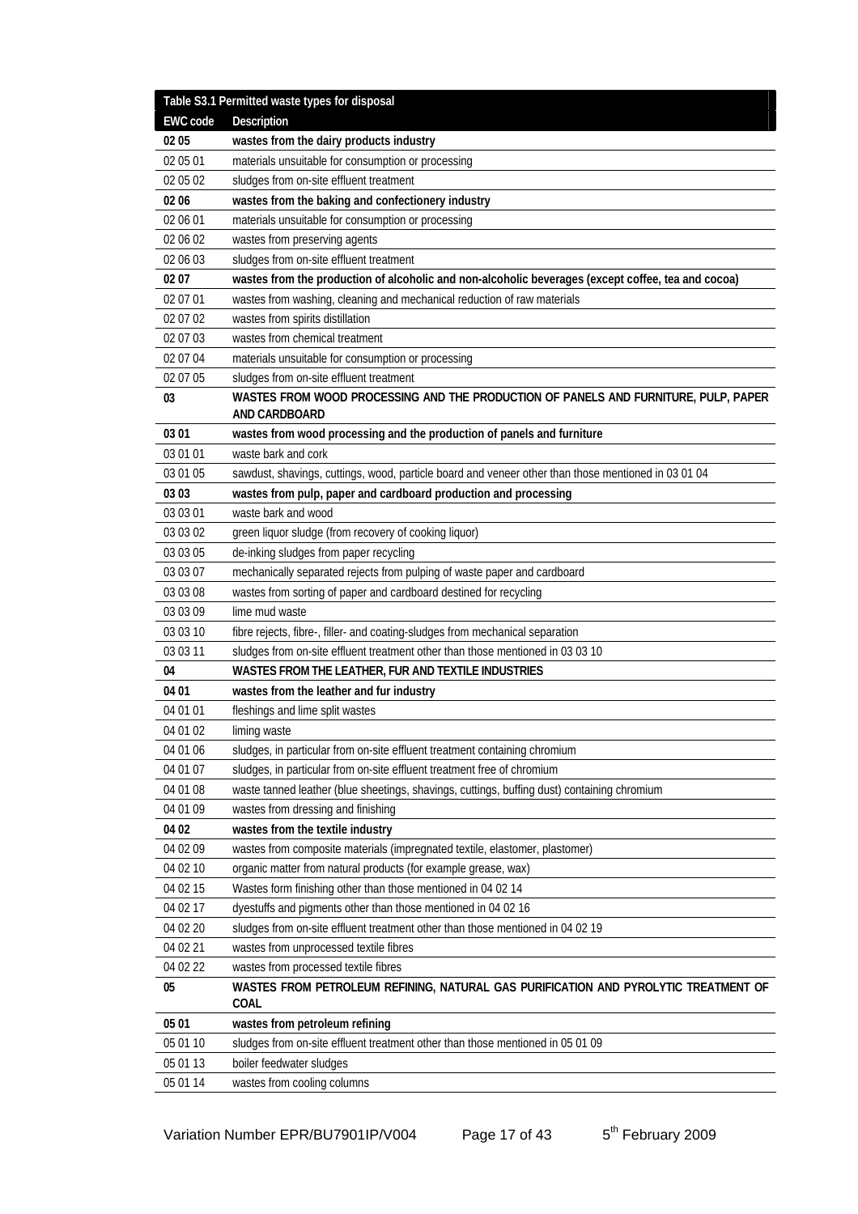| Table S3.1 Permitted waste types for disposal | |
|---|---|
| **EWC code** | **Description** |
| **02 05** | **wastes from the dairy products industry** |
| 02 05 01 | materials unsuitable for consumption or processing |
| 02 05 02 | sludges from on-site effluent treatment |
| **02 06** | **wastes from the baking and confectionery industry** |
| 02 06 01 | materials unsuitable for consumption or processing |
| 02 06 02 | wastes from preserving agents |
| 02 06 03 | sludges from on-site effluent treatment |
| **02 07** | **wastes from the production of alcoholic and non-alcoholic beverages (except coffee, tea and cocoa)** |
| 02 07 01 | wastes from washing, cleaning and mechanical reduction of raw materials |
| 02 07 02 | wastes from spirits distillation |
| 02 07 03 | wastes from chemical treatment |
| 02 07 04 | materials unsuitable for consumption or processing |
| 02 07 05 | sludges from on-site effluent treatment |
| **03** | **WASTES FROM WOOD PROCESSING AND THE PRODUCTION OF PANELS AND FURNITURE, PULP, PAPER AND CARDBOARD** |
| **03 01** | **wastes from wood processing and the production of panels and furniture** |
| 03 01 01 | waste bark and cork |
| 03 01 05 | sawdust, shavings, cuttings, wood, particle board and veneer other than those mentioned in 03 01 04 |
| **03 03** | **wastes from pulp, paper and cardboard production and processing** |
| 03 03 01 | waste bark and wood |
| 03 03 02 | green liquor sludge (from recovery of cooking liquor) |
| 03 03 05 | de-inking sludges from paper recycling |
| 03 03 07 | mechanically separated rejects from pulping of waste paper and cardboard |
| 03 03 08 | wastes from sorting of paper and cardboard destined for recycling |
| 03 03 09 | lime mud waste |
| 03 03 10 | fibre rejects, fibre-, filler- and coating-sludges from mechanical separation |
| 03 03 11 | sludges from on-site effluent treatment other than those mentioned in 03 03 10 |
| **04** | **WASTES FROM THE LEATHER, FUR AND TEXTILE INDUSTRIES** |
| **04 01** | **wastes from the leather and fur industry** |
| 04 01 01 | fleshings and lime split wastes |
| 04 01 02 | liming waste |
| 04 01 06 | sludges, in particular from on-site effluent treatment containing chromium |
| 04 01 07 | sludges, in particular from on-site effluent treatment free of chromium |
| 04 01 08 | waste tanned leather (blue sheetings, shavings, cuttings, buffing dust) containing chromium |
| 04 01 09 | wastes from dressing and finishing |
| **04 02** | **wastes from the textile industry** |
| 04 02 09 | wastes from composite materials (impregnated textile, elastomer, plastomer) |
| 04 02 10 | organic matter from natural products (for example grease, wax) |
| 04 02 15 | Wastes form finishing other than those mentioned in 04 02 14 |
| 04 02 17 | dyestuffs and pigments other than those mentioned in 04 02 16 |
| 04 02 20 | sludges from on-site effluent treatment other than those mentioned in 04 02 19 |
| 04 02 21 | wastes from unprocessed textile fibres |
| 04 02 22 | wastes from processed textile fibres |
| **05** | **WASTES FROM PETROLEUM REFINING, NATURAL GAS PURIFICATION AND PYROLYTIC TREATMENT OF COAL** |
| **05 01** | **wastes from petroleum refining** |
| 05 01 10 | sludges from on-site effluent treatment other than those mentioned in 05 01 09 |
| 05 01 13 | boiler feedwater sludges |
| 05 01 14 | wastes from cooling columns |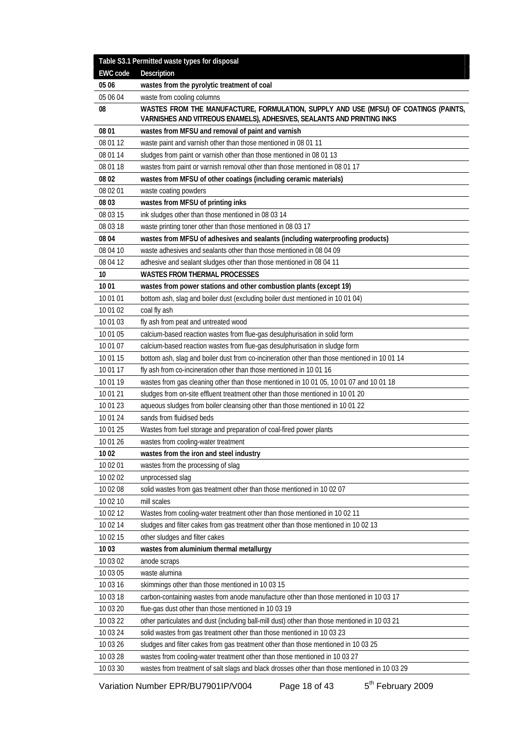| Table S3.1 Permitted waste types for disposal | |
|---|---|
| **EWC code** | **Description** |
| **05 06** | **wastes from the pyrolytic treatment of coal** |
| 05 06 04 | waste from cooling columns |
| **08** | **WASTES FROM THE MANUFACTURE, FORMULATION, SUPPLY AND USE (MFSU) OF COATINGS (PAINTS, VARNISHES AND VITREOUS ENAMELS), ADHESIVES, SEALANTS AND PRINTING INKS** |
| **08 01** | **wastes from MFSU and removal of paint and varnish** |
| 08 01 12 | waste paint and varnish other than those mentioned in 08 01 11 |
| 08 01 14 | sludges from paint or varnish other than those mentioned in 08 01 13 |
| 08 01 18 | wastes from paint or varnish removal other than those mentioned in 08 01 17 |
| **08 02** | **wastes from MFSU of other coatings (including ceramic materials)** |
| 08 02 01 | waste coating powders |
| **08 03** | **wastes from MFSU of printing inks** |
| 08 03 15 | ink sludges other than those mentioned in 08 03 14 |
| 08 03 18 | waste printing toner other than those mentioned in 08 03 17 |
| **08 04** | **wastes from MFSU of adhesives and sealants (including waterproofing products)** |
| 08 04 10 | waste adhesives and sealants other than those mentioned in 08 04 09 |
| 08 04 12 | adhesive and sealant sludges other than those mentioned in 08 04 11 |
| **10** | **WASTES FROM THERMAL PROCESSES** |
| **10 01** | **wastes from power stations and other combustion plants (except 19)** |
| 10 01 01 | bottom ash, slag and boiler dust (excluding boiler dust mentioned in 10 01 04) |
| 10 01 02 | coal fly ash |
| 10 01 03 | fly ash from peat and untreated wood |
| 10 01 05 | calcium-based reaction wastes from flue-gas desulphurisation in solid form |
| 10 01 07 | calcium-based reaction wastes from flue-gas desulphurisation in sludge form |
| 10 01 15 | bottom ash, slag and boiler dust from co-incineration other than those mentioned in 10 01 14 |
| 10 01 17 | fly ash from co-incineration other than those mentioned in 10 01 16 |
| 10 01 19 | wastes from gas cleaning other than those mentioned in 10 01 05, 10 01 07 and 10 01 18 |
| 10 01 21 | sludges from on-site effluent treatment other than those mentioned in 10 01 20 |
| 10 01 23 | aqueous sludges from boiler cleansing other than those mentioned in 10 01 22 |
| 10 01 24 | sands from fluidised beds |
| 10 01 25 | Wastes from fuel storage and preparation of coal-fired power plants |
| 10 01 26 | wastes from cooling-water treatment |
| **10 02** | **wastes from the iron and steel industry** |
| 10 02 01 | wastes from the processing of slag |
| 10 02 02 | unprocessed slag |
| 10 02 08 | solid wastes from gas treatment other than those mentioned in 10 02 07 |
| 10 02 10 | mill scales |
| 10 02 12 | Wastes from cooling-water treatment other than those mentioned in 10 02 11 |
| 10 02 14 | sludges and filter cakes from gas treatment other than those mentioned in 10 02 13 |
| 10 02 15 | other sludges and filter cakes |
| **10 03** | **wastes from aluminium thermal metallurgy** |
| 10 03 02 | anode scraps |
| 10 03 05 | waste alumina |
| 10 03 16 | skimmings other than those mentioned in 10 03 15 |
| 10 03 18 | carbon-containing wastes from anode manufacture other than those mentioned in 10 03 17 |
| 10 03 20 | flue-gas dust other than those mentioned in 10 03 19 |
| 10 03 22 | other particulates and dust (including ball-mill dust) other than those mentioned in 10 03 21 |
| 10 03 24 | solid wastes from gas treatment other than those mentioned in 10 03 23 |
| 10 03 26 | sludges and filter cakes from gas treatment other than those mentioned in 10 03 25 |
| 10 03 28 | wastes from cooling-water treatment other than those mentioned in 10 03 27 |
| 10 03 30 | wastes from treatment of salt slags and black drosses other than those mentioned in 10 03 29 |

Variation Number EPR/BU7901IP/V004 5[th] February 2009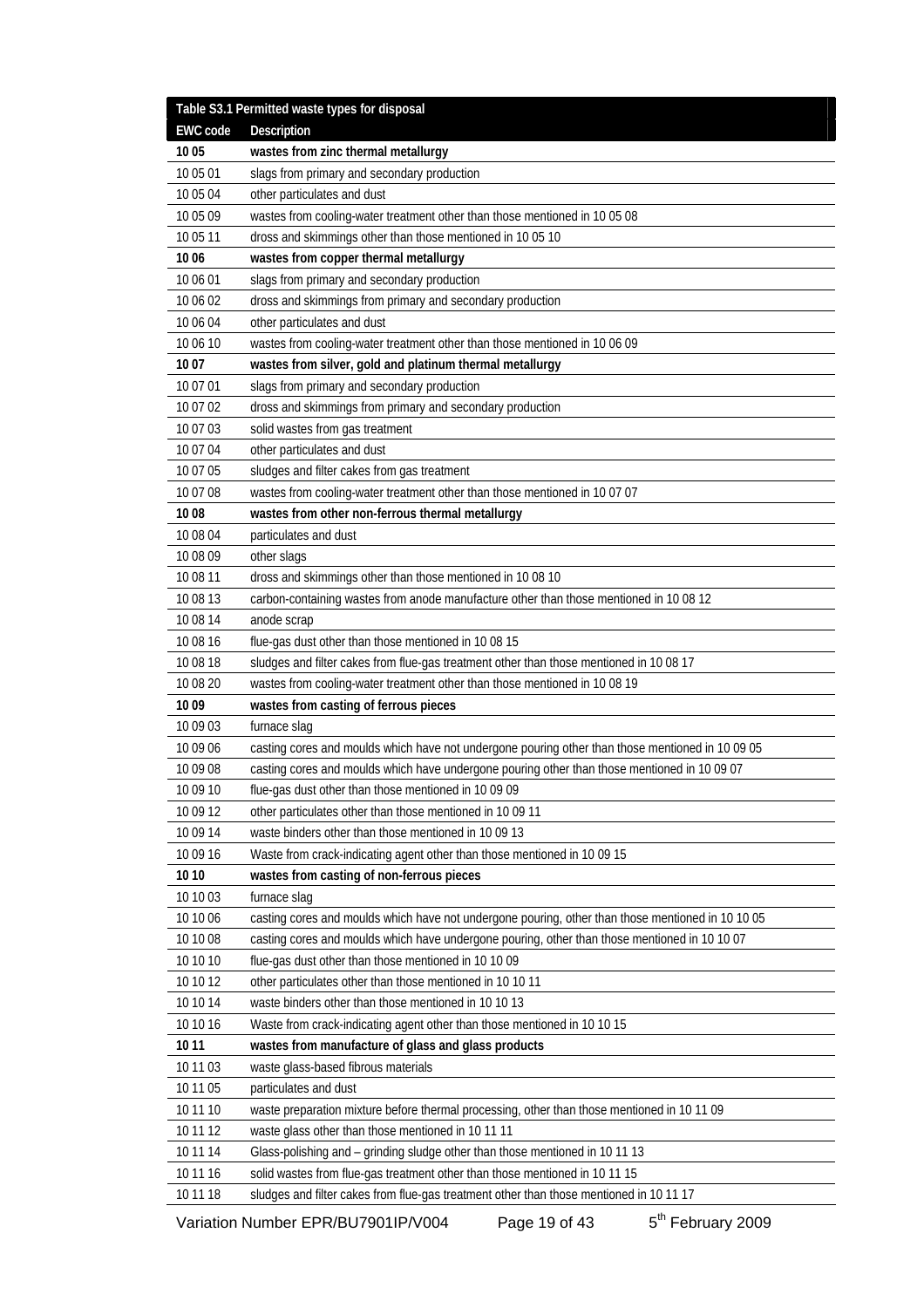| Table S3.1 Permitted waste types for disposal | |
|---|---|
| **EWC code** | **Description** |
| **10 05** | **wastes from zinc thermal metallurgy** |
| 10 05 01 | slags from primary and secondary production |
| 10 05 04 | other particulates and dust |
| 10 05 09 | wastes from cooling-water treatment other than those mentioned in 10 05 08 |
| 10 05 11 | dross and skimmings other than those mentioned in 10 05 10 |
| **10 06** | **wastes from copper thermal metallurgy** |
| 10 06 01 | slags from primary and secondary production |
| 10 06 02 | dross and skimmings from primary and secondary production |
| 10 06 04 | other particulates and dust |
| 10 06 10 | wastes from cooling-water treatment other than those mentioned in 10 06 09 |
| **10 07** | **wastes from silver, gold and platinum thermal metallurgy** |
| 10 07 01 | slags from primary and secondary production |
| 10 07 02 | dross and skimmings from primary and secondary production |
| 10 07 03 | solid wastes from gas treatment |
| 10 07 04 | other particulates and dust |
| 10 07 05 | sludges and filter cakes from gas treatment |
| 10 07 08 | wastes from cooling-water treatment other than those mentioned in 10 07 07 |
| **10 08** | **wastes from other non-ferrous thermal metallurgy** |
| 10 08 04 | particulates and dust |
| 10 08 09 | other slags |
| 10 08 11 | dross and skimmings other than those mentioned in 10 08 10 |
| 10 08 13 | carbon-containing wastes from anode manufacture other than those mentioned in 10 08 12 |
| 10 08 14 | anode scrap |
| 10 08 16 | flue-gas dust other than those mentioned in 10 08 15 |
| 10 08 18 | sludges and filter cakes from flue-gas treatment other than those mentioned in 10 08 17 |
| 10 08 20 | wastes from cooling-water treatment other than those mentioned in 10 08 19 |
| **10 09** | **wastes from casting of ferrous pieces** |
| 10 09 03 | furnace slag |
| 10 09 06 | casting cores and moulds which have not undergone pouring other than those mentioned in 10 09 05 |
| 10 09 08 | casting cores and moulds which have undergone pouring other than those mentioned in 10 09 07 |
| 10 09 10 | flue-gas dust other than those mentioned in 10 09 09 |
| 10 09 12 | other particulates other than those mentioned in 10 09 11 |
| 10 09 14 | waste binders other than those mentioned in 10 09 13 |
| 10 09 16 | Waste from crack-indicating agent other than those mentioned in 10 09 15 |
| **10 10** | **wastes from casting of non-ferrous pieces** |
| 10 10 03 | furnace slag |
| 10 10 06 | casting cores and moulds which have not undergone pouring, other than those mentioned in 10 10 05 |
| 10 10 08 | casting cores and moulds which have undergone pouring, other than those mentioned in 10 10 07 |
| 10 10 10 | flue-gas dust other than those mentioned in 10 10 09 |
| 10 10 12 | other particulates other than those mentioned in 10 10 11 |
| 10 10 14 | waste binders other than those mentioned in 10 10 13 |
| 10 10 16 | Waste from crack-indicating agent other than those mentioned in 10 10 15 |
| **10 11** | **wastes from manufacture of glass and glass products** |
| 10 11 03 | waste glass-based fibrous materials |
| 10 11 05 | particulates and dust |
| 10 11 10 | waste preparation mixture before thermal processing, other than those mentioned in 10 11 09 |
| 10 11 12 | waste glass other than those mentioned in 10 11 11 |
| 10 11 14 | Glass-polishing and – grinding sludge other than those mentioned in 10 11 13 |
| 10 11 16 | solid wastes from flue-gas treatment other than those mentioned in 10 11 15 |
| 10 11 18 | sludges and filter cakes from flue-gas treatment other than those mentioned in 10 11 17 |

Variation Number EPR/BU7901IP/V004 5th February 2009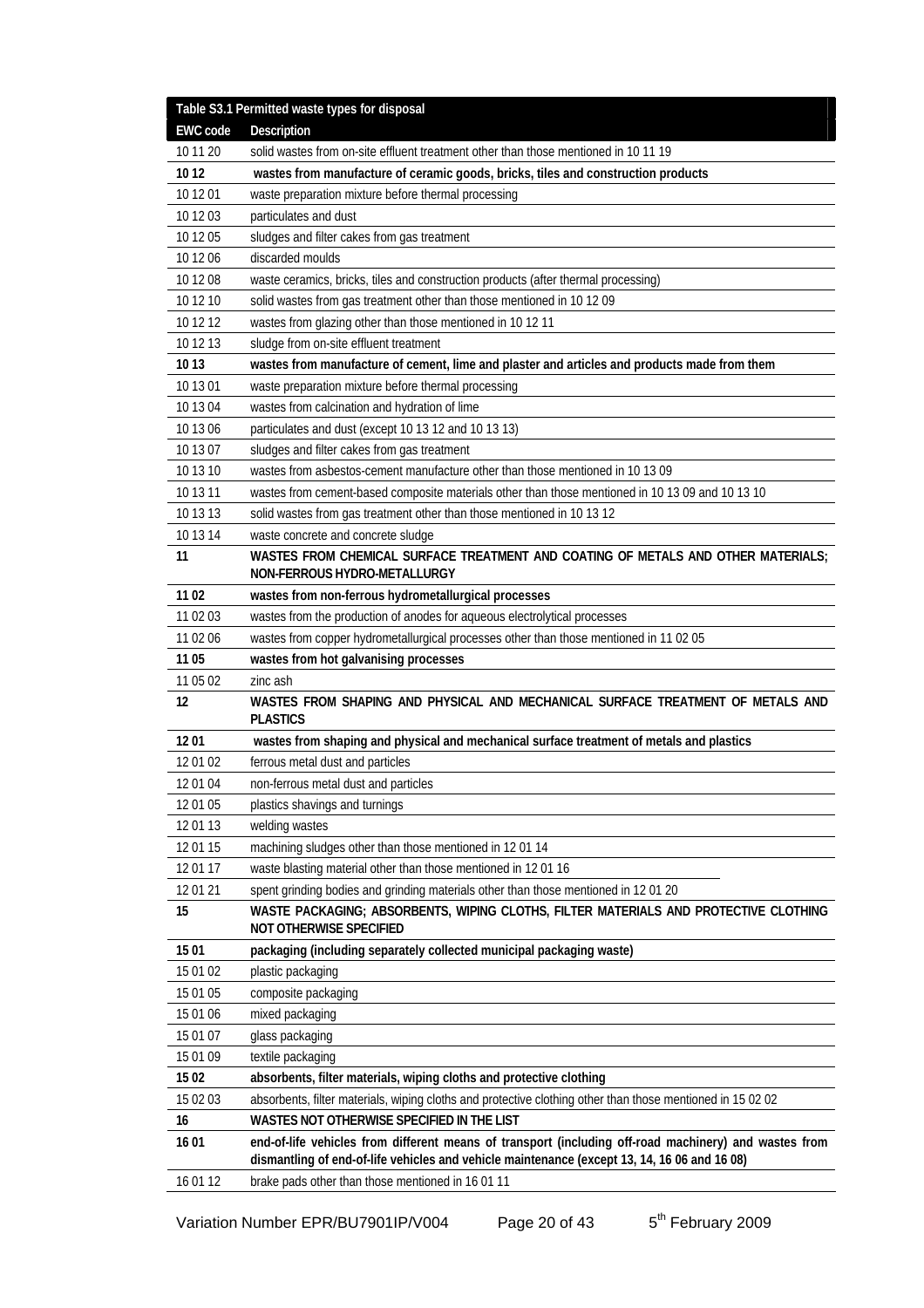| Table S3.1 Permitted waste types for disposal | |
|---|---|
| **EWC code** | **Description** |
| 10 11 20 | solid wastes from on-site effluent treatment other than those mentioned in 10 11 19 |
| **10 12** | **wastes from manufacture of ceramic goods, bricks, tiles and construction products** |
| 10 12 01 | waste preparation mixture before thermal processing |
| 10 12 03 | particulates and dust |
| 10 12 05 | sludges and filter cakes from gas treatment |
| 10 12 06 | discarded moulds |
| 10 12 08 | waste ceramics, bricks, tiles and construction products (after thermal processing) |
| 10 12 10 | solid wastes from gas treatment other than those mentioned in 10 12 09 |
| 10 12 12 | wastes from glazing other than those mentioned in 10 12 11 |
| 10 12 13 | sludge from on-site effluent treatment |
| **10 13** | **wastes from manufacture of cement, lime and plaster and articles and products made from them** |
| 10 13 01 | waste preparation mixture before thermal processing |
| 10 13 04 | wastes from calcination and hydration of lime |
| 10 13 06 | particulates and dust (except 10 13 12 and 10 13 13) |
| 10 13 07 | sludges and filter cakes from gas treatment |
| 10 13 10 | wastes from asbestos-cement manufacture other than those mentioned in 10 13 09 |
| 10 13 11 | wastes from cement-based composite materials other than those mentioned in 10 13 09 and 10 13 10 |
| 10 13 13 | solid wastes from gas treatment other than those mentioned in 10 13 12 |
| 10 13 14 | waste concrete and concrete sludge |
| **11** | **WASTES FROM CHEMICAL SURFACE TREATMENT AND COATING OF METALS AND OTHER MATERIALS; NON-FERROUS HYDRO-METALLURGY** |
| **11 02** | **wastes from non-ferrous hydrometallurgical processes** |
| 11 02 03 | wastes from the production of anodes for aqueous electrolytical processes |
| 11 02 06 | wastes from copper hydrometallurgical processes other than those mentioned in 11 02 05 |
| **11 05** | **wastes from hot galvanising processes** |
| 11 05 02 | zinc ash |
| **12** | **WASTES FROM SHAPING AND PHYSICAL AND MECHANICAL SURFACE TREATMENT OF METALS AND PLASTICS** |
| **12 01** | **wastes from shaping and physical and mechanical surface treatment of metals and plastics** |
| 12 01 02 | ferrous metal dust and particles |
| 12 01 04 | non-ferrous metal dust and particles |
| 12 01 05 | plastics shavings and turnings |
| 12 01 13 | welding wastes |
| 12 01 15 | machining sludges other than those mentioned in 12 01 14 |
| 12 01 17 | waste blasting material other than those mentioned in 12 01 16 |
| 12 01 21 | spent grinding bodies and grinding materials other than those mentioned in 12 01 20 |
| **15** | **WASTE PACKAGING; ABSORBENTS, WIPING CLOTHS, FILTER MATERIALS AND PROTECTIVE CLOTHING NOT OTHERWISE SPECIFIED** |
| **15 01** | **packaging (including separately collected municipal packaging waste)** |
| 15 01 02 | plastic packaging |
| 15 01 05 | composite packaging |
| 15 01 06 | mixed packaging |
| 15 01 07 | glass packaging |
| 15 01 09 | textile packaging |
| **15 02** | **absorbents, filter materials, wiping cloths and protective clothing** |
| 15 02 03 | absorbents, filter materials, wiping cloths and protective clothing other than those mentioned in 15 02 02 |
| **16** | **WASTES NOT OTHERWISE SPECIFIED IN THE LIST** |
| **16 01** | **end-of-life vehicles from different means of transport (including off-road machinery) and wastes from dismantling of end-of-life vehicles and vehicle maintenance (except 13, 14, 16 06 and 16 08)** |
| 16 01 12 | brake pads other than those mentioned in 16 01 11 |

Variation Number EPR/BU7901IP/V004 5th February 2009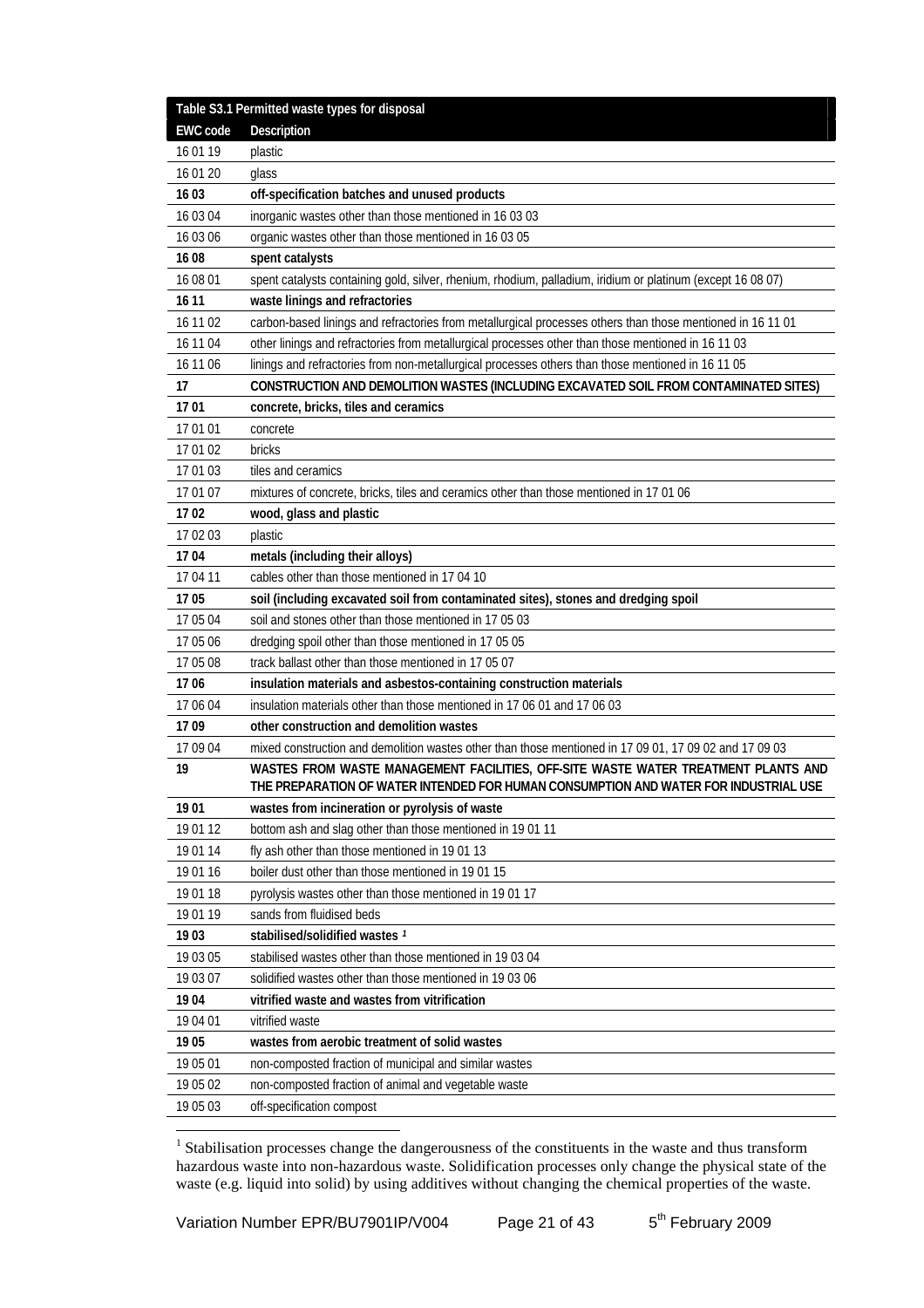| Table S3.1 Permitted waste types for disposal | |
|---|---|
| **EWC code** | **Description** |
| 16 01 19 | plastic |
| 16 01 20 | glass |
| **16 03** | **off-specification batches and unused products** |
| 16 03 04 | inorganic wastes other than those mentioned in 16 03 03 |
| 16 03 06 | organic wastes other than those mentioned in 16 03 05 |
| **16 08** | **spent catalysts** |
| 16 08 01 | spent catalysts containing gold, silver, rhenium, rhodium, palladium, iridium or platinum (except 16 08 07) |
| **16 11** | **waste linings and refractories** |
| 16 11 02 | carbon-based linings and refractories from metallurgical processes others than those mentioned in 16 11 01 |
| 16 11 04 | other linings and refractories from metallurgical processes other than those mentioned in 16 11 03 |
| 16 11 06 | linings and refractories from non-metallurgical processes others than those mentioned in 16 11 05 |
| **17** | **CONSTRUCTION AND DEMOLITION WASTES (INCLUDING EXCAVATED SOIL FROM CONTAMINATED SITES)** |
| **17 01** | **concrete, bricks, tiles and ceramics** |
| 17 01 01 | concrete |
| 17 01 02 | bricks |
| 17 01 03 | tiles and ceramics |
| 17 01 07 | mixtures of concrete, bricks, tiles and ceramics other than those mentioned in 17 01 06 |
| **17 02** | **wood, glass and plastic** |
| 17 02 03 | plastic |
| **17 04** | **metals (including their alloys)** |
| 17 04 11 | cables other than those mentioned in 17 04 10 |
| **17 05** | **soil (including excavated soil from contaminated sites), stones and dredging spoil** |
| 17 05 04 | soil and stones other than those mentioned in 17 05 03 |
| 17 05 06 | dredging spoil other than those mentioned in 17 05 05 |
| 17 05 08 | track ballast other than those mentioned in 17 05 07 |
| **17 06** | **insulation materials and asbestos-containing construction materials** |
| 17 06 04 | insulation materials other than those mentioned in 17 06 01 and 17 06 03 |
| **17 09** | **other construction and demolition wastes** |
| 17 09 04 | mixed construction and demolition wastes other than those mentioned in 17 09 01, 17 09 02 and 17 09 03 |
| **19** | **WASTES FROM WASTE MANAGEMENT FACILITIES, OFF-SITE WASTE WATER TREATMENT PLANTS AND THE PREPARATION OF WATER INTENDED FOR HUMAN CONSUMPTION AND WATER FOR INDUSTRIAL USE** |
| **19 01** | **wastes from incineration or pyrolysis of waste** |
| 19 01 12 | bottom ash and slag other than those mentioned in 19 01 11 |
| 19 01 14 | fly ash other than those mentioned in 19 01 13 |
| 19 01 16 | boiler dust other than those mentioned in 19 01 15 |
| 19 01 18 | pyrolysis wastes other than those mentioned in 19 01 17 |
| 19 01 19 | sands from fluidised beds |
| **19 03** | **stabilised/solidified wastes [1]** |
| 19 03 05 | stabilised wastes other than those mentioned in 19 03 04 |
| 19 03 07 | solidified wastes other than those mentioned in 19 03 06 |
| **19 04** | **vitrified waste and wastes from vitrification** |
| 19 04 01 | vitrified waste |
| **19 05** | **wastes from aerobic treatment of solid wastes** |
| 19 05 01 | non-composted fraction of municipal and similar wastes |
| 19 05 02 | non-composted fraction of animal and vegetable waste |
| 19 05 03 | off-specification compost |

[1] Stabilisation processes change the dangerousness of the constituents in the waste and thus transform hazardous waste into non-hazardous waste. Solidification processes only change the physical state of the waste (e.g. liquid into solid) by using additives without changing the chemical properties of the waste.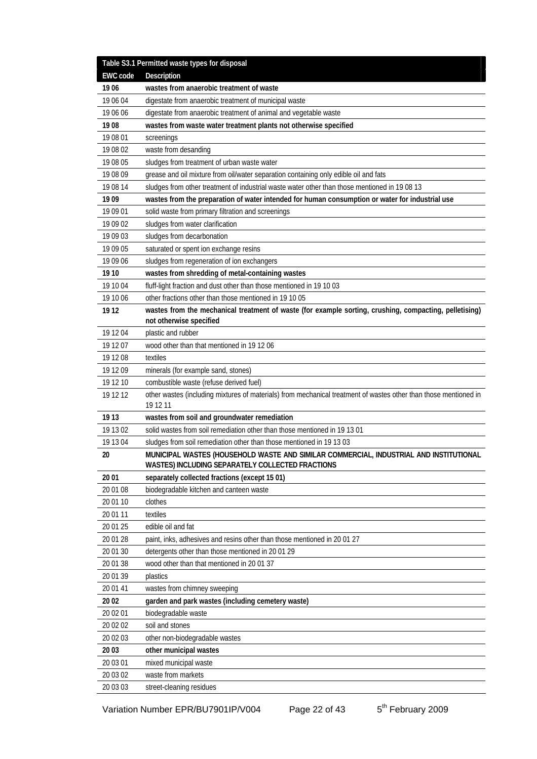| Table S3.1 Permitted waste types for disposal | |
|---|---|
| **EWC code** | **Description** |
| **19 06** | **wastes from anaerobic treatment of waste** |
| 19 06 04 | digestate from anaerobic treatment of municipal waste |
| 19 06 06 | digestate from anaerobic treatment of animal and vegetable waste |
| **19 08** | **wastes from waste water treatment plants not otherwise specified** |
| 19 08 01 | screenings |
| 19 08 02 | waste from desanding |
| 19 08 05 | sludges from treatment of urban waste water |
| 19 08 09 | grease and oil mixture from oil/water separation containing only edible oil and fats |
| 19 08 14 | sludges from other treatment of industrial waste water other than those mentioned in 19 08 13 |
| **19 09** | **wastes from the preparation of water intended for human consumption or water for industrial use** |
| 19 09 01 | solid waste from primary filtration and screenings |
| 19 09 02 | sludges from water clarification |
| 19 09 03 | sludges from decarbonation |
| 19 09 05 | saturated or spent ion exchange resins |
| 19 09 06 | sludges from regeneration of ion exchangers |
| **19 10** | **wastes from shredding of metal-containing wastes** |
| 19 10 04 | fluff-light fraction and dust other than those mentioned in 19 10 03 |
| 19 10 06 | other fractions other than those mentioned in 19 10 05 |
| **19 12** | **wastes from the mechanical treatment of waste (for example sorting, crushing, compacting, pelletising) not otherwise specified** |
| 19 12 04 | plastic and rubber |
| 19 12 07 | wood other than that mentioned in 19 12 06 |
| 19 12 08 | textiles |
| 19 12 09 | minerals (for example sand, stones) |
| 19 12 10 | combustible waste (refuse derived fuel) |
| 19 12 12 | other wastes (including mixtures of materials) from mechanical treatment of wastes other than those mentioned in 19 12 11 |
| **19 13** | **wastes from soil and groundwater remediation** |
| 19 13 02 | solid wastes from soil remediation other than those mentioned in 19 13 01 |
| 19 13 04 | sludges from soil remediation other than those mentioned in 19 13 03 |
| **20** | **MUNICIPAL WASTES (HOUSEHOLD WASTE AND SIMILAR COMMERCIAL, INDUSTRIAL AND INSTITUTIONAL WASTES) INCLUDING SEPARATELY COLLECTED FRACTIONS** |
| **20 01** | **separately collected fractions (except 15 01)** |
| 20 01 08 | biodegradable kitchen and canteen waste |
| 20 01 10 | clothes |
| 20 01 11 | textiles |
| 20 01 25 | edible oil and fat |
| 20 01 28 | paint, inks, adhesives and resins other than those mentioned in 20 01 27 |
| 20 01 30 | detergents other than those mentioned in 20 01 29 |
| 20 01 38 | wood other than that mentioned in 20 01 37 |
| 20 01 39 | plastics |
| 20 01 41 | wastes from chimney sweeping |
| **20 02** | **garden and park wastes (including cemetery waste)** |
| 20 02 01 | biodegradable waste |
| 20 02 02 | soil and stones |
| 20 02 03 | other non-biodegradable wastes |
| **20 03** | **other municipal wastes** |
| 20 03 01 | mixed municipal waste |
| 20 03 02 | waste from markets |
| 20 03 03 | street-cleaning residues |

Variation Number EPR/BU7901IP/V004 5th February 2009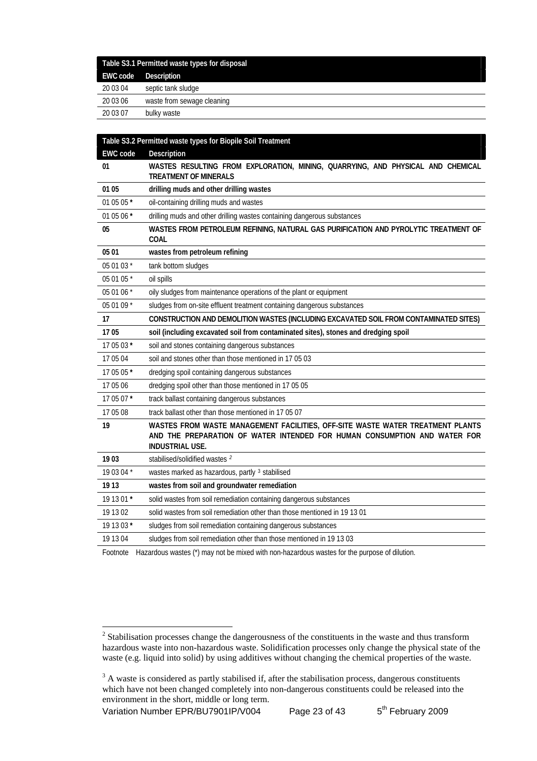| Table S3.1 Permitted waste types for disposal | |
|---|---|
| **EWC code** | **Description** |
| 20 03 04 | septic tank sludge |
| 20 03 06 | waste from sewage cleaning |
| 20 03 07 | bulky waste |

| Table S3.2 Permitted waste types for Biopile Soil Treatment | |
|---|---|
| **EWC code** | **Description** |
| **01** | **WASTES RESULTING FROM EXPLORATION, MINING, QUARRYING, AND PHYSICAL AND CHEMICAL TREATMENT OF MINERALS** |
| **01 05** | **drilling muds and other drilling wastes** |
| 01 05 05 * | oil-containing drilling muds and wastes |
| 01 05 06 * | drilling muds and other drilling wastes containing dangerous substances |
| **05** | **WASTES FROM PETROLEUM REFINING, NATURAL GAS PURIFICATION AND PYROLYTIC TREATMENT OF COAL** |
| **05 01** | **wastes from petroleum refining** |
| 05 01 03 * | tank bottom sludges |
| 05 01 05 * | oil spills |
| 05 01 06 * | oily sludges from maintenance operations of the plant or equipment |
| 05 01 09 * | sludges from on-site effluent treatment containing dangerous substances |
| **17** | **CONSTRUCTION AND DEMOLITION WASTES (INCLUDING EXCAVATED SOIL FROM CONTAMINATED SITES)** |
| **17 05** | **soil (including excavated soil from contaminated sites), stones and dredging spoil** |
| 17 05 03 * | soil and stones containing dangerous substances |
| 17 05 04 | soil and stones other than those mentioned in 17 05 03 |
| 17 05 05 * | dredging spoil containing dangerous substances |
| 17 05 06 | dredging spoil other than those mentioned in 17 05 05 |
| 17 05 07 * | track ballast containing dangerous substances |
| 17 05 08 | track ballast other than those mentioned in 17 05 07 |
| **19** | **WASTES FROM WASTE MANAGEMENT FACILITIES, OFF-SITE WASTE WATER TREATMENT PLANTS AND THE PREPARATION OF WATER INTENDED FOR HUMAN CONSUMPTION AND WATER FOR INDUSTRIAL USE.** |
| **19 03** | stabilised/solidified wastes [2] |
| 19 03 04 * | wastes marked as hazardous, partly [3] stabilised |
| **19 13** | **wastes from soil and groundwater remediation** |
| 19 13 01 * | solid wastes from soil remediation containing dangerous substances |
| 19 13 02 | solid wastes from soil remediation other than those mentioned in 19 13 01 |
| 19 13 03 * | sludges from soil remediation containing dangerous substances |
| 19 13 04 | sludges from soil remediation other than those mentioned in 19 13 03 |

Footnote Hazardous wastes (*) may not be mixed with non-hazardous wastes for the purpose of dilution.

[2] Stabilisation processes change the dangerousness of the constituents in the waste and thus transform hazardous waste into non-hazardous waste. Solidification processes only change the physical state of the waste (e.g. liquid into solid) by using additives without changing the chemical properties of the waste.

[3] A waste is considered as partly stabilised if, after the stabilisation process, dangerous constituents which have not been changed completely into non-dangerous constituents could be released into the environment in the short, middle or long term.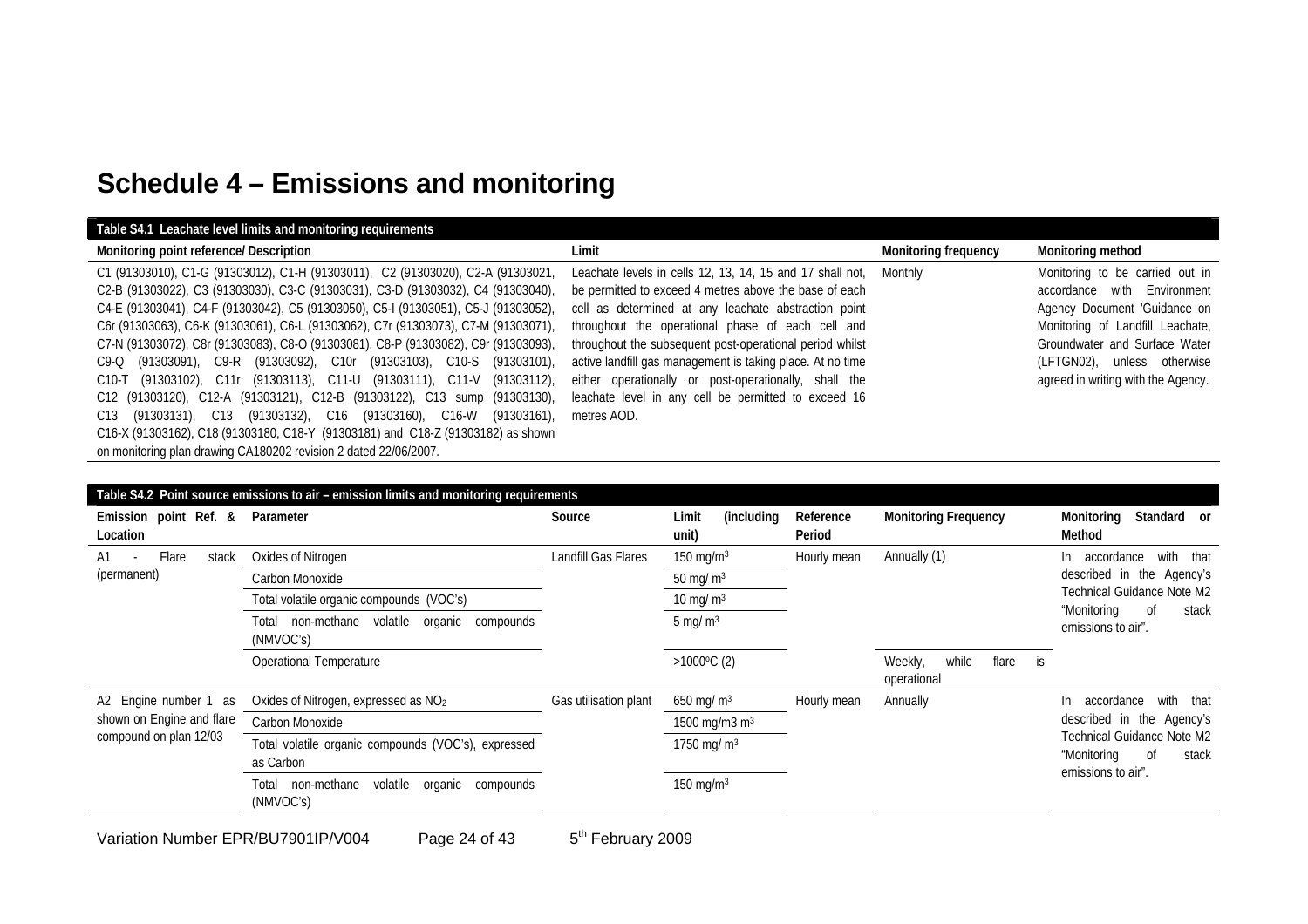# Schedule 4 – Emissions and monitoring

| Table S4.1 Leachate level limits and monitoring requirements | | | |
|---|---|---|---|
| **Monitoring point reference/ Description** | **Limit** | **Monitoring frequency** | **Monitoring method** |
| C1 (91303010), C1-G (91303012), C1-H (91303011), C2 (91303020), C2-A (91303021, C2-B (91303022), C3 (91303030), C3-C (91303031), C3-D (91303032), C4 (91303040), C4-E (91303041), C4-F (91303042), C5 (91303050), C5-I (91303051), C5-J (91303052), C6r (91303063), C6-K (91303061), C6-L (91303062), C7r (91303073), C7-M (91303071), C7-N (91303072), C8r (91303083), C8-O (91303081), C8-P (91303082), C9r (91303093), C9-Q (91303091), C9-R (91303092), C10r (91303103), C10-S (91303101), C10-T (91303102), C11r (91303113), C11-U (91303111), C11-V (91303112), C12 (91303120), C12-A (91303121), C12-B (91303122), C13 sump (91303130), C13 (91303131), C13 (91303132), C16 (91303160), C16-W (91303161), C16-X (91303162), C18 (91303180, C18-Y (91303181) and C18-Z (91303182) as shown on monitoring plan drawing CA180202 revision 2 dated 22/06/2007. | Leachate levels in cells 12, 13, 14, 15 and 17 shall not, be permitted to exceed 4 metres above the base of each cell as determined at any leachate abstraction point throughout the operational phase of each cell and throughout the subsequent post-operational period whilst active landfill gas management is taking place. At no time either operationally or post-operationally, shall the leachate level in any cell be permitted to exceed 16 metres AOD. | Monthly | Monitoring to be carried out in accordance with Environment Agency Document 'Guidance on Monitoring of Landfill Leachate, Groundwater and Surface Water (LFTGN02), unless otherwise agreed in writing with the Agency. |

| Table S4.2 Point source emissions to air – emission limits and monitoring requirements | | | | | | |
|---|---|---|---|---|---|---|
| **Emission point Ref. & Location** | **Parameter** | **Source** | **Limit (including unit)** | **Reference Period** | **Monitoring Frequency** | **Monitoring Standard or Method** |
| A1 - Flare stack (permanent) | Oxides of Nitrogen | Landfill Gas Flares | 150 mg/m$^3$ | Hourly mean | Annually (1) | In accordance with that described in the Agency's Technical Guidance Note M2 "Monitoring of stack emissions to air". |
| | Carbon Monoxide | | 50 mg/ m$^3$ | | | |
| | Total volatile organic compounds (VOC's) | | 10 mg/ m$^3$ | | | |
| | Total non-methane volatile organic compounds (NMVOC's) | | 5 mg/ m$^3$ | | | |
| | Operational Temperature | | >1000$^o$C (2) | | Weekly, while flare is operational | |
| A2 Engine number 1 as shown on Engine and flare compound on plan 12/03 | Oxides of Nitrogen, expressed as $NO_2$ | Gas utilisation plant | 650 mg/ m$^3$ | Hourly mean | Annually | In accordance with that described in the Agency's Technical Guidance Note M2 "Monitoring of stack emissions to air". |
| | Carbon Monoxide | | 1500 mg/m3 m$^3$ | | | |
| | Total volatile organic compounds (VOC's), expressed as Carbon | | 1750 mg/ m$^3$ | | | |
| | Total non-methane volatile organic compounds (NMVOC's) | | 150 mg/m$^3$ | | | |

Variation Number EPR/BU7901IP/V004 5[th] February 2009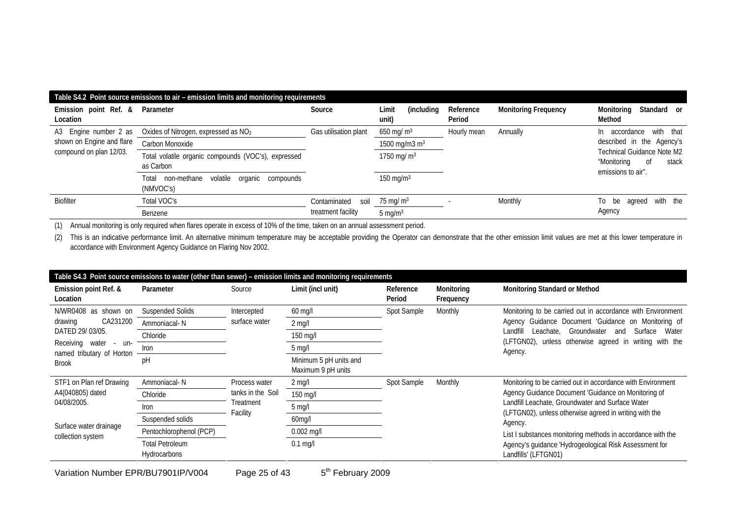**Table S4.2 Point source emissions to air – emission limits and monitoring requirements**

| Emission point Ref. & Location | Parameter | Source | Limit (including unit) | Reference Period | Monitoring Frequency | Monitoring Standard or Method |
|---|---|---|---|---|---|---|
| A3 Engine number 2 as shown on Engine and flare compound on plan 12/03. | Oxides of Nitrogen, expressed as $NO_2$ | Gas utilisation plant | 650 mg/ $m^3$ | Hourly mean | Annually | In accordance with that described in the Agency's Technical Guidance Note M2 "Monitoring of stack emissions to air". |
| | Carbon Monoxide | | 1500 mg/m3 $m^3$ | | | |
| | Total volatile organic compounds (VOC's), expressed as Carbon | | 1750 mg/ $m^3$ | | | |
| | Total non-methane volatile organic compounds (NMVOC's) | | 150 mg/$m^3$ | | | |
| Biofilter | Total VOC's | Contaminated soil treatment facility | 75 mg/ $m^3$ | - | Monthly | To be agreed with the Agency |
| | Benzene | | 5 mg/$m^3$ | | | |

(1) Annual monitoring is only required when flares operate in excess of 10% of the time, taken on an annual assessment period.

(2) This is an indicative performance limit. An alternative minimum temperature may be acceptable providing the Operator can demonstrate that the other emission limit values are met at this lower temperature in accordance with Environment Agency Guidance on Flaring Nov 2002.

**Table S4.3 Point source emissions to water (other than sewer) – emission limits and monitoring requirements**

| Emission point Ref. & Location | Parameter | Source | Limit (incl unit) | Reference Period | Monitoring Frequency | Monitoring Standard or Method |
|---|---|---|---|---|---|---|
| N/WR0408 as shown on drawing CA231200 DATED 29/ 03/05. Receiving water - un-named tributary of Horton Brook | Suspended Solids | Intercepted surface water | 60 mg/l | Spot Sample | Monthly | Monitoring to be carried out in accordance with Environment Agency Guidance Document 'Guidance on Monitoring of Landfill Leachate, Groundwater and Surface Water (LFTGN02), unless otherwise agreed in writing with the Agency. |
| | Ammoniacal- N | | 2 mg/l | | | |
| | Chloride | | 150 mg/l | | | |
| | Iron | | 5 mg/l | | | |
| | pH | | Minimum 5 pH units and Maximum 9 pH units | | | |
| STF1 on Plan ref Drawing A4(040805) dated 04/08/2005. Surface water drainage collection system | Ammoniacal- N | Process water tanks in the Soil Treatment Facility | 2 mg/l | Spot Sample | Monthly | Monitoring to be carried out in accordance with Environment Agency Guidance Document 'Guidance on Monitoring of Landfill Leachate, Groundwater and Surface Water (LFTGN02), unless otherwise agreed in writing with the Agency. List I substances monitoring methods in accordance with the Agency's guidance 'Hydrogeological Risk Assessment for Landfills' (LFTGN01) |
| | Chloride | | 150 mg/l | | | |
| | Iron | | 5 mg/l | | | |
| | Suspended solids | | 60mg/l | | | |
| | Pentochlorophenol (PCP) | | 0.002 mg/l | | | |
| | Total Petroleum Hydrocarbons | | 0.1 mg/l | | | |

Variation Number EPR/BU7901IP/V004 Page 25 of 43 5th February 2009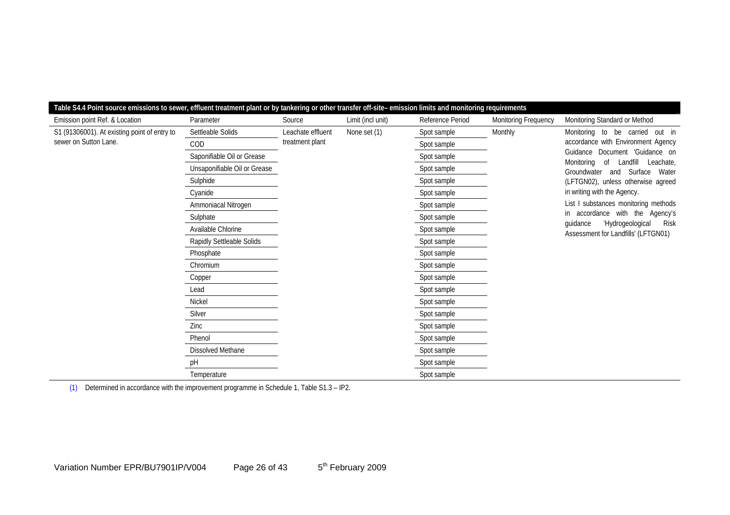| Table S4.4 Point source emissions to sewer, effluent treatment plant or by tankering or other transfer off-site– emission limits and monitoring requirements | | | | | | |
|---|---|---|---|---|---|---|
| Emission point Ref. & Location | Parameter | Source | Limit (incl unit) | Reference Period | Monitoring Frequency | Monitoring Standard or Method |
| S1 (91306001). At existing point of entry to sewer on Sutton Lane. | Settleable Solids | Leachate effluent treatment plant | None set (1) | Spot sample | Monthly | Monitoring to be carried out in accordance with Environment Agency Guidance Document 'Guidance on Monitoring of Landfill Leachate, Groundwater and Surface Water (LFTGN02), unless otherwise agreed in writing with the Agency.<br><br>List I substances monitoring methods in accordance with the Agency's guidance 'Hydrogeological Risk Assessment for Landfills' (LFTGN01) |
| | COD | | | Spot sample | | |
| | Saponifiable Oil or Grease | | | Spot sample | | |
| | Unsaponifiable Oil or Grease | | | Spot sample | | |
| | Sulphide | | | Spot sample | | |
| | Cyanide | | | Spot sample | | |
| | Ammoniacal Nitrogen | | | Spot sample | | |
| | Sulphate | | | Spot sample | | |
| | Available Chlorine | | | Spot sample | | |
| | Rapidly Settleable Solids | | | Spot sample | | |
| | Phosphate | | | Spot sample | | |
| | Chromium | | | Spot sample | | |
| | Copper | | | Spot sample | | |
| | Lead | | | Spot sample | | |
| | Nickel | | | Spot sample | | |
| | Silver | | | Spot sample | | |
| | Zinc | | | Spot sample | | |
| | Phenol | | | Spot sample | | |
| | Dissolved Methane | | | Spot sample | | |
| | pH | | | Spot sample | | |
| | Temperature | | | Spot sample | | |

(1) Determined in accordance with the improvement programme in Schedule 1, Table S1.3 – IP2.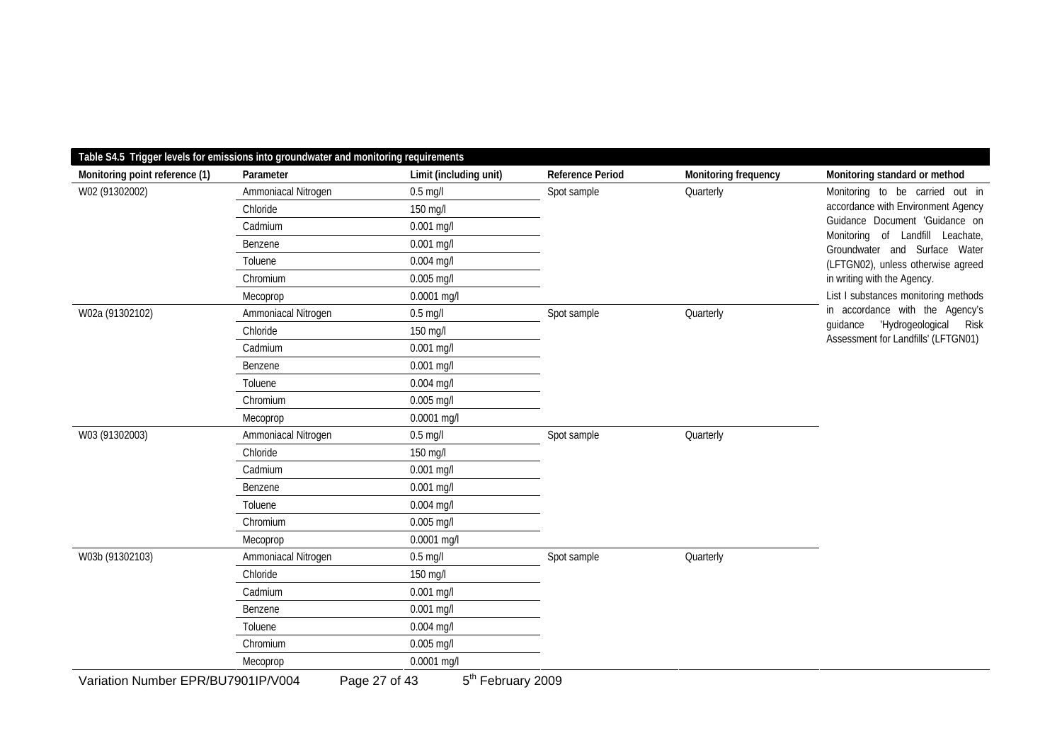**Table S4.5 Trigger levels for emissions into groundwater and monitoring requirements**

| Monitoring point reference (1) | Parameter | Limit (including unit) | Reference Period | Monitoring frequency | Monitoring standard or method |
|---|---|---|---|---|---|
| W02 (91302002) | Ammoniacal Nitrogen | 0.5 mg/l | Spot sample | Quarterly | Monitoring to be carried out in accordance with Environment Agency Guidance Document 'Guidance on Monitoring of Landfill Leachate, Groundwater and Surface Water (LFTGN02), unless otherwise agreed in writing with the Agency. List I substances monitoring methods in accordance with the Agency's guidance 'Hydrogeological Risk Assessment for Landfills' (LFTGN01) |
| | Chloride | 150 mg/l | | | |
| | Cadmium | 0.001 mg/l | | | |
| | Benzene | 0.001 mg/l | | | |
| | Toluene | 0.004 mg/l | | | |
| | Chromium | 0.005 mg/l | | | |
| | Mecoprop | 0.0001 mg/l | | | |
| W02a (91302102) | Ammoniacal Nitrogen | 0.5 mg/l | Spot sample | Quarterly | |
| | Chloride | 150 mg/l | | | |
| | Cadmium | 0.001 mg/l | | | |
| | Benzene | 0.001 mg/l | | | |
| | Toluene | 0.004 mg/l | | | |
| | Chromium | 0.005 mg/l | | | |
| | Mecoprop | 0.0001 mg/l | | | |
| W03 (91302003) | Ammoniacal Nitrogen | 0.5 mg/l | Spot sample | Quarterly | |
| | Chloride | 150 mg/l | | | |
| | Cadmium | 0.001 mg/l | | | |
| | Benzene | 0.001 mg/l | | | |
| | Toluene | 0.004 mg/l | | | |
| | Chromium | 0.005 mg/l | | | |
| | Mecoprop | 0.0001 mg/l | | | |
| W03b (91302103) | Ammoniacal Nitrogen | 0.5 mg/l | Spot sample | Quarterly | |
| | Chloride | 150 mg/l | | | |
| | Cadmium | 0.001 mg/l | | | |
| | Benzene | 0.001 mg/l | | | |
| | Toluene | 0.004 mg/l | | | |
| | Chromium | 0.005 mg/l | | | |
| | Mecoprop | 0.0001 mg/l | | | |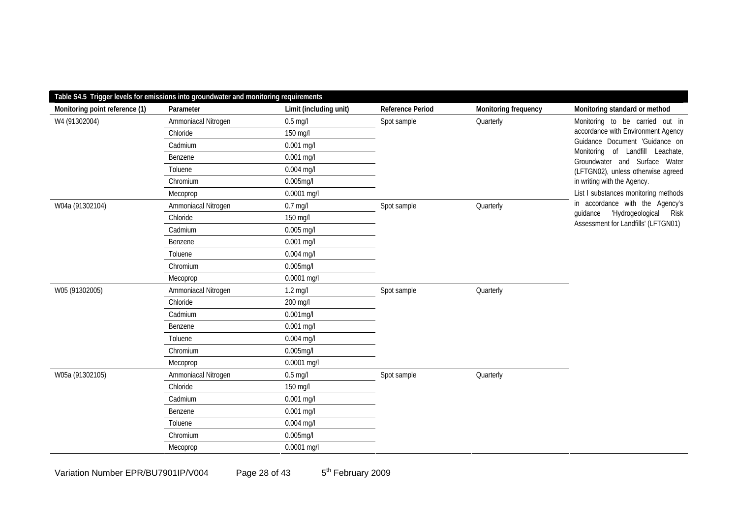**Table S4.5 Trigger levels for emissions into groundwater and monitoring requirements**

| Monitoring point reference (1) | Parameter | Limit (including unit) | Reference Period | Monitoring frequency | Monitoring standard or method |
|---|---|---|---|---|---|
| W4 (91302004) | Ammoniacal Nitrogen | 0.5 mg/l | Spot sample | Quarterly | Monitoring to be carried out in accordance with Environment Agency Guidance Document 'Guidance on Monitoring of Landfill Leachate, Groundwater and Surface Water (LFTGN02), unless otherwise agreed in writing with the Agency. List I substances monitoring methods in accordance with the Agency's guidance 'Hydrogeological Risk Assessment for Landfills' (LFTGN01) |
| | Chloride | 150 mg/l | | | |
| | Cadmium | 0.001 mg/l | | | |
| | Benzene | 0.001 mg/l | | | |
| | Toluene | 0.004 mg/l | | | |
| | Chromium | 0.005mg/l | | | |
| | Mecoprop | 0.0001 mg/l | | | |
| W04a (91302104) | Ammoniacal Nitrogen | 0.7 mg/l | Spot sample | Quarterly | |
| | Chloride | 150 mg/l | | | |
| | Cadmium | 0.005 mg/l | | | |
| | Benzene | 0.001 mg/l | | | |
| | Toluene | 0.004 mg/l | | | |
| | Chromium | 0.005mg/l | | | |
| | Mecoprop | 0.0001 mg/l | | | |
| W05 (91302005) | Ammoniacal Nitrogen | 1.2 mg/l | Spot sample | Quarterly | |
| | Chloride | 200 mg/l | | | |
| | Cadmium | 0.001mg/l | | | |
| | Benzene | 0.001 mg/l | | | |
| | Toluene | 0.004 mg/l | | | |
| | Chromium | 0.005mg/l | | | |
| | Mecoprop | 0.0001 mg/l | | | |
| W05a (91302105) | Ammoniacal Nitrogen | 0.5 mg/l | Spot sample | Quarterly | |
| | Chloride | 150 mg/l | | | |
| | Cadmium | 0.001 mg/l | | | |
| | Benzene | 0.001 mg/l | | | |
| | Toluene | 0.004 mg/l | | | |
| | Chromium | 0.005mg/l | | | |
| | Mecoprop | 0.0001 mg/l | | | |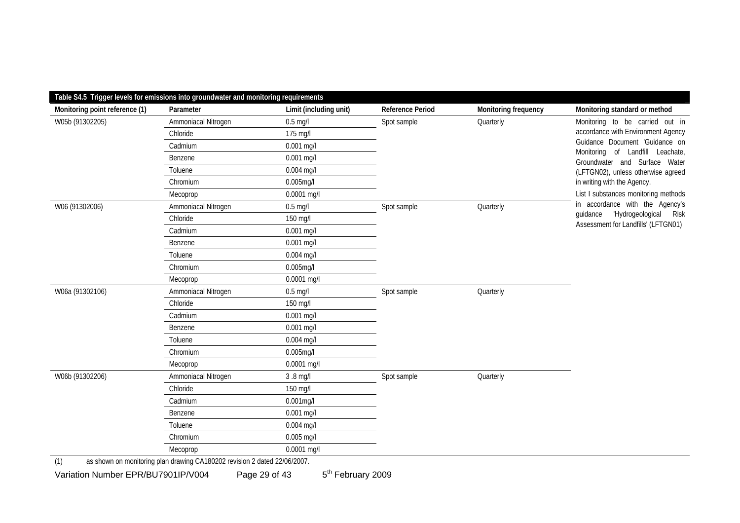| Table S4.5 Trigger levels for emissions into groundwater and monitoring requirements | | | | | |
|---|---|---|---|---|---|
| **Monitoring point reference (1)** | **Parameter** | **Limit (including unit)** | **Reference Period** | **Monitoring frequency** | **Monitoring standard or method** |
| W05b (91302205) | Ammoniacal Nitrogen | 0.5 mg/l | Spot sample | Quarterly | Monitoring to be carried out in accordance with Environment Agency Guidance Document 'Guidance on Monitoring of Landfill Leachate, Groundwater and Surface Water (LFTGN02), unless otherwise agreed in writing with the Agency. List I substances monitoring methods in accordance with the Agency's guidance 'Hydrogeological Risk Assessment for Landfills' (LFTGN01) |
| | Chloride | 175 mg/l | | | |
| | Cadmium | 0.001 mg/l | | | |
| | Benzene | 0.001 mg/l | | | |
| | Toluene | 0.004 mg/l | | | |
| | Chromium | 0.005mg/l | | | |
| | Mecoprop | 0.0001 mg/l | | | |
| W06 (91302006) | Ammoniacal Nitrogen | 0.5 mg/l | Spot sample | Quarterly | |
| | Chloride | 150 mg/l | | | |
| | Cadmium | 0.001 mg/l | | | |
| | Benzene | 0.001 mg/l | | | |
| | Toluene | 0.004 mg/l | | | |
| | Chromium | 0.005mg/l | | | |
| | Mecoprop | 0.0001 mg/l | | | |
| W06a (91302106) | Ammoniacal Nitrogen | 0.5 mg/l | Spot sample | Quarterly | |
| | Chloride | 150 mg/l | | | |
| | Cadmium | 0.001 mg/l | | | |
| | Benzene | 0.001 mg/l | | | |
| | Toluene | 0.004 mg/l | | | |
| | Chromium | 0.005mg/l | | | |
| | Mecoprop | 0.0001 mg/l | | | |
| W06b (91302206) | Ammoniacal Nitrogen | 3 .8 mg/l | Spot sample | Quarterly | |
| | Chloride | 150 mg/l | | | |
| | Cadmium | 0.001mg/l | | | |
| | Benzene | 0.001 mg/l | | | |
| | Toluene | 0.004 mg/l | | | |
| | Chromium | 0.005 mg/l | | | |
| | Mecoprop | 0.0001 mg/l | | | |

(1) as shown on monitoring plan drawing CA180202 revision 2 dated 22/06/2007.

Variation Number EPR/BU7901IP/V004 5th February 2009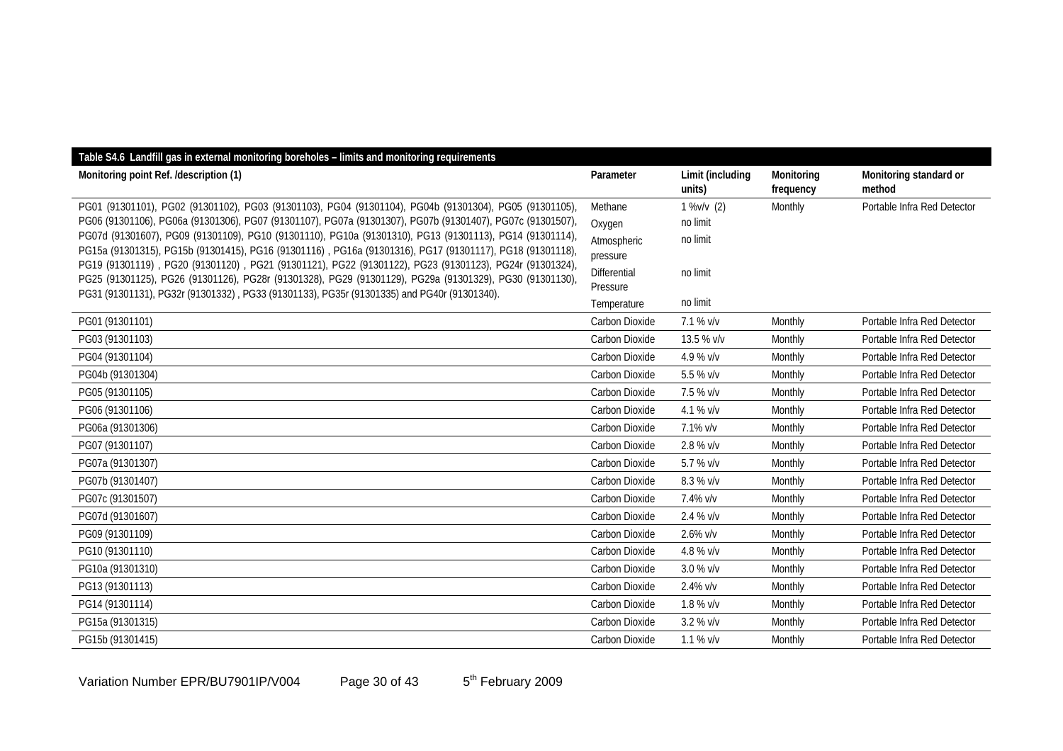| Table S4.6 Landfill gas in external monitoring boreholes – limits and monitoring requirements | | | | |
|---|---|---|---|---|
| **Monitoring point Ref. /description (1)** | **Parameter** | **Limit (including units)** | **Monitoring frequency** | **Monitoring standard or method** |
| PG01 (91301101), PG02 (91301102), PG03 (91301103), PG04 (91301104), PG04b (91301304), PG05 (91301105), PG06 (91301106), PG06a (91301306), PG07 (91301107), PG07a (91301307), PG07b (91301407), PG07c (91301507), PG07d (91301607), PG09 (91301109), PG10 (91301110), PG10a (91301310), PG13 (91301113), PG14 (91301114), PG15a (91301315), PG15b (91301415), PG16 (91301116) , PG16a (91301316), PG17 (91301117), PG18 (91301118), PG19 (91301119) , PG20 (91301120) , PG21 (91301121), PG22 (91301122), PG23 (91301123), PG24r (91301324), PG25 (91301125), PG26 (91301126), PG28r (91301328), PG29 (91301129), PG29a (91301329), PG30 (91301130), PG31 (91301131), PG32r (91301332) , PG33 (91301133), PG35r (91301335) and PG40r (91301340). | Methane<br>Oxygen<br>Atmospheric pressure<br>Differential Pressure<br>Temperature | 1 %v/v (2)<br>no limit<br>no limit<br>no limit<br>no limit | Monthly | Portable Infra Red Detector |
| PG01 (91301101) | Carbon Dioxide | 7.1 % v/v | Monthly | Portable Infra Red Detector |
| PG03 (91301103) | Carbon Dioxide | 13.5 % v/v | Monthly | Portable Infra Red Detector |
| PG04 (91301104) | Carbon Dioxide | 4.9 % v/v | Monthly | Portable Infra Red Detector |
| PG04b (91301304) | Carbon Dioxide | 5.5 % v/v | Monthly | Portable Infra Red Detector |
| PG05 (91301105) | Carbon Dioxide | 7.5 % v/v | Monthly | Portable Infra Red Detector |
| PG06 (91301106) | Carbon Dioxide | 4.1 % v/v | Monthly | Portable Infra Red Detector |
| PG06a (91301306) | Carbon Dioxide | 7.1% v/v | Monthly | Portable Infra Red Detector |
| PG07 (91301107) | Carbon Dioxide | 2.8 % v/v | Monthly | Portable Infra Red Detector |
| PG07a (91301307) | Carbon Dioxide | 5.7 % v/v | Monthly | Portable Infra Red Detector |
| PG07b (91301407) | Carbon Dioxide | 8.3 % v/v | Monthly | Portable Infra Red Detector |
| PG07c (91301507) | Carbon Dioxide | 7.4% v/v | Monthly | Portable Infra Red Detector |
| PG07d (91301607) | Carbon Dioxide | 2.4 % v/v | Monthly | Portable Infra Red Detector |
| PG09 (91301109) | Carbon Dioxide | 2.6% v/v | Monthly | Portable Infra Red Detector |
| PG10 (91301110) | Carbon Dioxide | 4.8 % v/v | Monthly | Portable Infra Red Detector |
| PG10a (91301310) | Carbon Dioxide | 3.0 % v/v | Monthly | Portable Infra Red Detector |
| PG13 (91301113) | Carbon Dioxide | 2.4% v/v | Monthly | Portable Infra Red Detector |
| PG14 (91301114) | Carbon Dioxide | 1.8 % v/v | Monthly | Portable Infra Red Detector |
| PG15a (91301315) | Carbon Dioxide | 3.2 % v/v | Monthly | Portable Infra Red Detector |
| PG15b (91301415) | Carbon Dioxide | 1.1 % v/v | Monthly | Portable Infra Red Detector |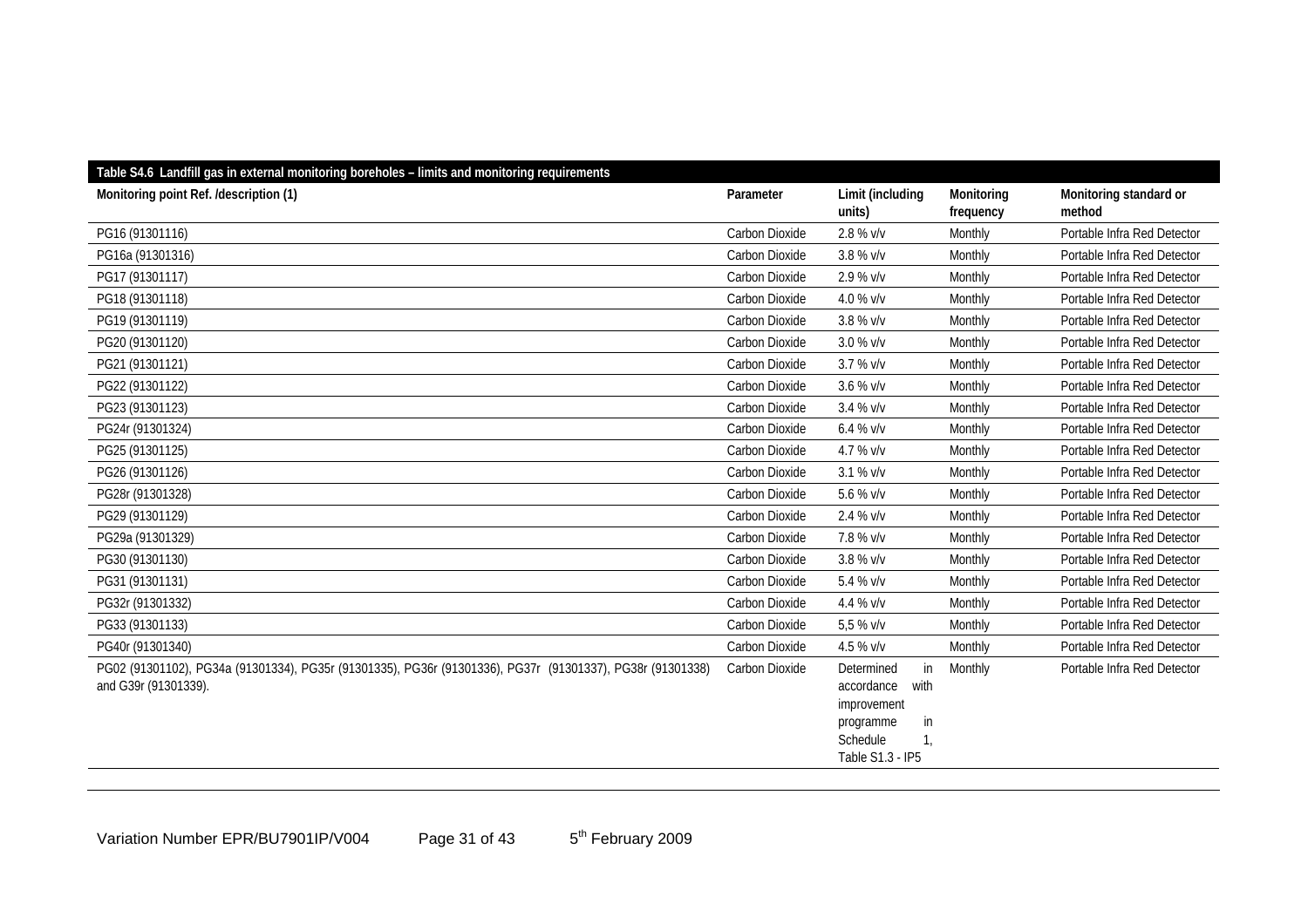| Table S4.6 Landfill gas in external monitoring boreholes – limits and monitoring requirements | | | | |
|---|---|---|---|---|
| **Monitoring point Ref. /description (1)** | **Parameter** | **Limit (including units)** | **Monitoring frequency** | **Monitoring standard or method** |
| PG16 (91301116) | Carbon Dioxide | 2.8 % v/v | Monthly | Portable Infra Red Detector |
| PG16a (91301316) | Carbon Dioxide | 3.8 % v/v | Monthly | Portable Infra Red Detector |
| PG17 (91301117) | Carbon Dioxide | 2.9 % v/v | Monthly | Portable Infra Red Detector |
| PG18 (91301118) | Carbon Dioxide | 4.0 % v/v | Monthly | Portable Infra Red Detector |
| PG19 (91301119) | Carbon Dioxide | 3.8 % v/v | Monthly | Portable Infra Red Detector |
| PG20 (91301120) | Carbon Dioxide | 3.0 % v/v | Monthly | Portable Infra Red Detector |
| PG21 (91301121) | Carbon Dioxide | 3.7 % v/v | Monthly | Portable Infra Red Detector |
| PG22 (91301122) | Carbon Dioxide | 3.6 % v/v | Monthly | Portable Infra Red Detector |
| PG23 (91301123) | Carbon Dioxide | 3.4 % v/v | Monthly | Portable Infra Red Detector |
| PG24r (91301324) | Carbon Dioxide | 6.4 % v/v | Monthly | Portable Infra Red Detector |
| PG25 (91301125) | Carbon Dioxide | 4.7 % v/v | Monthly | Portable Infra Red Detector |
| PG26 (91301126) | Carbon Dioxide | 3.1 % v/v | Monthly | Portable Infra Red Detector |
| PG28r (91301328) | Carbon Dioxide | 5.6 % v/v | Monthly | Portable Infra Red Detector |
| PG29 (91301129) | Carbon Dioxide | 2.4 % v/v | Monthly | Portable Infra Red Detector |
| PG29a (91301329) | Carbon Dioxide | 7.8 % v/v | Monthly | Portable Infra Red Detector |
| PG30 (91301130) | Carbon Dioxide | 3.8 % v/v | Monthly | Portable Infra Red Detector |
| PG31 (91301131) | Carbon Dioxide | 5.4 % v/v | Monthly | Portable Infra Red Detector |
| PG32r (91301332) | Carbon Dioxide | 4.4 % v/v | Monthly | Portable Infra Red Detector |
| PG33 (91301133) | Carbon Dioxide | 5,5 % v/v | Monthly | Portable Infra Red Detector |
| PG40r (91301340) | Carbon Dioxide | 4.5 % v/v | Monthly | Portable Infra Red Detector |
| PG02 (91301102), PG34a (91301334), PG35r (91301335), PG36r (91301336), PG37r (91301337), PG38r (91301338) and G39r (91301339). | Carbon Dioxide | Determined in accordance with improvement programme in Schedule 1, Table S1.3 - IP5 | Monthly | Portable Infra Red Detector |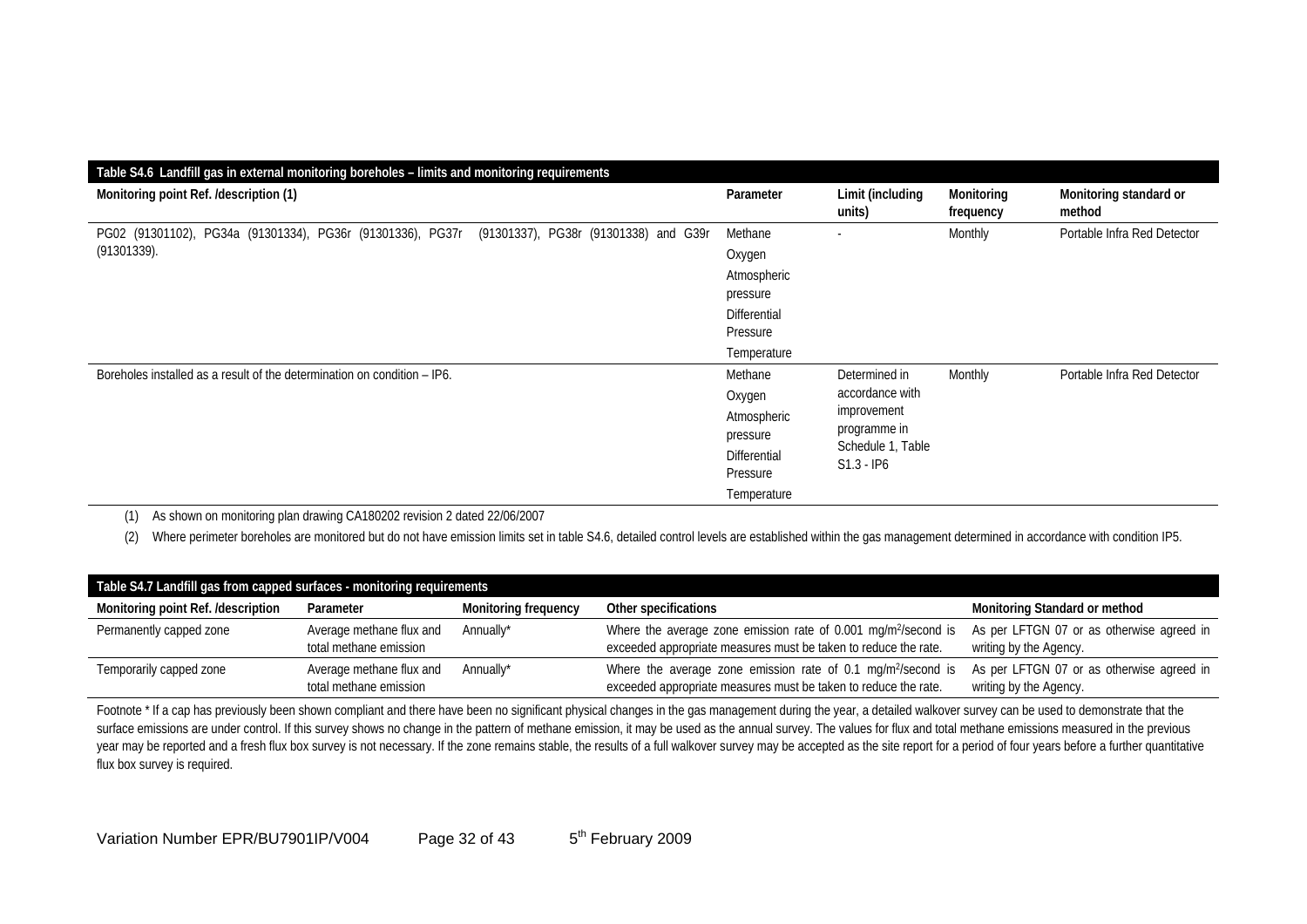| Table S4.6 Landfill gas in external monitoring boreholes – limits and monitoring requirements | | | | |
|---|---|---|---|---|
| **Monitoring point Ref. /description (1)** | **Parameter** | **Limit (including units)** | **Monitoring frequency** | **Monitoring standard or method** |
| PG02 (91301102), PG34a (91301334), PG36r (91301336), PG37r (91301337), PG38r (91301338) and G39r (91301339). | Methane<br>Oxygen<br>Atmospheric pressure<br>Differential Pressure<br>Temperature | - | Monthly | Portable Infra Red Detector |
| Boreholes installed as a result of the determination on condition – IP6. | Methane<br>Oxygen<br>Atmospheric pressure<br>Differential Pressure<br>Temperature | Determined in accordance with improvement programme in Schedule 1, Table S1.3 - IP6 | Monthly | Portable Infra Red Detector |

(1) As shown on monitoring plan drawing CA180202 revision 2 dated 22/06/2007

(2) Where perimeter boreholes are monitored but do not have emission limits set in table S4.6, detailed control levels are established within the gas management determined in accordance with condition IP5.

| Table S4.7 Landfill gas from capped surfaces - monitoring requirements | | | | |
|---|---|---|---|---|
| **Monitoring point Ref. /description** | **Parameter** | **Monitoring frequency** | **Other specifications** | **Monitoring Standard or method** |
| Permanently capped zone | Average methane flux and total methane emission | Annually* | Where the average zone emission rate of 0.001 mg/m$^2$/second is exceeded appropriate measures must be taken to reduce the rate. | As per LFTGN 07 or as otherwise agreed in writing by the Agency. |
| Temporarily capped zone | Average methane flux and total methane emission | Annually* | Where the average zone emission rate of 0.1 mg/m$^2$/second is exceeded appropriate measures must be taken to reduce the rate. | As per LFTGN 07 or as otherwise agreed in writing by the Agency. |

Footnote * If a cap has previously been shown compliant and there have been no significant physical changes in the gas management during the year, a detailed walkover survey can be used to demonstrate that the surface emissions are under control. If this survey shows no change in the pattern of methane emission, it may be used as the annual survey. The values for flux and total methane emissions measured in the previous year may be reported and a fresh flux box survey is not necessary. If the zone remains stable, the results of a full walkover survey may be accepted as the site report for a period of four years before a further quantitative flux box survey is required.

Variation Number EPR/BU7901IP/V004 5th February 2009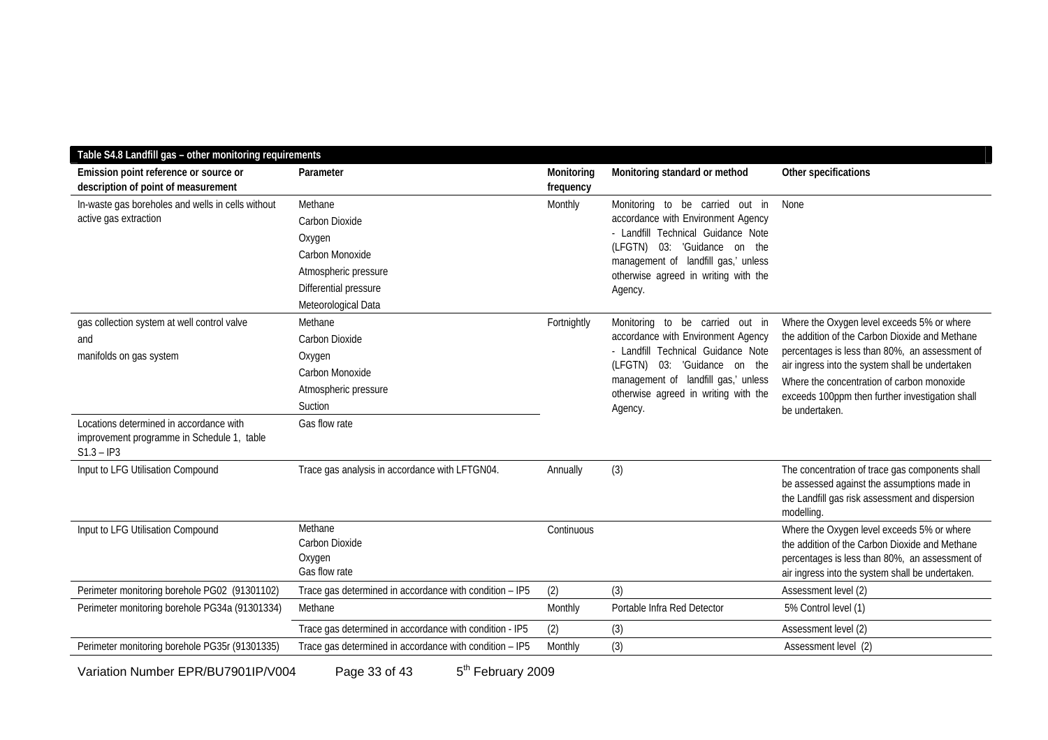| Table S4.8 Landfill gas – other monitoring requirements | | | | |
|---|---|---|---|---|
| **Emission point reference or source or description of point of measurement** | **Parameter** | **Monitoring frequency** | **Monitoring standard or method** | **Other specifications** |
| In-waste gas boreholes and wells in cells without active gas extraction | Methane<br>Carbon Dioxide<br>Oxygen<br>Carbon Monoxide<br>Atmospheric pressure<br>Differential pressure<br>Meteorological Data | Monthly | Monitoring to be carried out in accordance with Environment Agency - Landfill Technical Guidance Note (LFGTN) 03: 'Guidance on the management of landfill gas,' unless otherwise agreed in writing with the Agency. | None |
| gas collection system at well control valve<br>and<br>manifolds on gas system | Methane<br>Carbon Dioxide<br>Oxygen<br>Carbon Monoxide<br>Atmospheric pressure<br>Suction | Fortnightly | Monitoring to be carried out in accordance with Environment Agency - Landfill Technical Guidance Note (LFGTN) 03: 'Guidance on the management of landfill gas,' unless otherwise agreed in writing with the Agency. | Where the Oxygen level exceeds 5% or where the addition of the Carbon Dioxide and Methane percentages is less than 80%, an assessment of air ingress into the system shall be undertaken<br>Where the concentration of carbon monoxide exceeds 100ppm then further investigation shall be undertaken. |
| Locations determined in accordance with improvement programme in Schedule 1, table S1.3 – IP3 | Gas flow rate | | | |
| Input to LFG Utilisation Compound | Trace gas analysis in accordance with LFTGN04. | Annually | (3) | The concentration of trace gas components shall be assessed against the assumptions made in the Landfill gas risk assessment and dispersion modelling. |
| Input to LFG Utilisation Compound | Methane<br>Carbon Dioxide<br>Oxygen<br>Gas flow rate | Continuous | | Where the Oxygen level exceeds 5% or where the addition of the Carbon Dioxide and Methane percentages is less than 80%, an assessment of air ingress into the system shall be undertaken. |
| Perimeter monitoring borehole PG02 (91301102) | Trace gas determined in accordance with condition – IP5 | (2) | (3) | Assessment level (2) |
| Perimeter monitoring borehole PG34a (91301334) | Methane | Monthly | Portable Infra Red Detector | 5% Control level (1) |
| | Trace gas determined in accordance with condition - IP5 | (2) | (3) | Assessment level (2) |
| Perimeter monitoring borehole PG35r (91301335) | Trace gas determined in accordance with condition – IP5 | Monthly | (3) | Assessment level (2) |

Variation Number EPR/BU7901IP/V004 5th February 2009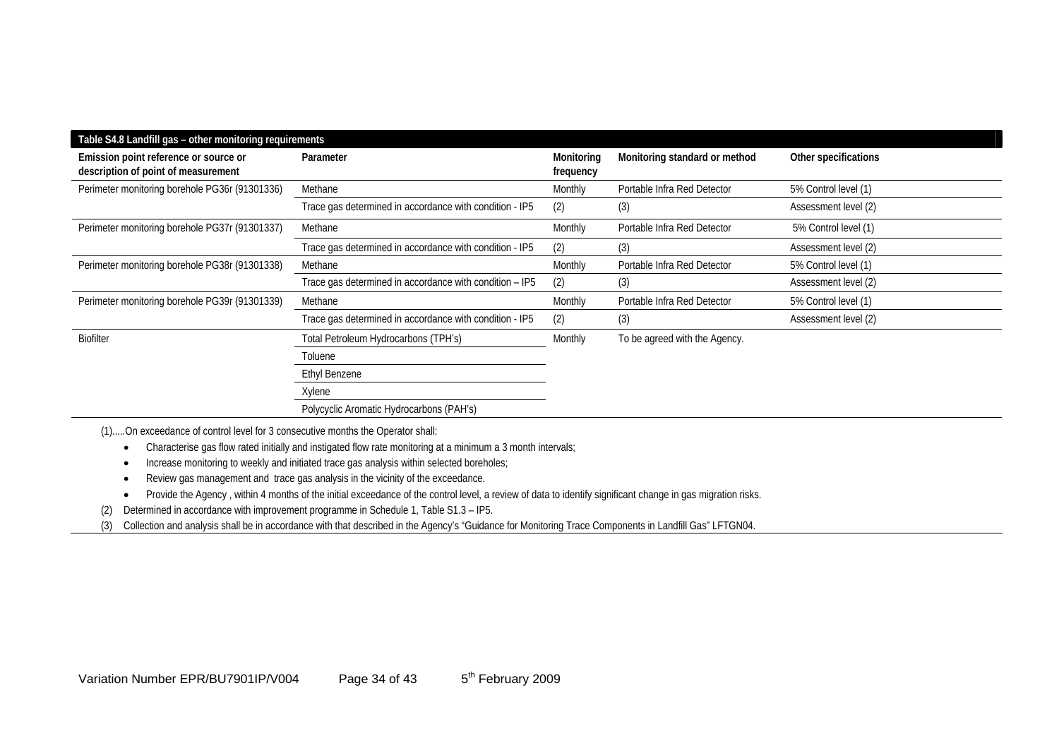| Table S4.8 Landfill gas – other monitoring requirements | | | | |
|---|---|---|---|---|
| **Emission point reference or source or description of point of measurement** | **Parameter** | **Monitoring frequency** | **Monitoring standard or method** | **Other specifications** |
| Perimeter monitoring borehole PG36r (91301336) | Methane | Monthly | Portable Infra Red Detector | 5% Control level (1) |
| | Trace gas determined in accordance with condition - IP5 | (2) | (3) | Assessment level (2) |
| Perimeter monitoring borehole PG37r (91301337) | Methane | Monthly | Portable Infra Red Detector | 5% Control level (1) |
| | Trace gas determined in accordance with condition - IP5 | (2) | (3) | Assessment level (2) |
| Perimeter monitoring borehole PG38r (91301338) | Methane | Monthly | Portable Infra Red Detector | 5% Control level (1) |
| | Trace gas determined in accordance with condition – IP5 | (2) | (3) | Assessment level (2) |
| Perimeter monitoring borehole PG39r (91301339) | Methane | Monthly | Portable Infra Red Detector | 5% Control level (1) |
| | Trace gas determined in accordance with condition - IP5 | (2) | (3) | Assessment level (2) |
| Biofilter | Total Petroleum Hydrocarbons (TPH's) | Monthly | To be agreed with the Agency. | |
| | Toluene | | | |
| | Ethyl Benzene | | | |
| | Xylene | | | |
| | Polycyclic Aromatic Hydrocarbons (PAH's) | | | |

(1).....On exceedance of control level for 3 consecutive months the Operator shall:

- Characterise gas flow rated initially and instigated flow rate monitoring at a minimum a 3 month intervals;
- Increase monitoring to weekly and initiated trace gas analysis within selected boreholes;
- Review gas management and trace gas analysis in the vicinity of the exceedance.
- Provide the Agency , within 4 months of the initial exceedance of the control level, a review of data to identify significant change in gas migration risks.

(2) Determined in accordance with improvement programme in Schedule 1, Table S1.3 – IP5.

(3) Collection and analysis shall be in accordance with that described in the Agency's "Guidance for Monitoring Trace Components in Landfill Gas" LFTGN04.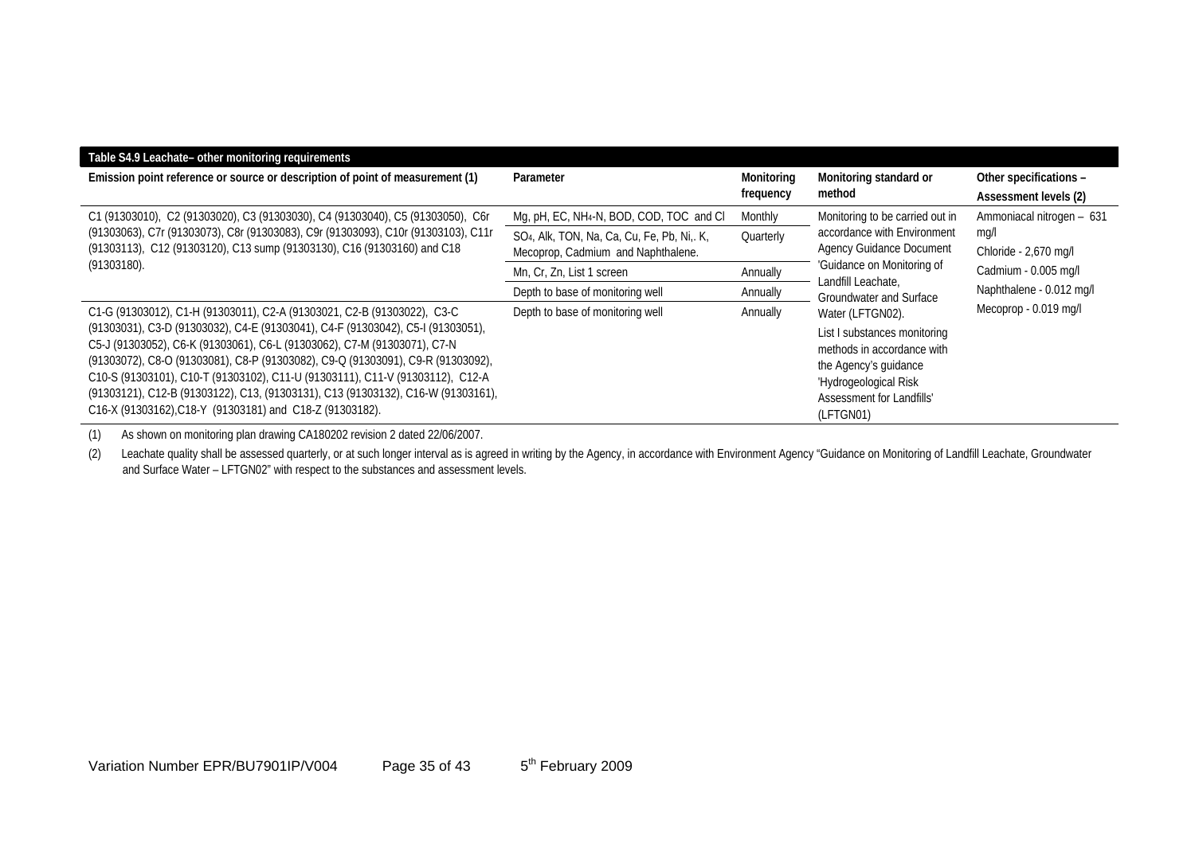| Table S4.9 Leachate– other monitoring requirements | | | | |
|---|---|---|---|---|
| **Emission point reference or source or description of point of measurement (1)** | **Parameter** | **Monitoring frequency** | **Monitoring standard or method** | **Other specifications – Assessment levels (2)** |
| C1 (91303010), C2 (91303020), C3 (91303030), C4 (91303040), C5 (91303050), C6r (91303063), C7r (91303073), C8r (91303083), C9r (91303093), C10r (91303103), C11r (91303113), C12 (91303120), C13 sump (91303130), C16 (91303160) and C18 (91303180). | Mg, pH, EC, $NH_4$-N, BOD, COD, TOC and Cl | Monthly | Monitoring to be carried out in accordance with Environment Agency Guidance Document 'Guidance on Monitoring of Landfill Leachate, Groundwater and Surface Water (LFTGN02). List I substances monitoring methods in accordance with the Agency's guidance 'Hydrogeological Risk Assessment for Landfills' (LFTGN01) | Ammoniacal nitrogen – 631 mg/l Chloride - 2,670 mg/l Cadmium - 0.005 mg/l Naphthalene - 0.012 mg/l Mecoprop - 0.019 mg/l |
| | $SO_4$, Alk, TON, Na, Ca, Cu, Fe, Pb, Ni,. K, Mecoprop, Cadmium and Naphthalene. | Quarterly | | |
| | Mn, Cr, Zn, List 1 screen | Annually | | |
| | Depth to base of monitoring well | Annually | | |
| C1-G (91303012), C1-H (91303011), C2-A (91303021, C2-B (91303022), C3-C (91303031), C3-D (91303032), C4-E (91303041), C4-F (91303042), C5-I (91303051), C5-J (91303052), C6-K (91303061), C6-L (91303062), C7-M (91303071), C7-N (91303072), C8-O (91303081), C8-P (91303082), C9-Q (91303091), C9-R (91303092), C10-S (91303101), C10-T (91303102), C11-U (91303111), C11-V (91303112), C12-A (91303121), C12-B (91303122), C13, (91303131), C13 (91303132), C16-W (91303161), C16-X (91303162),C18-Y (91303181) and C18-Z (91303182). | Depth to base of monitoring well | Annually | | |

(1) As shown on monitoring plan drawing CA180202 revision 2 dated 22/06/2007.

(2) Leachate quality shall be assessed quarterly, or at such longer interval as is agreed in writing by the Agency, in accordance with Environment Agency "Guidance on Monitoring of Landfill Leachate, Groundwater and Surface Water – LFTGN02" with respect to the substances and assessment levels.

Variation Number EPR/BU7901IP/V004 5th February 2009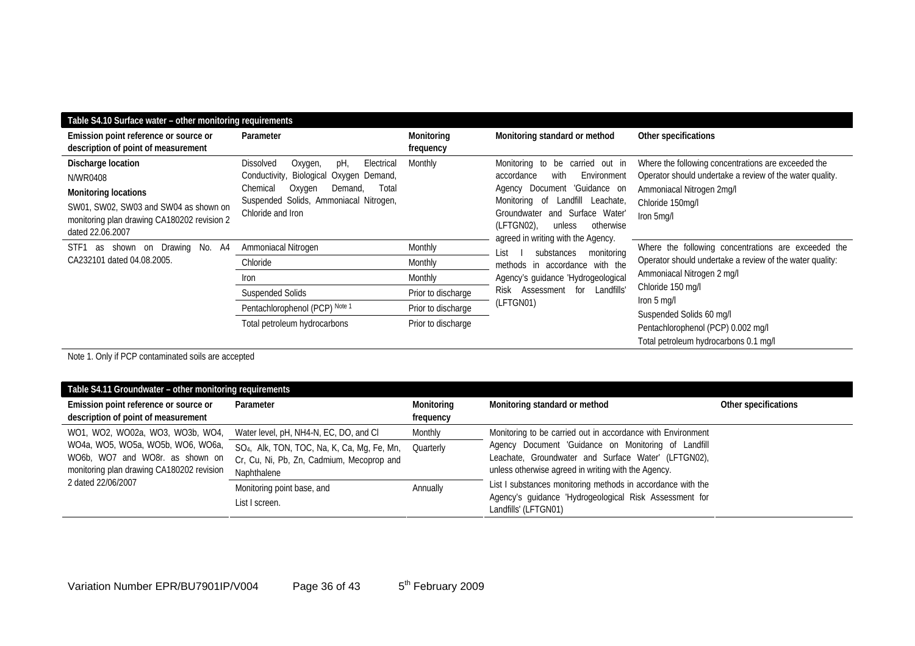| Table S4.10 Surface water – other monitoring requirements | | | | |
|---|---|---|---|---|
| **Emission point reference or source or description of point of measurement** | **Parameter** | **Monitoring frequency** | **Monitoring standard or method** | **Other specifications** |
| **Discharge location** N/WR0408 **Monitoring locations** SW01, SW02, SW03 and SW04 as shown on monitoring plan drawing CA180202 revision 2 dated 22.06.2007 | Dissolved Oxygen, pH, Electrical Conductivity, Biological Oxygen Demand, Chemical Oxygen Demand, Total Suspended Solids, Ammoniacal Nitrogen, Chloride and Iron | Monthly | Monitoring to be carried out in accordance with Environment Agency Document 'Guidance on Monitoring of Landfill Leachate, Groundwater and Surface Water' (LFTGN02), unless otherwise agreed in writing with the Agency. | Where the following concentrations are exceeded the Operator should undertake a review of the water quality. Ammoniacal Nitrogen 2mg/l Chloride 150mg/l Iron 5mg/l |
| STF1 as shown on Drawing No. A4 CA232101 dated 04.08.2005. | Ammoniacal Nitrogen | Monthly | List I substances monitoring methods in accordance with the Agency's guidance 'Hydrogeological Risk Assessment for Landfills' (LFTGN01) | Where the following concentrations are exceeded the Operator should undertake a review of the water quality: Ammoniacal Nitrogen 2 mg/l Chloride 150 mg/l Iron 5 mg/l Suspended Solids 60 mg/l Pentachlorophenol (PCP) 0.002 mg/l Total petroleum hydrocarbons 0.1 mg/l |
| | Chloride | Monthly | | |
| | Iron | Monthly | | |
| | Suspended Solids | Prior to discharge | | |
| | Pentachlorophenol (PCP) Note 1 | Prior to discharge | | |
| | Total petroleum hydrocarbons | Prior to discharge | | |

Note 1. Only if PCP contaminated soils are accepted

| Table S4.11 Groundwater – other monitoring requirements | | | | |
|---|---|---|---|---|
| **Emission point reference or source or description of point of measurement** | **Parameter** | **Monitoring frequency** | **Monitoring standard or method** | **Other specifications** |
| WO1, WO2, WO02a, WO3, WO3b, WO4, WO4a, WO5, WO5a, WO5b, WO6, WO6a, WO6b, WO7 and WO8r. as shown on monitoring plan drawing CA180202 revision 2 dated 22/06/2007 | Water level, pH, NH4-N, EC, DO, and Cl | Monthly | Monitoring to be carried out in accordance with Environment Agency Document 'Guidance on Monitoring of Landfill Leachate, Groundwater and Surface Water' (LFTGN02), unless otherwise agreed in writing with the Agency. | |
| | $SO_4$, Alk, TON, TOC, Na, K, Ca, Mg, Fe, Mn, Cr, Cu, Ni, Pb, Zn, Cadmium, Mecoprop and Naphthalene | Quarterly | | |
| | Monitoring point base, and List I screen. | Annually | List I substances monitoring methods in accordance with the Agency's guidance 'Hydrogeological Risk Assessment for Landfills' (LFTGN01) | |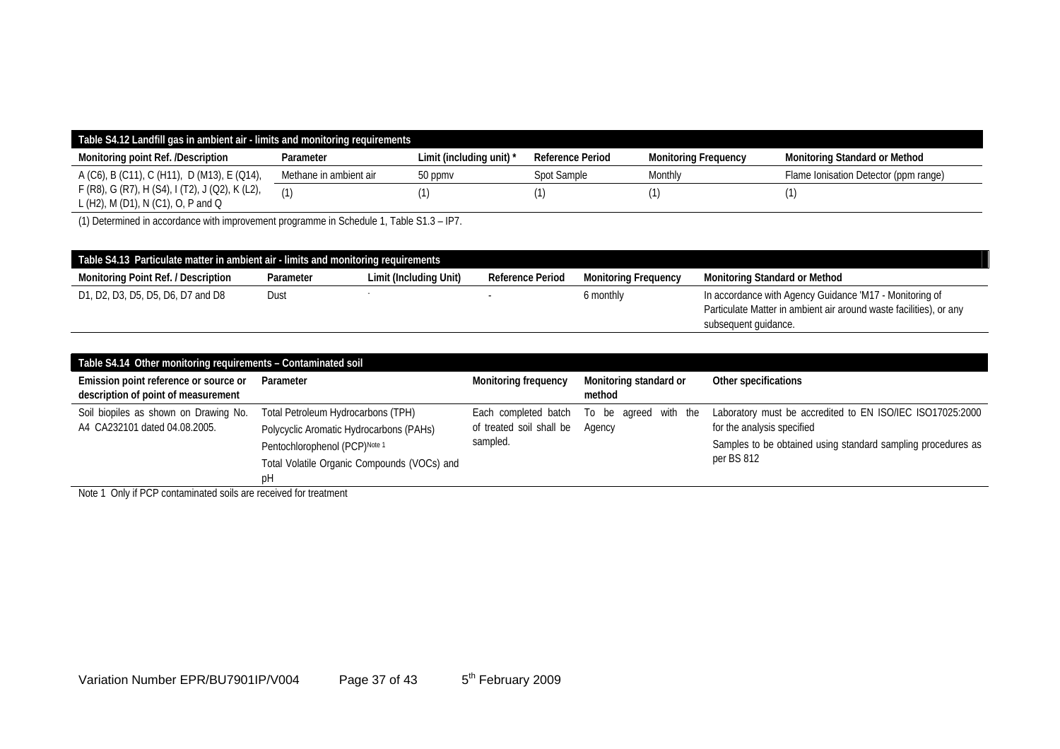| Table S4.12 Landfill gas in ambient air - limits and monitoring requirements | | | | | |
|---|---|---|---|---|---|
| **Monitoring point Ref. /Description** | **Parameter** | **Limit (including unit) \*** | **Reference Period** | **Monitoring Frequency** | **Monitoring Standard or Method** |
| A (C6), B (C11), C (H11), D (M13), E (Q14), F (R8), G (R7), H (S4), I (T2), J (Q2), K (L2), L (H2), M (D1), N (C1), O, P and Q | Methane in ambient air | 50 ppmv | Spot Sample | Monthly | Flame Ionisation Detector (ppm range) |
| | (1) | (1) | (1) | (1) | (1) |

(1) Determined in accordance with improvement programme in Schedule 1, Table S1.3 – IP7.

| Table S4.13 Particulate matter in ambient air - limits and monitoring requirements | | | | | |
|---|---|---|---|---|---|
| **Monitoring Point Ref. / Description** | **Parameter** | **Limit (Including Unit)** | **Reference Period** | **Monitoring Frequency** | **Monitoring Standard or Method** |
| D1, D2, D3, D5, D5, D6, D7 and D8 | Dust | - | - | 6 monthly | In accordance with Agency Guidance 'M17 - Monitoring of Particulate Matter in ambient air around waste facilities), or any subsequent guidance. |

| Table S4.14 Other monitoring requirements – Contaminated soil | | | | |
|---|---|---|---|---|
| **Emission point reference or source or description of point of measurement** | **Parameter** | **Monitoring frequency** | **Monitoring standard or method** | **Other specifications** |
| Soil biopiles as shown on Drawing No. A4 CA232101 dated 04.08.2005. | Total Petroleum Hydrocarbons (TPH)<br>Polycyclic Aromatic Hydrocarbons (PAHs)<br>Pentochlorophenol (PCP)[Note 1]<br>Total Volatile Organic Compounds (VOCs) and pH | Each completed batch of treated soil shall be sampled. | To be agreed with the Agency | Laboratory must be accredited to EN ISO/IEC ISO17025:2000 for the analysis specified<br>Samples to be obtained using standard sampling procedures as per BS 812 |

Note 1 Only if PCP contaminated soils are received for treatment

Variation Number EPR/BU7901IP/V004 &nbsp;&nbsp; 5th February 2009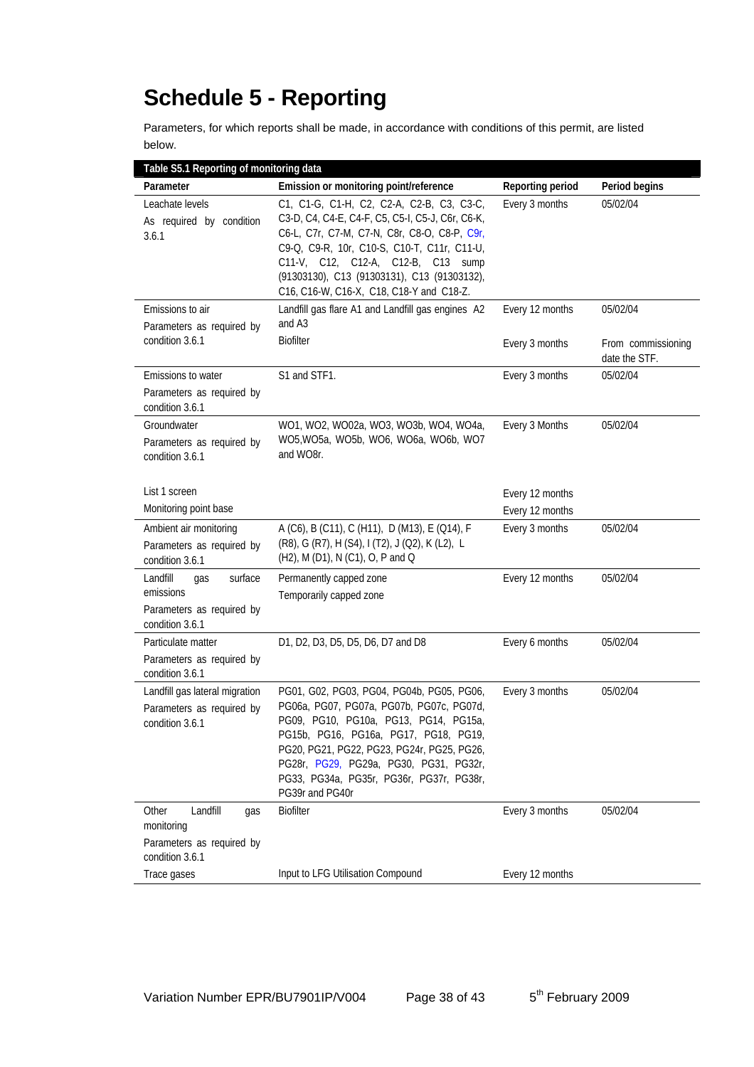# Schedule 5 - Reporting

Parameters, for which reports shall be made, in accordance with conditions of this permit, are listed below.

| Table S5.1 Reporting of monitoring data | | | |
|---|---|---|---|
| **Parameter** | **Emission or monitoring point/reference** | **Reporting period** | **Period begins** |
| Leachate levels<br>As required by condition 3.6.1 | C1, C1-G, C1-H, C2, C2-A, C2-B, C3, C3-C, C3-D, C4, C4-E, C4-F, C5, C5-I, C5-J, C6r, C6-K, C6-L, C7r, C7-M, C7-N, C8r, C8-O, C8-P, C9r, C9-Q, C9-R, 10r, C10-S, C10-T, C11r, C11-U, C11-V, C12, C12-A, C12-B, C13 sump (91303130), C13 (91303131), C13 (91303132), C16, C16-W, C16-X, C18, C18-Y and C18-Z. | Every 3 months | 05/02/04 |
| Emissions to air<br>Parameters as required by condition 3.6.1 | Landfill gas flare A1 and Landfill gas engines A2 and A3<br>Biofilter | Every 12 months<br>Every 3 months | 05/02/04<br>From commissioning date the STF. |
| Emissions to water<br>Parameters as required by condition 3.6.1 | S1 and STF1. | Every 3 months | 05/02/04 |
| Groundwater<br>Parameters as required by condition 3.6.1<br>List 1 screen<br>Monitoring point base | WO1, WO2, WO02a, WO3, WO3b, WO4, WO4a, WO5,WO5a, WO5b, WO6, WO6a, WO6b, WO7 and WO8r. | Every 3 Months<br>Every 12 months<br>Every 12 months | 05/02/04 |
| Ambient air monitoring<br>Parameters as required by condition 3.6.1 | A (C6), B (C11), C (H11), D (M13), E (Q14), F (R8), G (R7), H (S4), I (T2), J (Q2), K (L2), L (H2), M (D1), N (C1), O, P and Q | Every 3 months | 05/02/04 |
| Landfill gas surface emissions<br>Parameters as required by condition 3.6.1 | Permanently capped zone<br>Temporarily capped zone | Every 12 months | 05/02/04 |
| Particulate matter<br>Parameters as required by condition 3.6.1 | D1, D2, D3, D5, D5, D6, D7 and D8 | Every 6 months | 05/02/04 |
| Landfill gas lateral migration<br>Parameters as required by condition 3.6.1 | PG01, G02, PG03, PG04, PG04b, PG05, PG06, PG06a, PG07, PG07a, PG07b, PG07c, PG07d, PG09, PG10, PG10a, PG13, PG14, PG15a, PG15b, PG16, PG16a, PG17, PG18, PG19, PG20, PG21, PG22, PG23, PG24r, PG25, PG26, PG28r, PG29, PG29a, PG30, PG31, PG32r, PG33, PG34a, PG35r, PG36r, PG37r, PG38r, PG39r and PG40r | Every 3 months | 05/02/04 |
| Other Landfill gas monitoring<br>Parameters as required by condition 3.6.1<br>Trace gases | Biofilter<br>Input to LFG Utilisation Compound | Every 3 months<br>Every 12 months | 05/02/04 |

Variation Number EPR/BU7901IP/V004 5th February 2009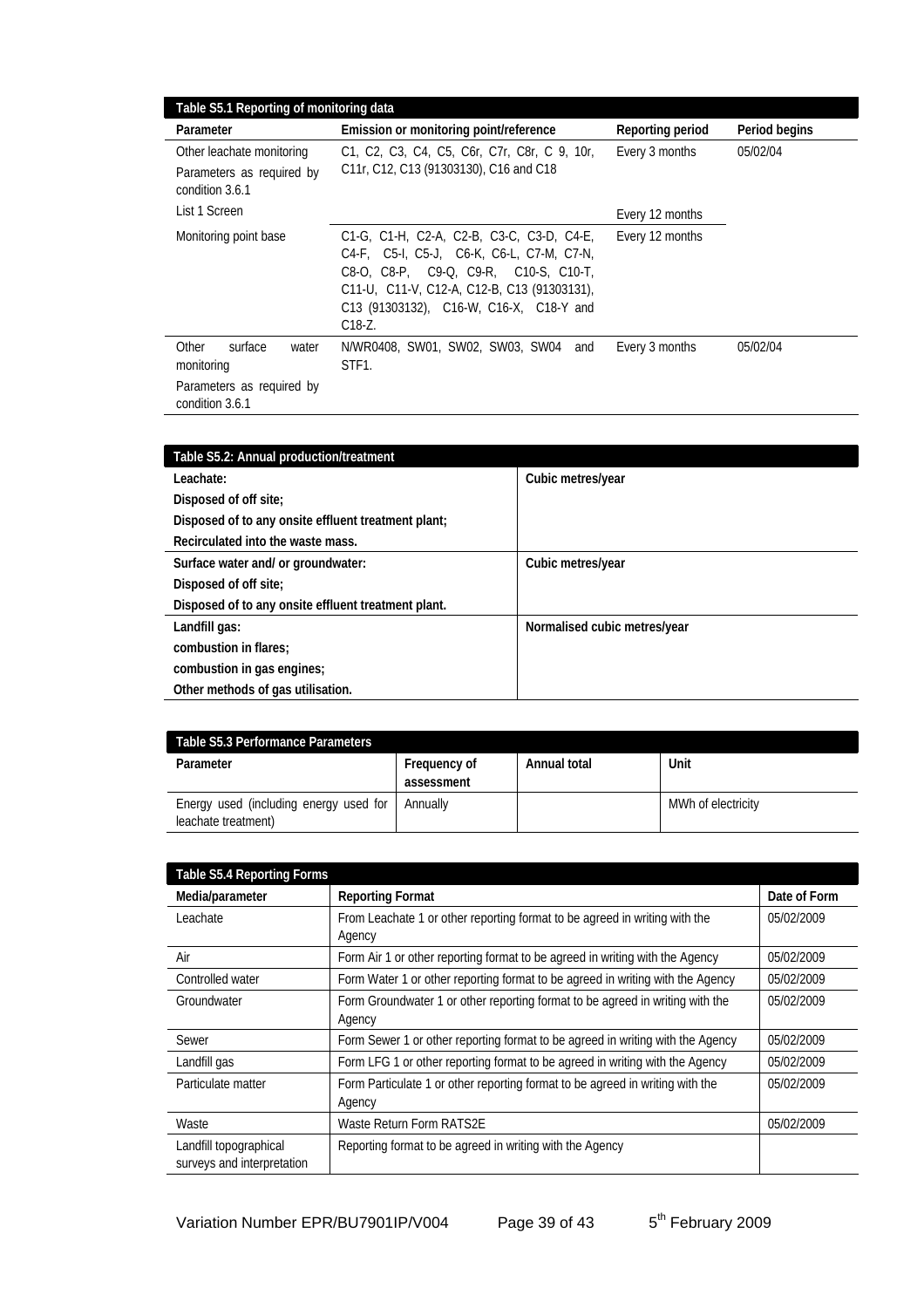| Table S5.1 Reporting of monitoring data | | | |
|---|---|---|---|
| Parameter | Emission or monitoring point/reference | Reporting period | Period begins |
| Other leachate monitoring<br>Parameters as required by condition 3.6.1 | C1, C2, C3, C4, C5, C6r, C7r, C8r, C 9, 10r, C11r, C12, C13 (91303130), C16 and C18 | Every 3 months | 05/02/04 |
| List 1 Screen | | Every 12 months | |
| Monitoring point base | C1-G, C1-H, C2-A, C2-B, C3-C, C3-D, C4-E, C4-F, C5-I, C5-J, C6-K, C6-L, C7-M, C7-N, C8-O, C8-P, C9-Q, C9-R, C10-S, C10-T, C11-U, C11-V, C12-A, C12-B, C13 (91303131), C13 (91303132), C16-W, C16-X, C18-Y and C18-Z. | Every 12 months | |
| Other surface water monitoring<br>Parameters as required by condition 3.6.1 | N/WR0408, SW01, SW02, SW03, SW04 and STF1. | Every 3 months | 05/02/04 |

| Table S5.2: Annual production/treatment | |
|---|---|
| **Leachate:**<br>**Disposed of off site;**<br>**Disposed of to any onsite effluent treatment plant;**<br>**Recirculated into the waste mass.** | **Cubic metres/year** |
| **Surface water and/ or groundwater:**<br>**Disposed of off site;**<br>**Disposed of to any onsite effluent treatment plant.** | **Cubic metres/year** |
| **Landfill gas:**<br>**combustion in flares;**<br>**combustion in gas engines;**<br>**Other methods of gas utilisation.** | **Normalised cubic metres/year** |

| Table S5.3 Performance Parameters | | | |
|---|---|---|---|
| Parameter | Frequency of assessment | Annual total | Unit |
| Energy used (including energy used for leachate treatment) | Annually | | MWh of electricity |

| Table S5.4 Reporting Forms | | |
|---|---|---|
| Media/parameter | Reporting Format | Date of Form |
| Leachate | From Leachate 1 or other reporting format to be agreed in writing with the Agency | 05/02/2009 |
| Air | Form Air 1 or other reporting format to be agreed in writing with the Agency | 05/02/2009 |
| Controlled water | Form Water 1 or other reporting format to be agreed in writing with the Agency | 05/02/2009 |
| Groundwater | Form Groundwater 1 or other reporting format to be agreed in writing with the Agency | 05/02/2009 |
| Sewer | Form Sewer 1 or other reporting format to be agreed in writing with the Agency | 05/02/2009 |
| Landfill gas | Form LFG 1 or other reporting format to be agreed in writing with the Agency | 05/02/2009 |
| Particulate matter | Form Particulate 1 or other reporting format to be agreed in writing with the Agency | 05/02/2009 |
| Waste | Waste Return Form RATS2E | 05/02/2009 |
| Landfill topographical surveys and interpretation | Reporting format to be agreed in writing with the Agency | |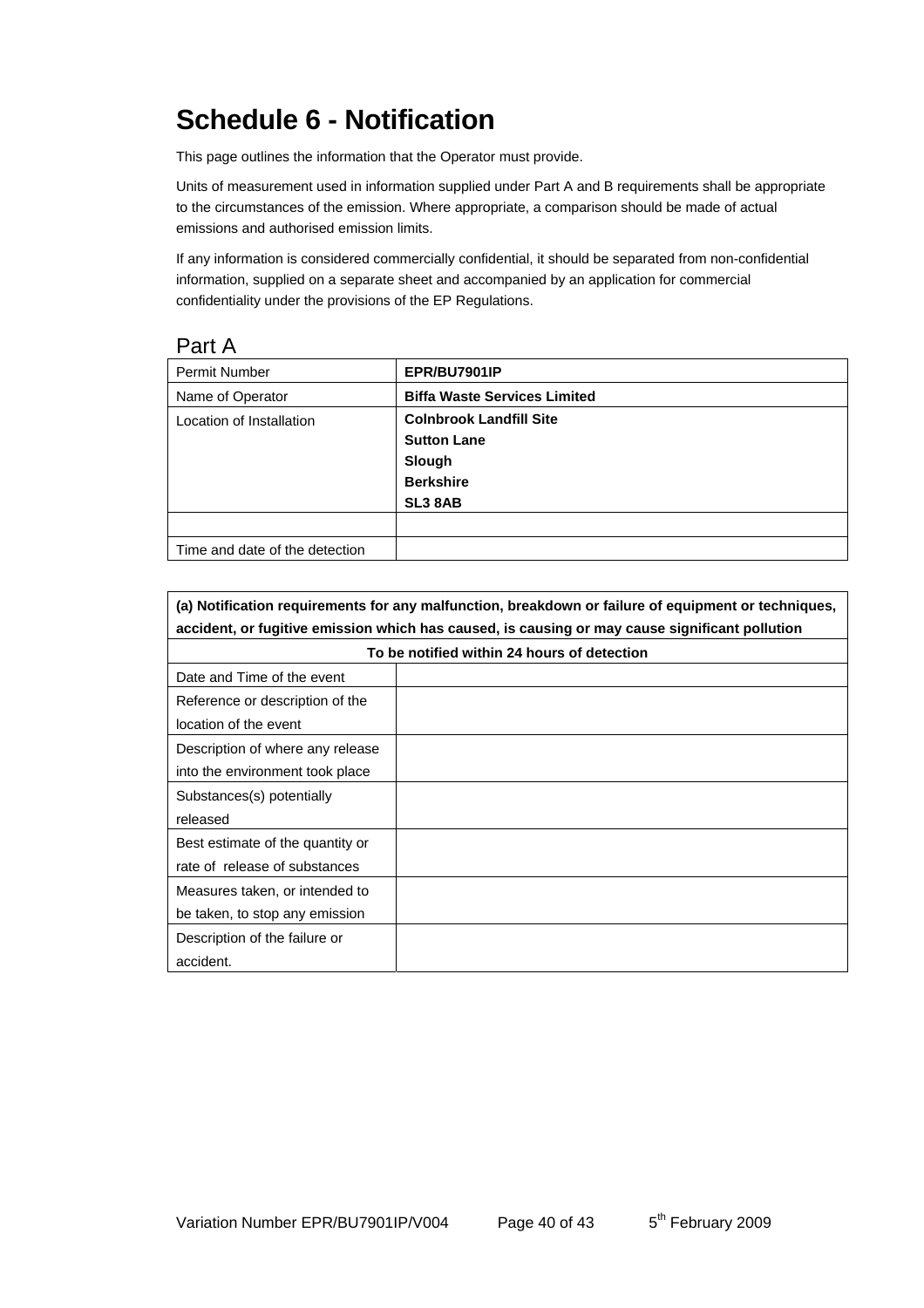# Schedule 6 - Notification

This page outlines the information that the Operator must provide.

Units of measurement used in information supplied under Part A and B requirements shall be appropriate to the circumstances of the emission. Where appropriate, a comparison should be made of actual emissions and authorised emission limits.

If any information is considered commercially confidential, it should be separated from non-confidential information, supplied on a separate sheet and accompanied by an application for commercial confidentiality under the provisions of the EP Regulations.

## Part A

| | |
|---|---|
| Permit Number | **EPR/BU7901IP** |
| Name of Operator | **Biffa Waste Services Limited** |
| Location of Installation | **Colnbrook Landfill Site**<br>**Sutton Lane**<br>**Slough**<br>**Berkshire**<br>**SL3 8AB** |
| | |
| Time and date of the detection | |

| **(a) Notification requirements for any malfunction, breakdown or failure of equipment or techniques, accident, or fugitive emission which has caused, is causing or may cause significant pollution** | |
|---|---|
| **To be notified within 24 hours of detection** | |
| Date and Time of the event | |
| Reference or description of the location of the event | |
| Description of where any release into the environment took place | |
| Substances(s) potentially released | |
| Best estimate of the quantity or rate of release of substances | |
| Measures taken, or intended to be taken, to stop any emission | |
| Description of the failure or accident. | |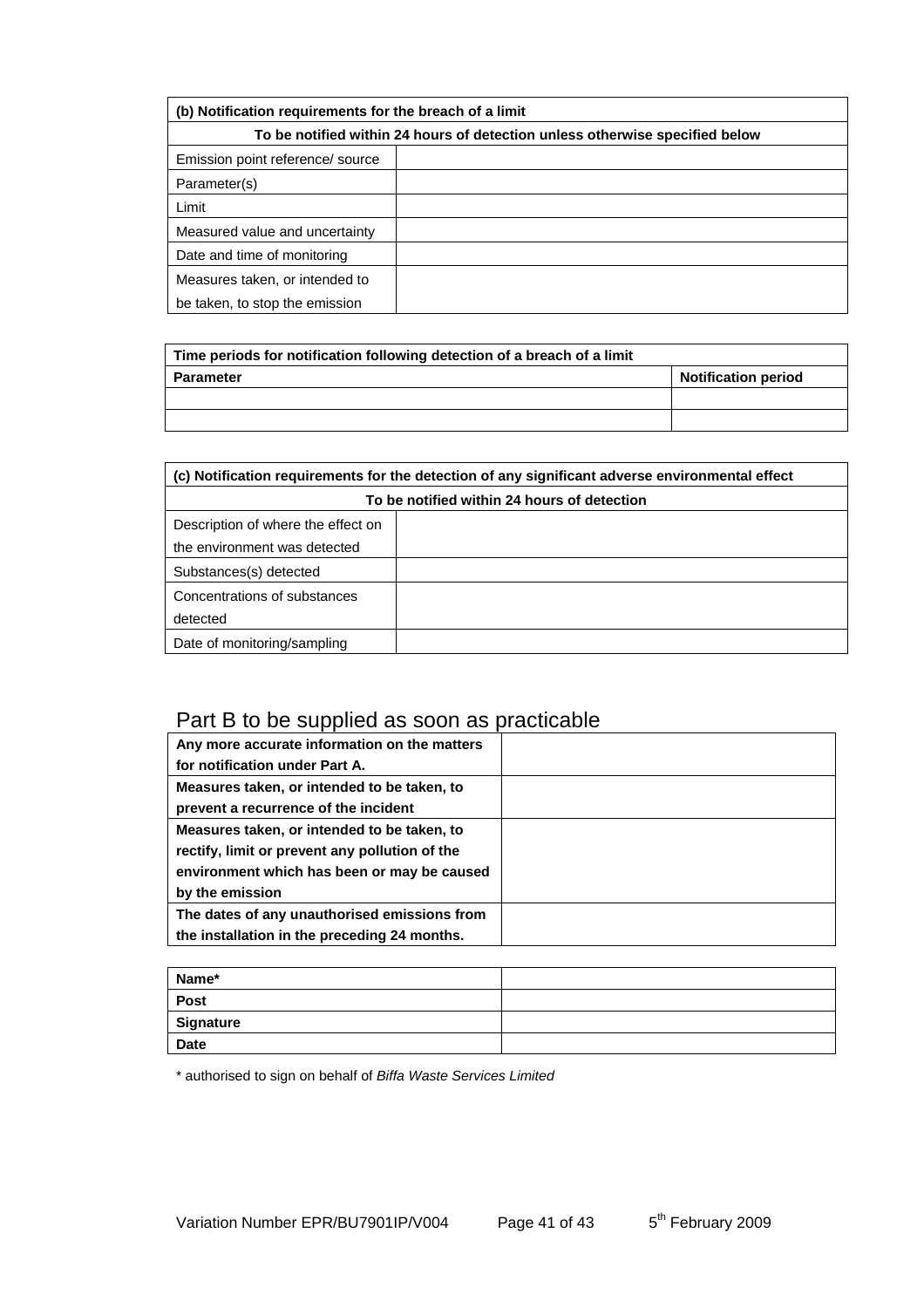| (b) Notification requirements for the breach of a limit | |
|---|---|
| To be notified within 24 hours of detection unless otherwise specified below | |
| Emission point reference/ source | |
| Parameter(s) | |
| Limit | |
| Measured value and uncertainty | |
| Date and time of monitoring | |
| Measures taken, or intended to be taken, to stop the emission | |

| Time periods for notification following detection of a breach of a limit | |
|---|---|
| **Parameter** | **Notification period** |
| | |
| | |

| (c) Notification requirements for the detection of any significant adverse environmental effect | |
|---|---|
| To be notified within 24 hours of detection | |
| Description of where the effect on the environment was detected | |
| Substances(s) detected | |
| Concentrations of substances detected | |
| Date of monitoring/sampling | |

## Part B to be supplied as soon as practicable

| | |
|---|---|
| **Any more accurate information on the matters for notification under Part A.** | |
| **Measures taken, or intended to be taken, to prevent a recurrence of the incident** | |
| **Measures taken, or intended to be taken, to rectify, limit or prevent any pollution of the environment which has been or may be caused by the emission** | |
| **The dates of any unauthorised emissions from the installation in the preceding 24 months.** | |

| | |
|---|---|
| **Name*** | |
| **Post** | |
| **Signature** | |
| **Date** | |

* authorised to sign on behalf of *Biffa Waste Services Limited*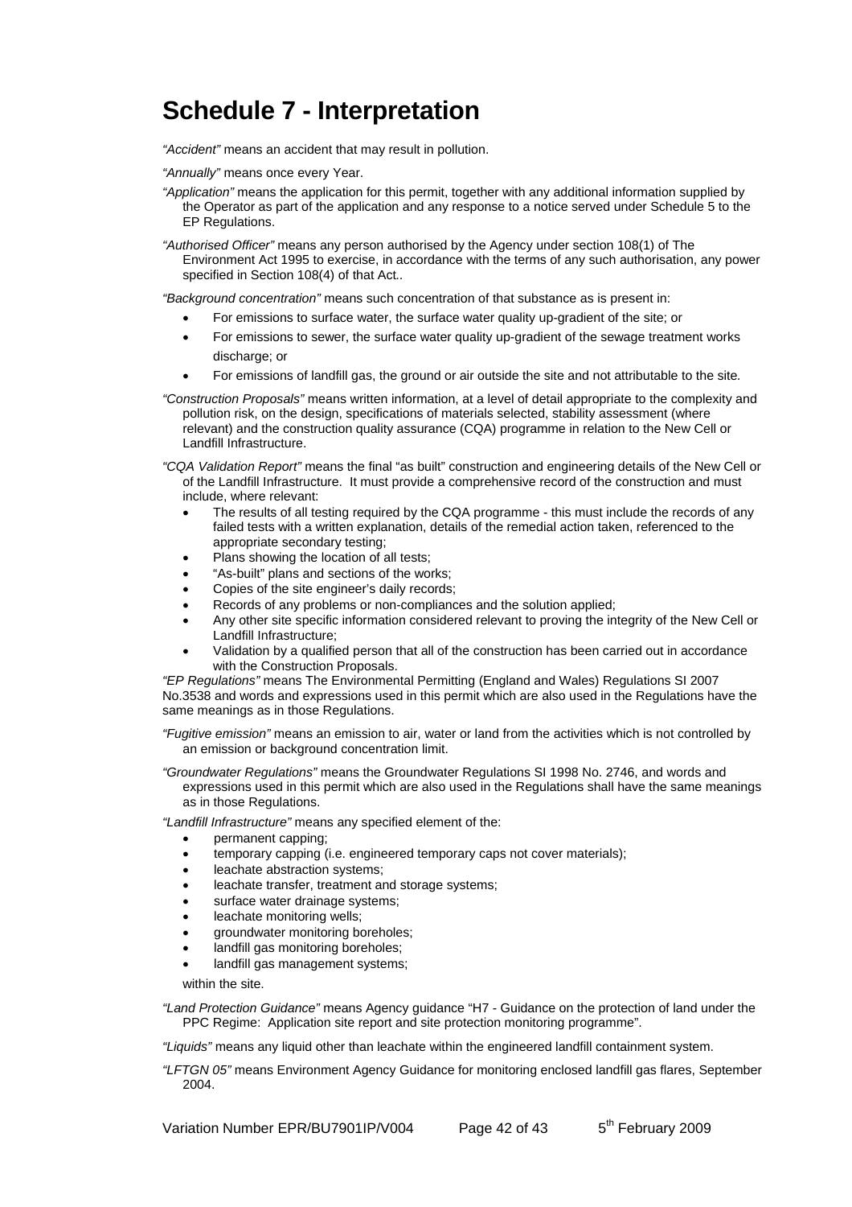# Schedule 7 - Interpretation

*"Accident"* means an accident that may result in pollution.

*"Annually"* means once every Year.

*"Application"* means the application for this permit, together with any additional information supplied by the Operator as part of the application and any response to a notice served under Schedule 5 to the EP Regulations.

*"Authorised Officer"* means any person authorised by the Agency under section 108(1) of The Environment Act 1995 to exercise, in accordance with the terms of any such authorisation, any power specified in Section 108(4) of that Act..

*"Background concentration"* means such concentration of that substance as is present in:

- For emissions to surface water, the surface water quality up-gradient of the site; or
- For emissions to sewer, the surface water quality up-gradient of the sewage treatment works discharge; or
- For emissions of landfill gas, the ground or air outside the site and not attributable to the site.

*"Construction Proposals"* means written information, at a level of detail appropriate to the complexity and pollution risk, on the design, specifications of materials selected, stability assessment (where relevant) and the construction quality assurance (CQA) programme in relation to the New Cell or Landfill Infrastructure.

*"CQA Validation Report"* means the final "as built" construction and engineering details of the New Cell or of the Landfill Infrastructure. It must provide a comprehensive record of the construction and must include, where relevant:

- The results of all testing required by the CQA programme - this must include the records of any failed tests with a written explanation, details of the remedial action taken, referenced to the appropriate secondary testing;
- Plans showing the location of all tests;
- "As-built" plans and sections of the works;
- Copies of the site engineer's daily records;
- Records of any problems or non-compliances and the solution applied;
- Any other site specific information considered relevant to proving the integrity of the New Cell or Landfill Infrastructure;
- Validation by a qualified person that all of the construction has been carried out in accordance with the Construction Proposals.

*"EP Regulations"* means The Environmental Permitting (England and Wales) Regulations SI 2007 No.3538 and words and expressions used in this permit which are also used in the Regulations have the same meanings as in those Regulations.

*"Fugitive emission"* means an emission to air, water or land from the activities which is not controlled by an emission or background concentration limit.

*"Groundwater Regulations"* means the Groundwater Regulations SI 1998 No. 2746, and words and expressions used in this permit which are also used in the Regulations shall have the same meanings as in those Regulations.

*"Landfill Infrastructure"* means any specified element of the:

- permanent capping;
- temporary capping (i.e. engineered temporary caps not cover materials);
- leachate abstraction systems;
- leachate transfer, treatment and storage systems;
- surface water drainage systems;
- leachate monitoring wells;
- groundwater monitoring boreholes;
- landfill gas monitoring boreholes;
- landfill gas management systems;

within the site.

*"Land Protection Guidance"* means Agency guidance "H7 - Guidance on the protection of land under the PPC Regime: Application site report and site protection monitoring programme".

*"Liquids"* means any liquid other than leachate within the engineered landfill containment system.

*"LFTGN 05"* means Environment Agency Guidance for monitoring enclosed landfill gas flares, September 2004.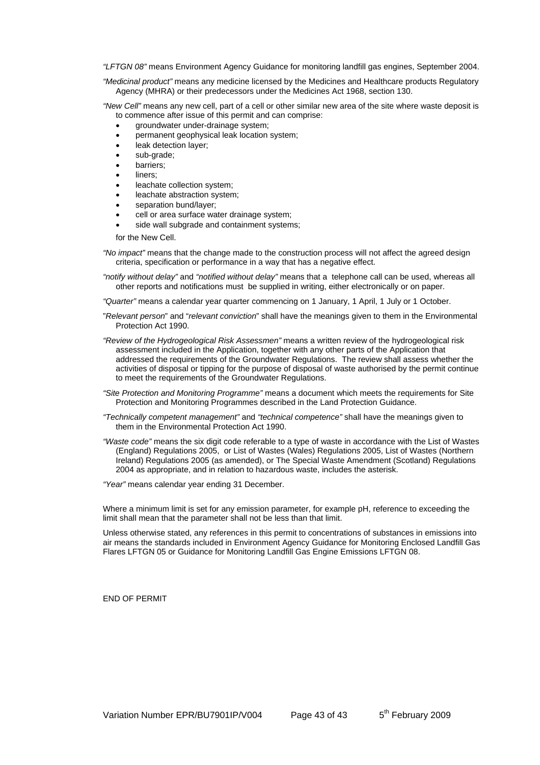*"LFTGN 08"* means Environment Agency Guidance for monitoring landfill gas engines, September 2004.

*"Medicinal product"* means any medicine licensed by the Medicines and Healthcare products Regulatory Agency (MHRA) or their predecessors under the Medicines Act 1968, section 130.

*"New Cell"* means any new cell, part of a cell or other similar new area of the site where waste deposit is to commence after issue of this permit and can comprise:

- groundwater under-drainage system;
- permanent geophysical leak location system;
- leak detection layer;
- sub-grade;
- barriers;
- liners;
- leachate collection system;
- leachate abstraction system;
- separation bund/layer;
- cell or area surface water drainage system;
- side wall subgrade and containment systems;

for the New Cell.

*"No impact"* means that the change made to the construction process will not affect the agreed design criteria, specification or performance in a way that has a negative effect.

*"notify without delay"* and *"notified without delay"* means that a telephone call can be used, whereas all other reports and notifications must be supplied in writing, either electronically or on paper.

*"Quarter"* means a calendar year quarter commencing on 1 January, 1 April, 1 July or 1 October.

"*Relevant person*" and "*relevant conviction*" shall have the meanings given to them in the Environmental Protection Act 1990.

*"Review of the Hydrogeological Risk Assessmen"* means a written review of the hydrogeological risk assessment included in the Application, together with any other parts of the Application that addressed the requirements of the Groundwater Regulations. The review shall assess whether the activities of disposal or tipping for the purpose of disposal of waste authorised by the permit continue to meet the requirements of the Groundwater Regulations.

*"Site Protection and Monitoring Programme"* means a document which meets the requirements for Site Protection and Monitoring Programmes described in the Land Protection Guidance.

*"Technically competent management"* and *"technical competence"* shall have the meanings given to them in the Environmental Protection Act 1990.

*"Waste code"* means the six digit code referable to a type of waste in accordance with the List of Wastes (England) Regulations 2005, or List of Wastes (Wales) Regulations 2005, List of Wastes (Northern Ireland) Regulations 2005 (as amended), or The Special Waste Amendment (Scotland) Regulations 2004 as appropriate, and in relation to hazardous waste, includes the asterisk.

*"Year"* means calendar year ending 31 December.

Where a minimum limit is set for any emission parameter, for example pH, reference to exceeding the limit shall mean that the parameter shall not be less than that limit.

Unless otherwise stated, any references in this permit to concentrations of substances in emissions into air means the standards included in Environment Agency Guidance for Monitoring Enclosed Landfill Gas Flares LFTGN 05 or Guidance for Monitoring Landfill Gas Engine Emissions LFTGN 08.

END OF PERMIT